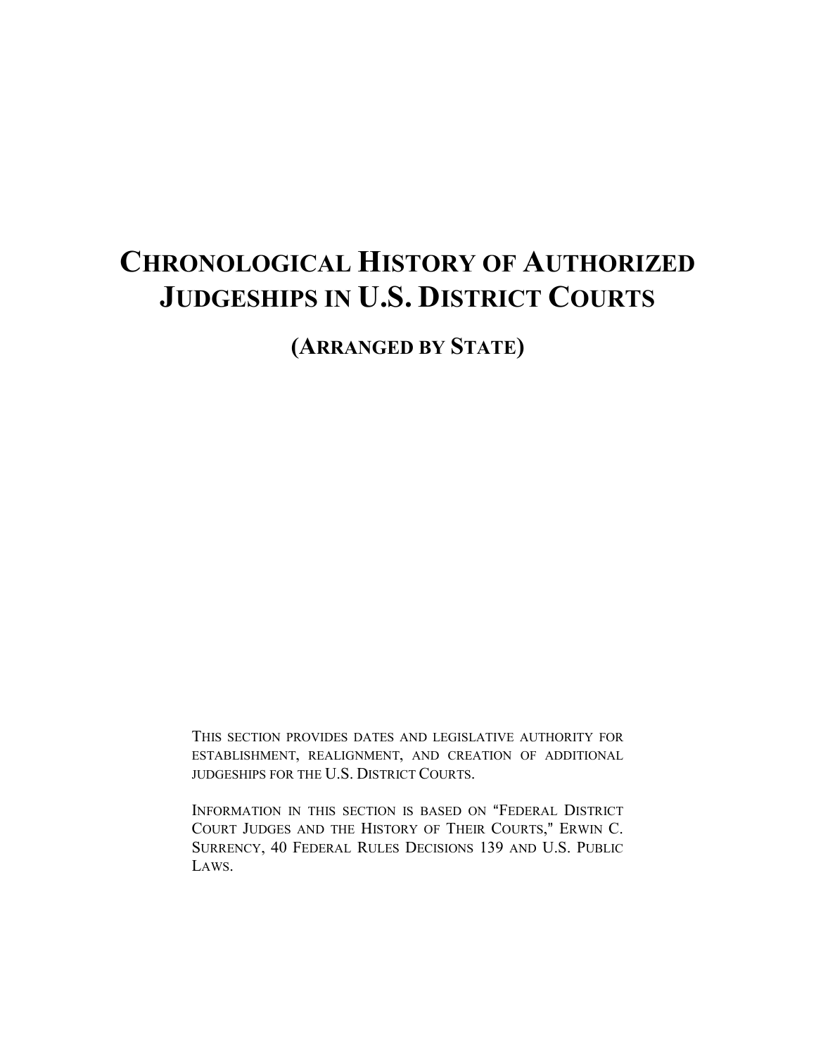# Chronological History of Authorized Judgeships in U.S. District Courts

## (Arranged by State)

This section provides dates and legislative authority for establishment, realignment, and creation of additional judgeships for the U.S. District Courts.

Information in this section is based on "Federal District Court Judges and the History of Their Courts," Erwin C. Surrency, 40 Federal Rules Decisions 139 and U.S. Public Laws.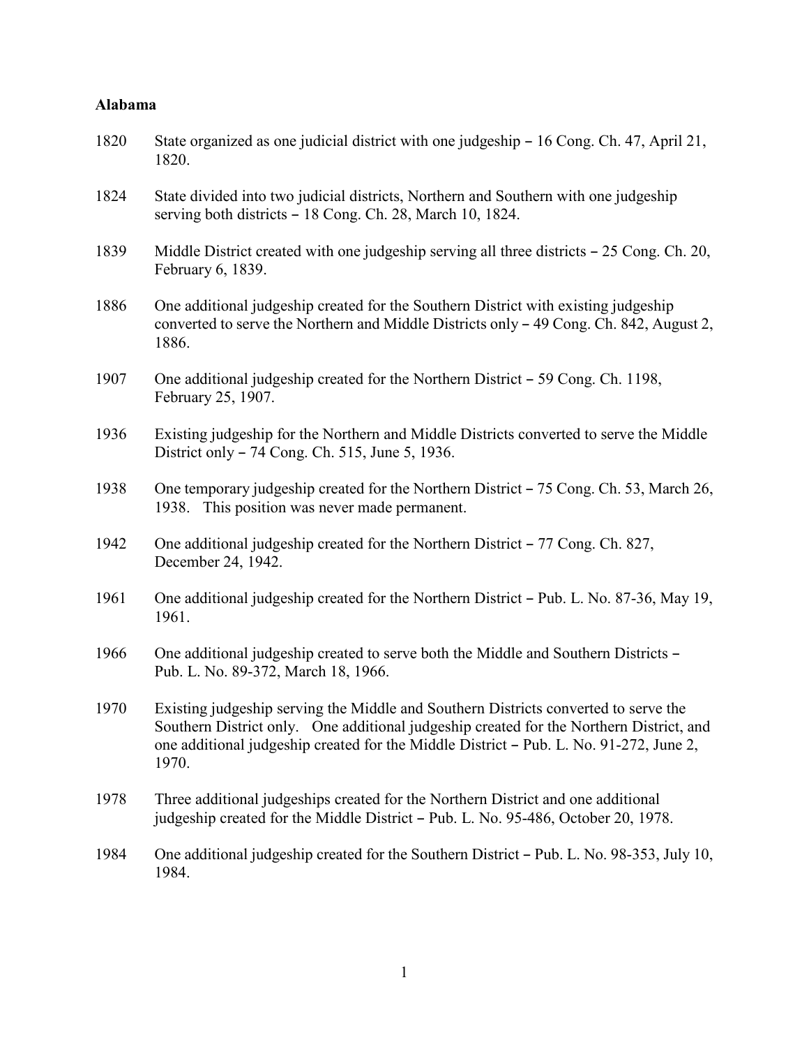## Alabama

1820 State organized as one judicial district with one judgeship – 16 Cong. Ch. 47, April 21, 1820.

1824 State divided into two judicial districts, Northern and Southern with one judgeship serving both districts – 18 Cong. Ch. 28, March 10, 1824.

1839 Middle District created with one judgeship serving all three districts – 25 Cong. Ch. 20, February 6, 1839.

1886 One additional judgeship created for the Southern District with existing judgeship converted to serve the Northern and Middle Districts only – 49 Cong. Ch. 842, August 2, 1886.

1907 One additional judgeship created for the Northern District – 59 Cong. Ch. 1198, February 25, 1907.

1936 Existing judgeship for the Northern and Middle Districts converted to serve the Middle District only – 74 Cong. Ch. 515, June 5, 1936.

1938 One temporary judgeship created for the Northern District – 75 Cong. Ch. 53, March 26, 1938. This position was never made permanent.

1942 One additional judgeship created for the Northern District – 77 Cong. Ch. 827, December 24, 1942.

1961 One additional judgeship created for the Northern District – Pub. L. No. 87-36, May 19, 1961.

1966 One additional judgeship created to serve both the Middle and Southern Districts – Pub. L. No. 89-372, March 18, 1966.

1970 Existing judgeship serving the Middle and Southern Districts converted to serve the Southern District only. One additional judgeship created for the Northern District, and one additional judgeship created for the Middle District – Pub. L. No. 91-272, June 2, 1970.

1978 Three additional judgeships created for the Northern District and one additional judgeship created for the Middle District – Pub. L. No. 95-486, October 20, 1978.

1984 One additional judgeship created for the Southern District – Pub. L. No. 98-353, July 10, 1984.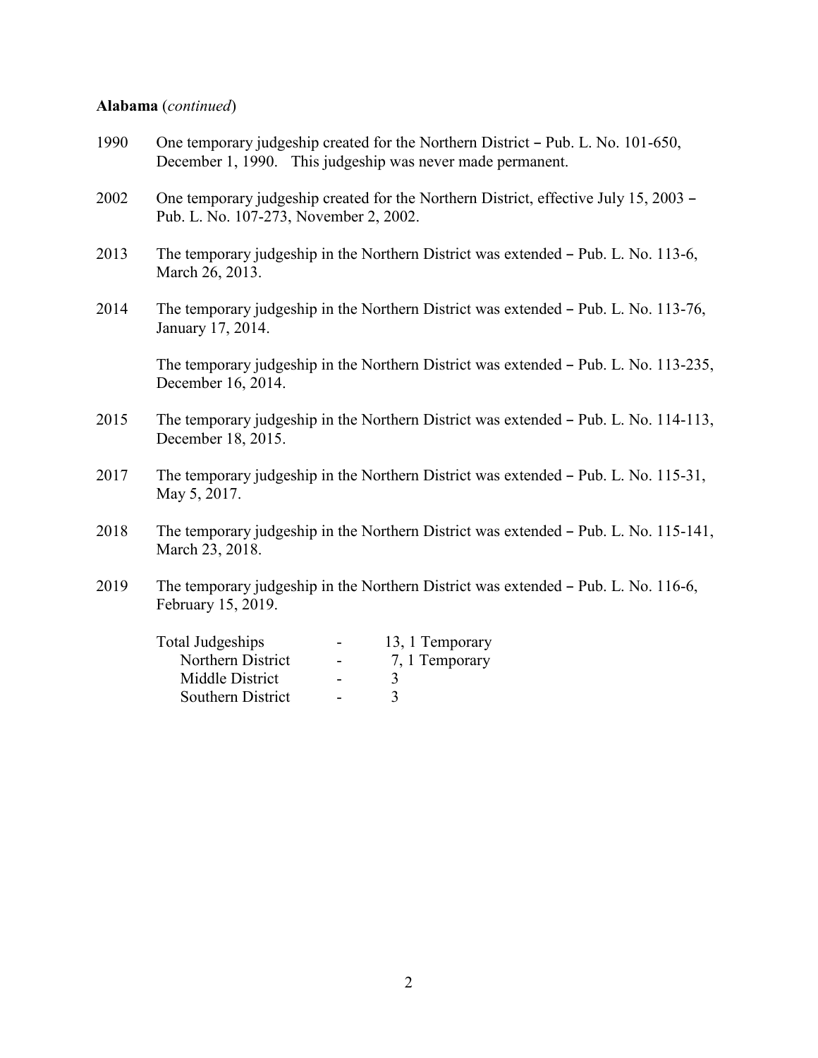**Alabama** (*continued*)

1990 One temporary judgeship created for the Northern District – Pub. L. No. 101-650, December 1, 1990. This judgeship was never made permanent.

2002 One temporary judgeship created for the Northern District, effective July 15, 2003 – Pub. L. No. 107-273, November 2, 2002.

2013 The temporary judgeship in the Northern District was extended – Pub. L. No. 113-6, March 26, 2013.

2014 The temporary judgeship in the Northern District was extended – Pub. L. No. 113-76, January 17, 2014.

The temporary judgeship in the Northern District was extended – Pub. L. No. 113-235, December 16, 2014.

2015 The temporary judgeship in the Northern District was extended – Pub. L. No. 114-113, December 18, 2015.

2017 The temporary judgeship in the Northern District was extended – Pub. L. No. 115-31, May 5, 2017.

2018 The temporary judgeship in the Northern District was extended – Pub. L. No. 115-141, March 23, 2018.

2019 The temporary judgeship in the Northern District was extended – Pub. L. No. 116-6, February 15, 2019.

| | | |
|---|---|---|
| Total Judgeships | - | 13, 1 Temporary |
| Northern District | - | 7, 1 Temporary |
| Middle District | - | 3 |
| Southern District | - | 3 |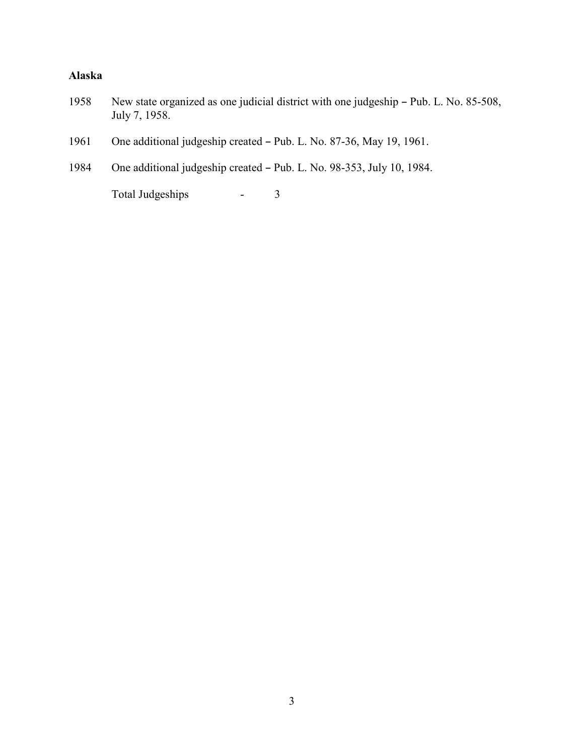**Alaska**

1958 New state organized as one judicial district with one judgeship – Pub. L. No. 85-508, July 7, 1958.

1961 One additional judgeship created – Pub. L. No. 87-36, May 19, 1961.

1984 One additional judgeship created – Pub. L. No. 98-353, July 10, 1984.

Total Judgeships - 3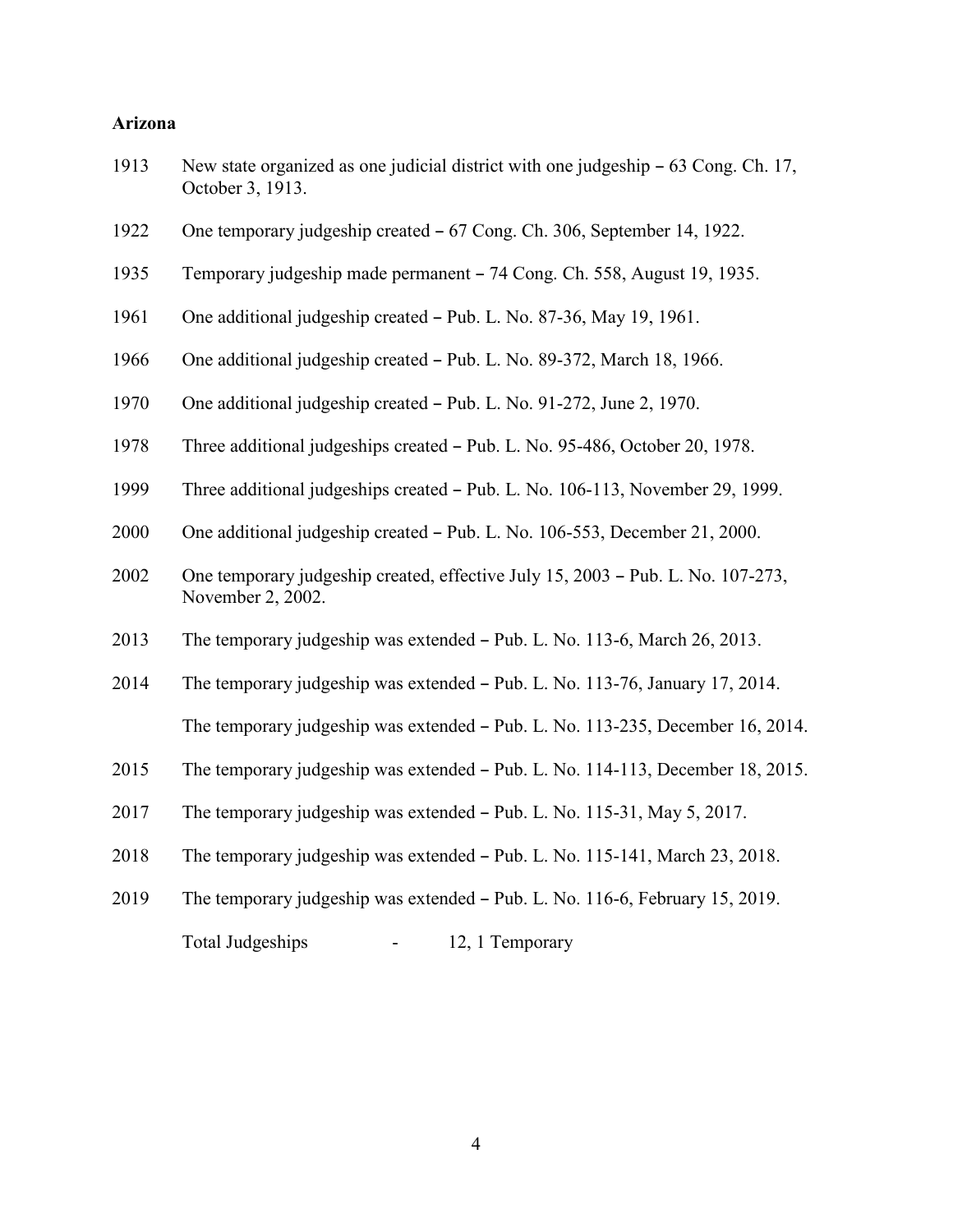**Arizona**

1913 New state organized as one judicial district with one judgeship – 63 Cong. Ch. 17, October 3, 1913.

1922 One temporary judgeship created – 67 Cong. Ch. 306, September 14, 1922.

1935 Temporary judgeship made permanent – 74 Cong. Ch. 558, August 19, 1935.

1961 One additional judgeship created – Pub. L. No. 87-36, May 19, 1961.

1966 One additional judgeship created – Pub. L. No. 89-372, March 18, 1966.

1970 One additional judgeship created – Pub. L. No. 91-272, June 2, 1970.

1978 Three additional judgeships created – Pub. L. No. 95-486, October 20, 1978.

1999 Three additional judgeships created – Pub. L. No. 106-113, November 29, 1999.

2000 One additional judgeship created – Pub. L. No. 106-553, December 21, 2000.

2002 One temporary judgeship created, effective July 15, 2003 – Pub. L. No. 107-273, November 2, 2002.

2013 The temporary judgeship was extended – Pub. L. No. 113-6, March 26, 2013.

2014 The temporary judgeship was extended – Pub. L. No. 113-76, January 17, 2014.

The temporary judgeship was extended – Pub. L. No. 113-235, December 16, 2014.

2015 The temporary judgeship was extended – Pub. L. No. 114-113, December 18, 2015.

2017 The temporary judgeship was extended – Pub. L. No. 115-31, May 5, 2017.

2018 The temporary judgeship was extended – Pub. L. No. 115-141, March 23, 2018.

2019 The temporary judgeship was extended – Pub. L. No. 116-6, February 15, 2019.

Total Judgeships - 12, 1 Temporary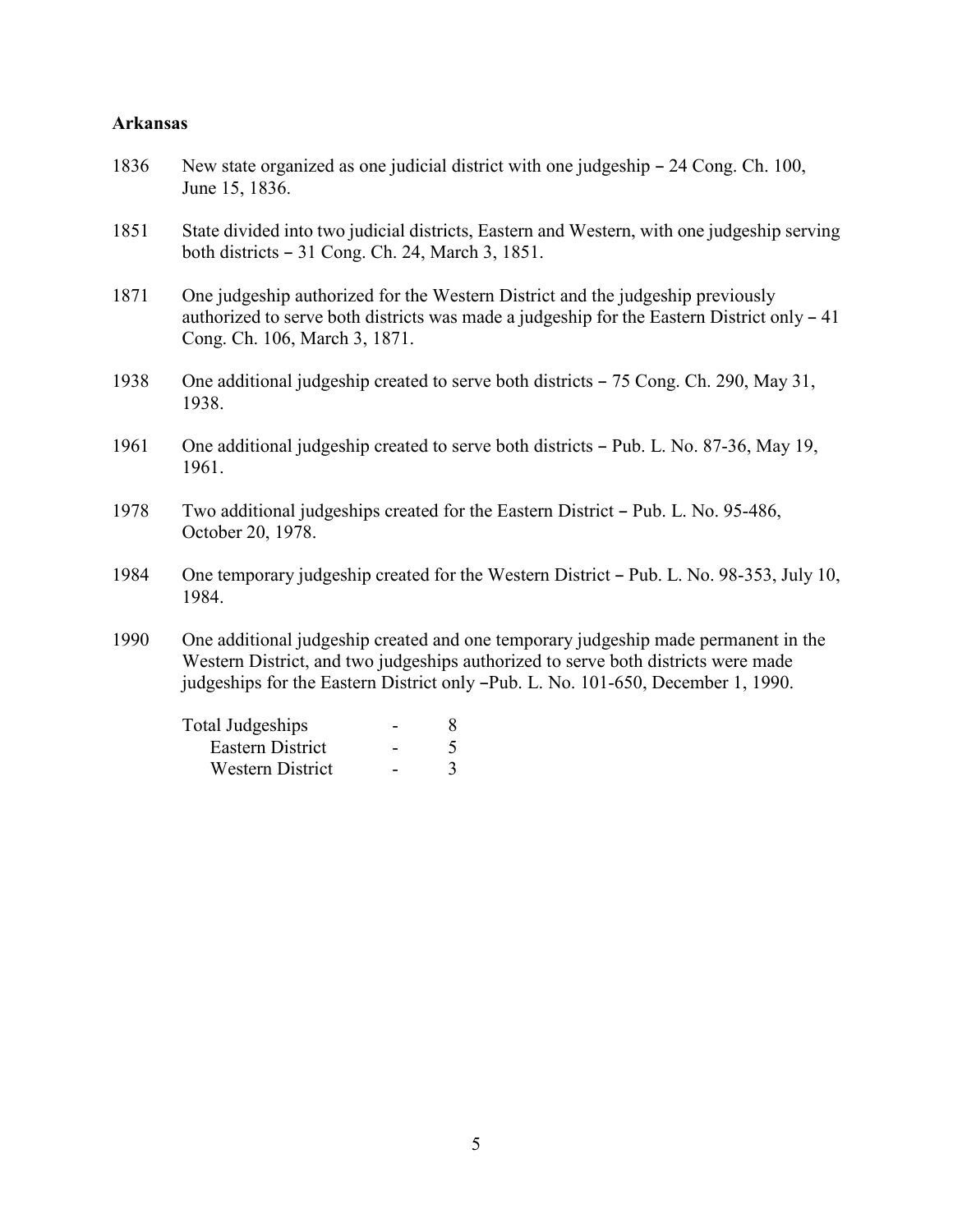**Arkansas**

1836 New state organized as one judicial district with one judgeship – 24 Cong. Ch. 100, June 15, 1836.

1851 State divided into two judicial districts, Eastern and Western, with one judgeship serving both districts – 31 Cong. Ch. 24, March 3, 1851.

1871 One judgeship authorized for the Western District and the judgeship previously authorized to serve both districts was made a judgeship for the Eastern District only – 41 Cong. Ch. 106, March 3, 1871.

1938 One additional judgeship created to serve both districts – 75 Cong. Ch. 290, May 31, 1938.

1961 One additional judgeship created to serve both districts – Pub. L. No. 87-36, May 19, 1961.

1978 Two additional judgeships created for the Eastern District – Pub. L. No. 95-486, October 20, 1978.

1984 One temporary judgeship created for the Western District – Pub. L. No. 98-353, July 10, 1984.

1990 One additional judgeship created and one temporary judgeship made permanent in the Western District, and two judgeships authorized to serve both districts were made judgeships for the Eastern District only –Pub. L. No. 101-650, December 1, 1990.

| | | |
|---|---|---|
| Total Judgeships | - | 8 |
| Eastern District | - | 5 |
| Western District | - | 3 |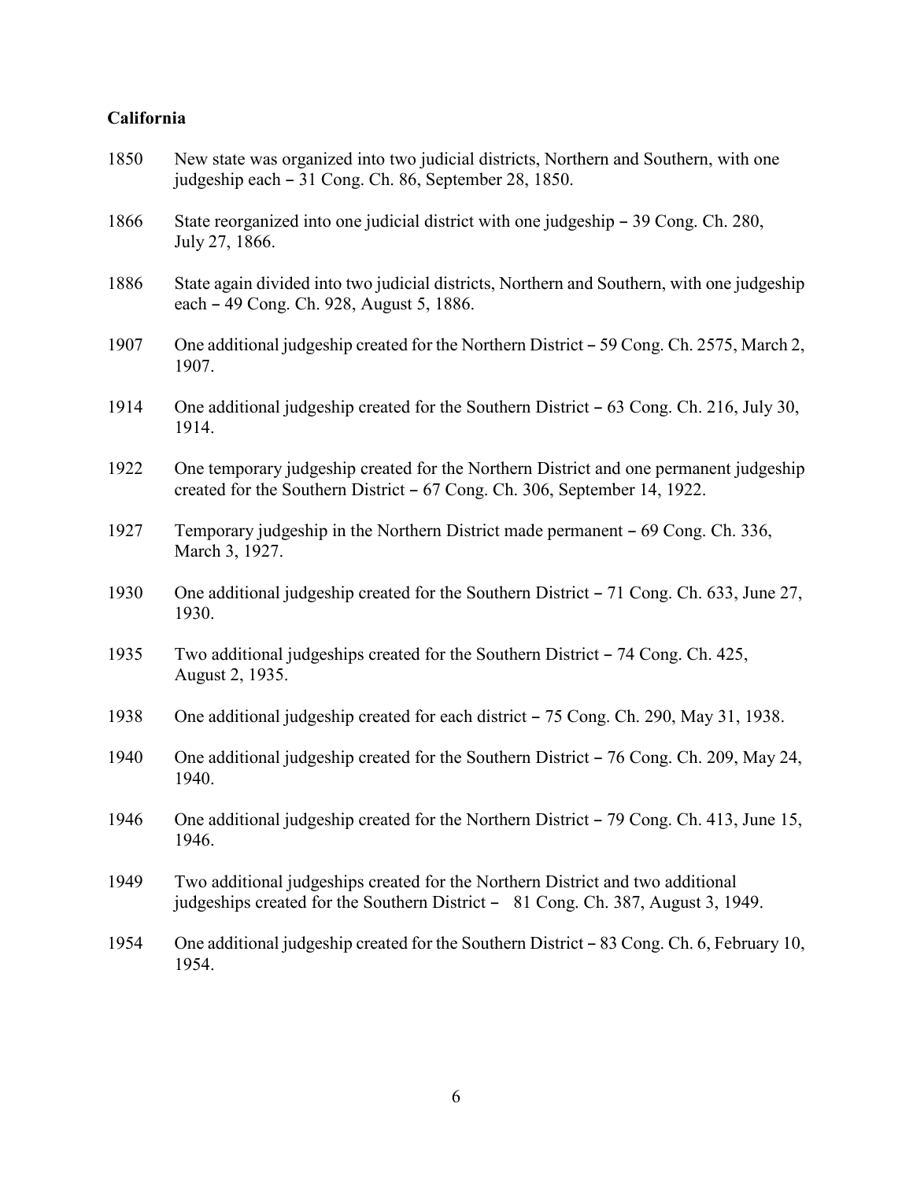**California**

1850 New state was organized into two judicial districts, Northern and Southern, with one judgeship each – 31 Cong. Ch. 86, September 28, 1850.

1866 State reorganized into one judicial district with one judgeship – 39 Cong. Ch. 280, July 27, 1866.

1886 State again divided into two judicial districts, Northern and Southern, with one judgeship each – 49 Cong. Ch. 928, August 5, 1886.

1907 One additional judgeship created for the Northern District – 59 Cong. Ch. 2575, March 2, 1907.

1914 One additional judgeship created for the Southern District – 63 Cong. Ch. 216, July 30, 1914.

1922 One temporary judgeship created for the Northern District and one permanent judgeship created for the Southern District – 67 Cong. Ch. 306, September 14, 1922.

1927 Temporary judgeship in the Northern District made permanent – 69 Cong. Ch. 336, March 3, 1927.

1930 One additional judgeship created for the Southern District – 71 Cong. Ch. 633, June 27, 1930.

1935 Two additional judgeships created for the Southern District – 74 Cong. Ch. 425, August 2, 1935.

1938 One additional judgeship created for each district – 75 Cong. Ch. 290, May 31, 1938.

1940 One additional judgeship created for the Southern District – 76 Cong. Ch. 209, May 24, 1940.

1946 One additional judgeship created for the Northern District – 79 Cong. Ch. 413, June 15, 1946.

1949 Two additional judgeships created for the Northern District and two additional judgeships created for the Southern District – 81 Cong. Ch. 387, August 3, 1949.

1954 One additional judgeship created for the Southern District – 83 Cong. Ch. 6, February 10, 1954.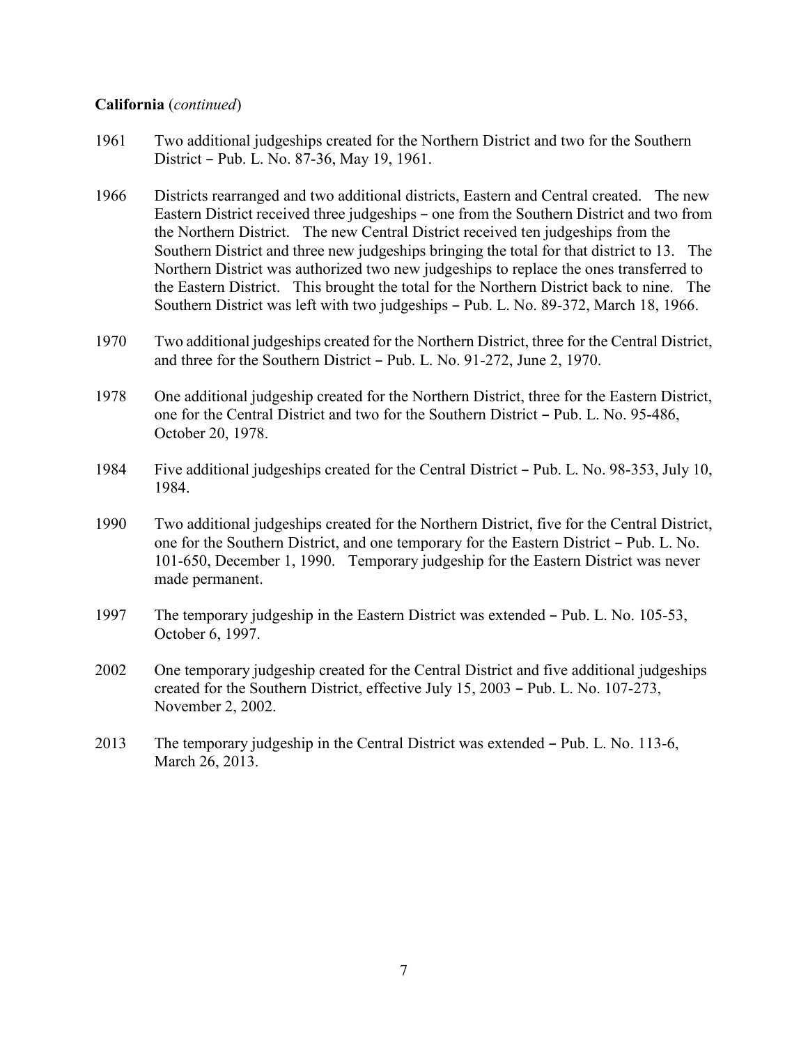**California** (*continued*)

1961 Two additional judgeships created for the Northern District and two for the Southern District – Pub. L. No. 87-36, May 19, 1961.

1966 Districts rearranged and two additional districts, Eastern and Central created. The new Eastern District received three judgeships – one from the Southern District and two from the Northern District. The new Central District received ten judgeships from the Southern District and three new judgeships bringing the total for that district to 13. The Northern District was authorized two new judgeships to replace the ones transferred to the Eastern District. This brought the total for the Northern District back to nine. The Southern District was left with two judgeships – Pub. L. No. 89-372, March 18, 1966.

1970 Two additional judgeships created for the Northern District, three for the Central District, and three for the Southern District – Pub. L. No. 91-272, June 2, 1970.

1978 One additional judgeship created for the Northern District, three for the Eastern District, one for the Central District and two for the Southern District – Pub. L. No. 95-486, October 20, 1978.

1984 Five additional judgeships created for the Central District – Pub. L. No. 98-353, July 10, 1984.

1990 Two additional judgeships created for the Northern District, five for the Central District, one for the Southern District, and one temporary for the Eastern District – Pub. L. No. 101-650, December 1, 1990. Temporary judgeship for the Eastern District was never made permanent.

1997 The temporary judgeship in the Eastern District was extended – Pub. L. No. 105-53, October 6, 1997.

2002 One temporary judgeship created for the Central District and five additional judgeships created for the Southern District, effective July 15, 2003 – Pub. L. No. 107-273, November 2, 2002.

2013 The temporary judgeship in the Central District was extended – Pub. L. No. 113-6, March 26, 2013.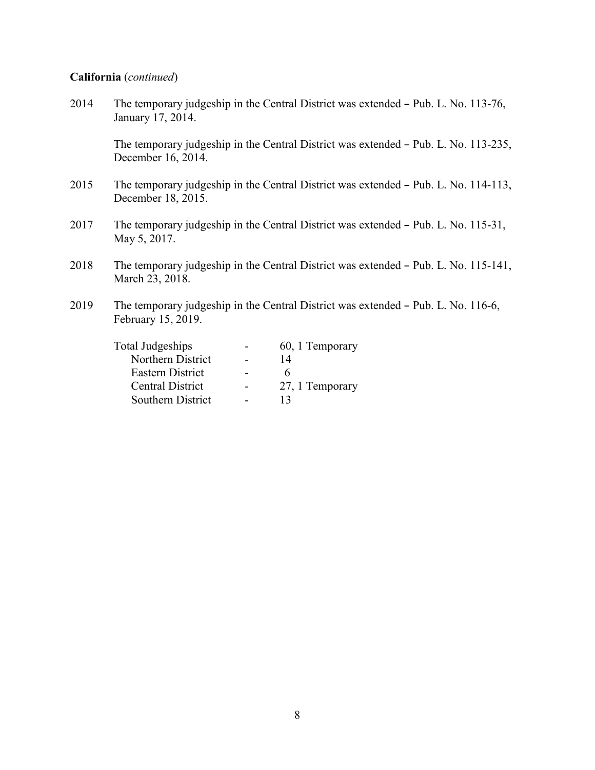**California** (*continued*)

2014 The temporary judgeship in the Central District was extended – Pub. L. No. 113-76, January 17, 2014.

The temporary judgeship in the Central District was extended – Pub. L. No. 113-235, December 16, 2014.

2015 The temporary judgeship in the Central District was extended – Pub. L. No. 114-113, December 18, 2015.

2017 The temporary judgeship in the Central District was extended – Pub. L. No. 115-31, May 5, 2017.

2018 The temporary judgeship in the Central District was extended – Pub. L. No. 115-141, March 23, 2018.

2019 The temporary judgeship in the Central District was extended – Pub. L. No. 116-6, February 15, 2019.

| | | |
|---|---|---|
| Total Judgeships | - | 60, 1 Temporary |
| Northern District | - | 14 |
| Eastern District | - | 6 |
| Central District | - | 27, 1 Temporary |
| Southern District | - | 13 |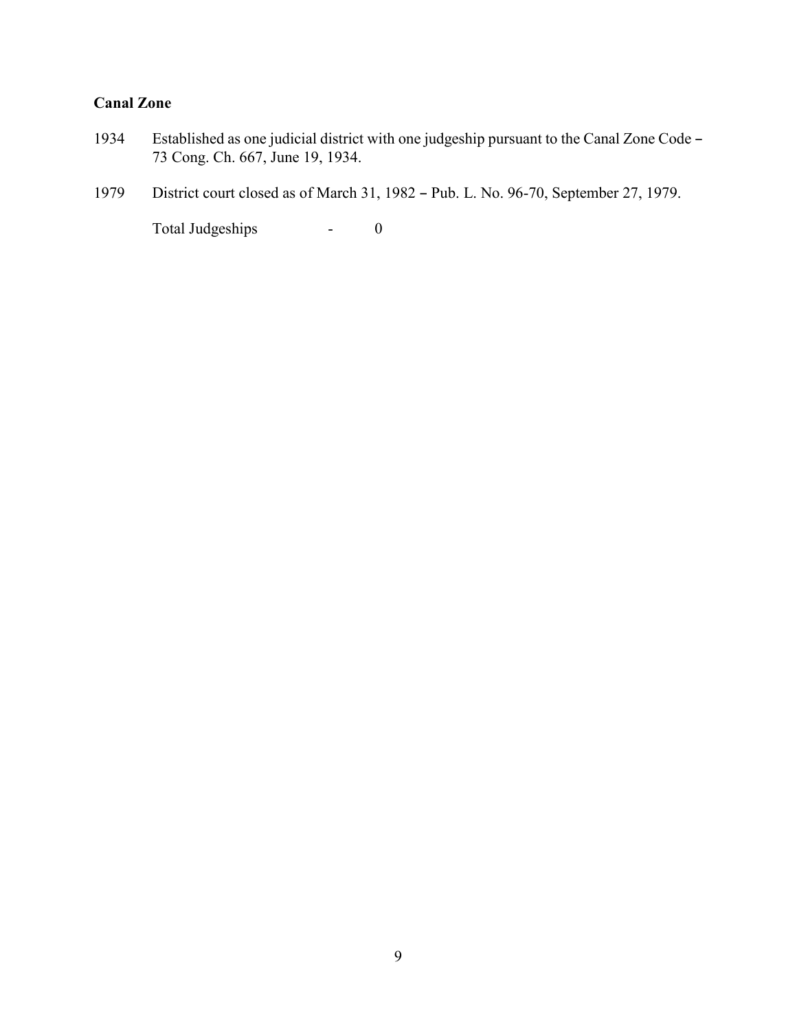**Canal Zone**

1934 Established as one judicial district with one judgeship pursuant to the Canal Zone Code – 73 Cong. Ch. 667, June 19, 1934.

1979 District court closed as of March 31, 1982 – Pub. L. No. 96-70, September 27, 1979.

Total Judgeships - 0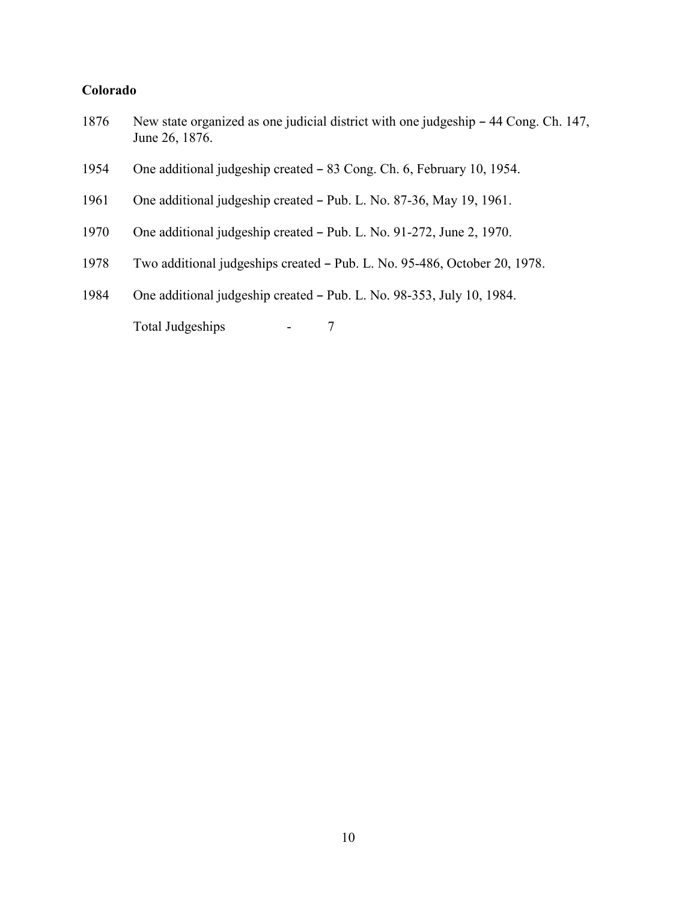**Colorado**

1876 New state organized as one judicial district with one judgeship – 44 Cong. Ch. 147, June 26, 1876.

1954 One additional judgeship created – 83 Cong. Ch. 6, February 10, 1954.

1961 One additional judgeship created – Pub. L. No. 87-36, May 19, 1961.

1970 One additional judgeship created – Pub. L. No. 91-272, June 2, 1970.

1978 Two additional judgeships created – Pub. L. No. 95-486, October 20, 1978.

1984 One additional judgeship created – Pub. L. No. 98-353, July 10, 1984.

Total Judgeships - 7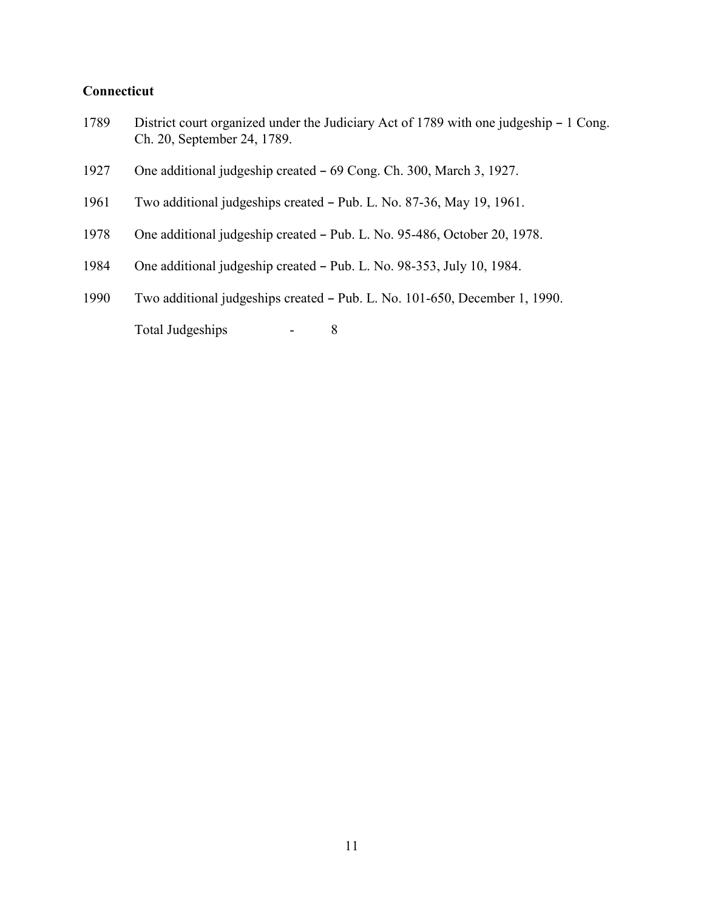**Connecticut**

1789 District court organized under the Judiciary Act of 1789 with one judgeship – 1 Cong. Ch. 20, September 24, 1789.

1927 One additional judgeship created – 69 Cong. Ch. 300, March 3, 1927.

1961 Two additional judgeships created – Pub. L. No. 87-36, May 19, 1961.

1978 One additional judgeship created – Pub. L. No. 95-486, October 20, 1978.

1984 One additional judgeship created – Pub. L. No. 98-353, July 10, 1984.

1990 Two additional judgeships created – Pub. L. No. 101-650, December 1, 1990.

Total Judgeships - 8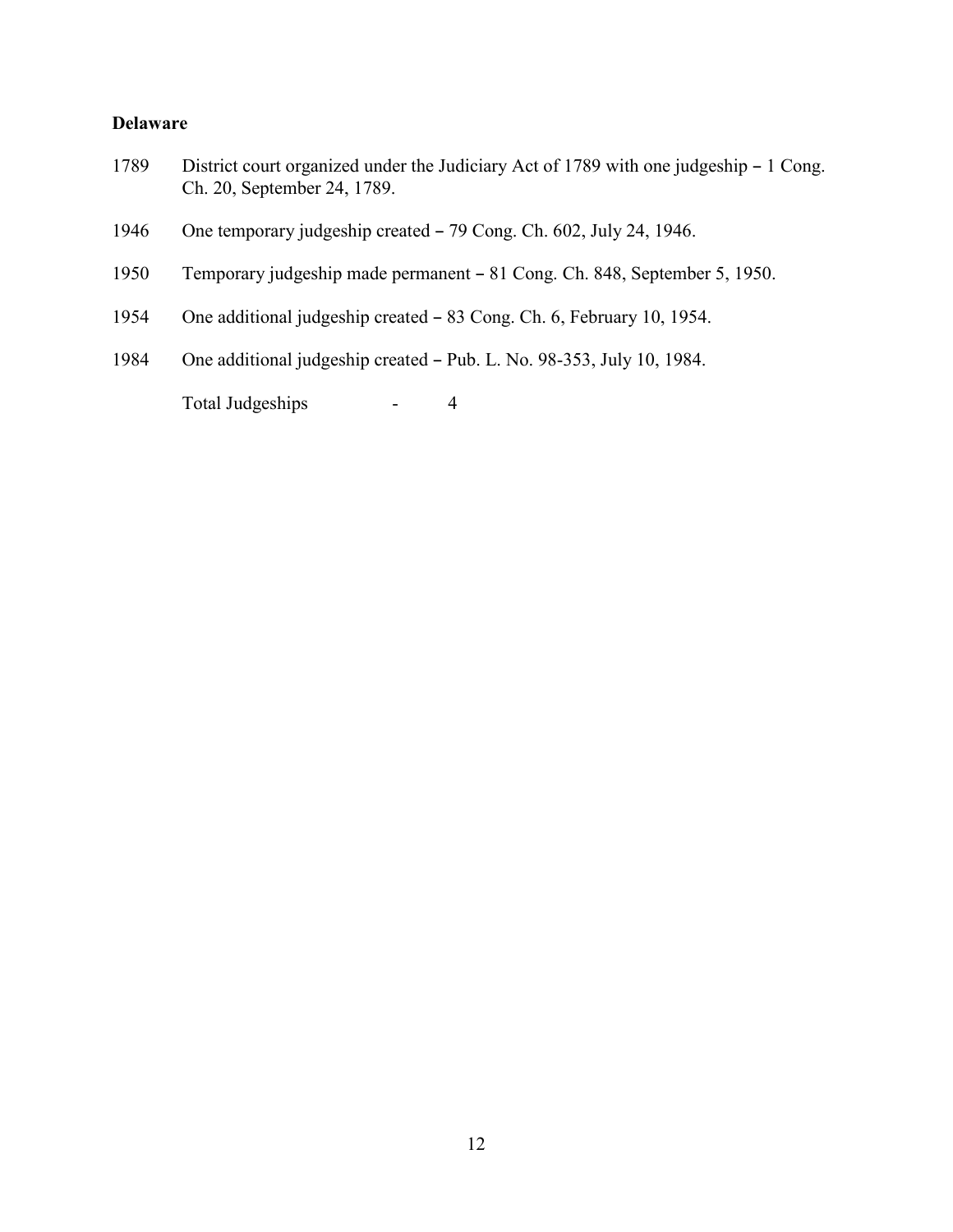**Delaware**

1789 District court organized under the Judiciary Act of 1789 with one judgeship – 1 Cong. Ch. 20, September 24, 1789.

1946 One temporary judgeship created – 79 Cong. Ch. 602, July 24, 1946.

1950 Temporary judgeship made permanent – 81 Cong. Ch. 848, September 5, 1950.

1954 One additional judgeship created – 83 Cong. Ch. 6, February 10, 1954.

1984 One additional judgeship created – Pub. L. No. 98-353, July 10, 1984.

Total Judgeships - 4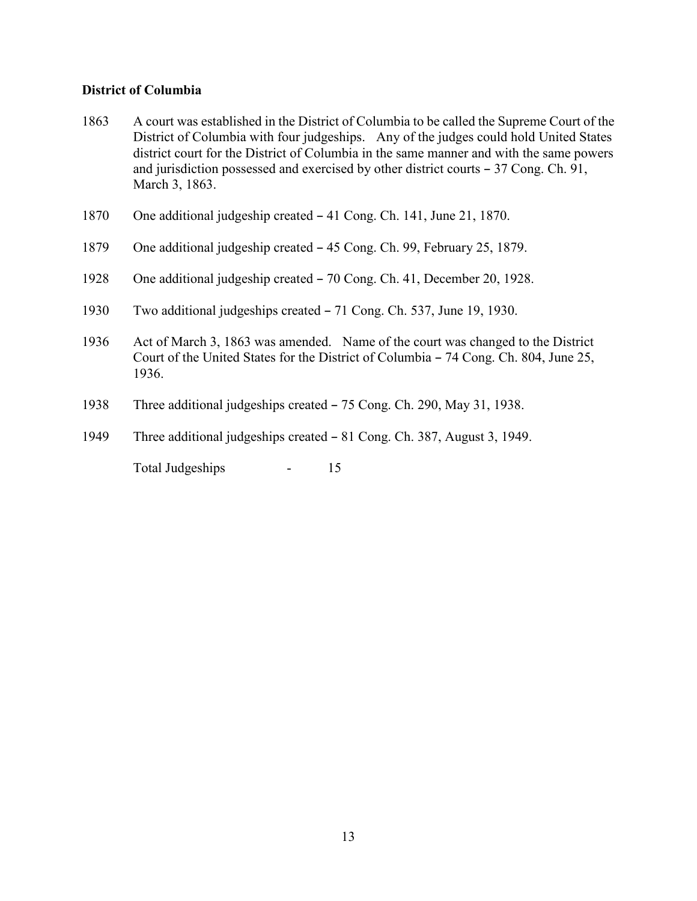**District of Columbia**

1863 A court was established in the District of Columbia to be called the Supreme Court of the District of Columbia with four judgeships. Any of the judges could hold United States district court for the District of Columbia in the same manner and with the same powers and jurisdiction possessed and exercised by other district courts – 37 Cong. Ch. 91, March 3, 1863.

1870 One additional judgeship created – 41 Cong. Ch. 141, June 21, 1870.

1879 One additional judgeship created – 45 Cong. Ch. 99, February 25, 1879.

1928 One additional judgeship created – 70 Cong. Ch. 41, December 20, 1928.

1930 Two additional judgeships created – 71 Cong. Ch. 537, June 19, 1930.

1936 Act of March 3, 1863 was amended. Name of the court was changed to the District Court of the United States for the District of Columbia – 74 Cong. Ch. 804, June 25, 1936.

1938 Three additional judgeships created – 75 Cong. Ch. 290, May 31, 1938.

1949 Three additional judgeships created – 81 Cong. Ch. 387, August 3, 1949.

Total Judgeships - 15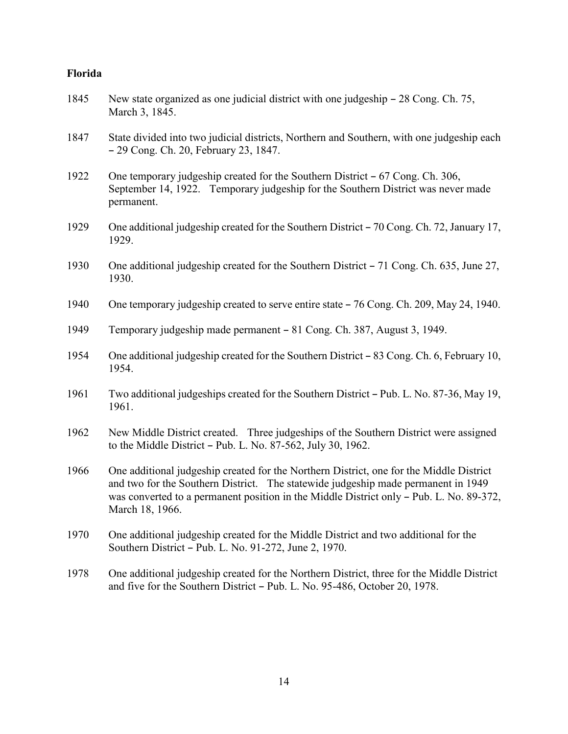**Florida**

1845 New state organized as one judicial district with one judgeship – 28 Cong. Ch. 75, March 3, 1845.

1847 State divided into two judicial districts, Northern and Southern, with one judgeship each – 29 Cong. Ch. 20, February 23, 1847.

1922 One temporary judgeship created for the Southern District – 67 Cong. Ch. 306, September 14, 1922. Temporary judgeship for the Southern District was never made permanent.

1929 One additional judgeship created for the Southern District – 70 Cong. Ch. 72, January 17, 1929.

1930 One additional judgeship created for the Southern District – 71 Cong. Ch. 635, June 27, 1930.

1940 One temporary judgeship created to serve entire state – 76 Cong. Ch. 209, May 24, 1940.

1949 Temporary judgeship made permanent – 81 Cong. Ch. 387, August 3, 1949.

1954 One additional judgeship created for the Southern District – 83 Cong. Ch. 6, February 10, 1954.

1961 Two additional judgeships created for the Southern District – Pub. L. No. 87-36, May 19, 1961.

1962 New Middle District created. Three judgeships of the Southern District were assigned to the Middle District – Pub. L. No. 87-562, July 30, 1962.

1966 One additional judgeship created for the Northern District, one for the Middle District and two for the Southern District. The statewide judgeship made permanent in 1949 was converted to a permanent position in the Middle District only – Pub. L. No. 89-372, March 18, 1966.

1970 One additional judgeship created for the Middle District and two additional for the Southern District – Pub. L. No. 91-272, June 2, 1970.

1978 One additional judgeship created for the Northern District, three for the Middle District and five for the Southern District – Pub. L. No. 95-486, October 20, 1978.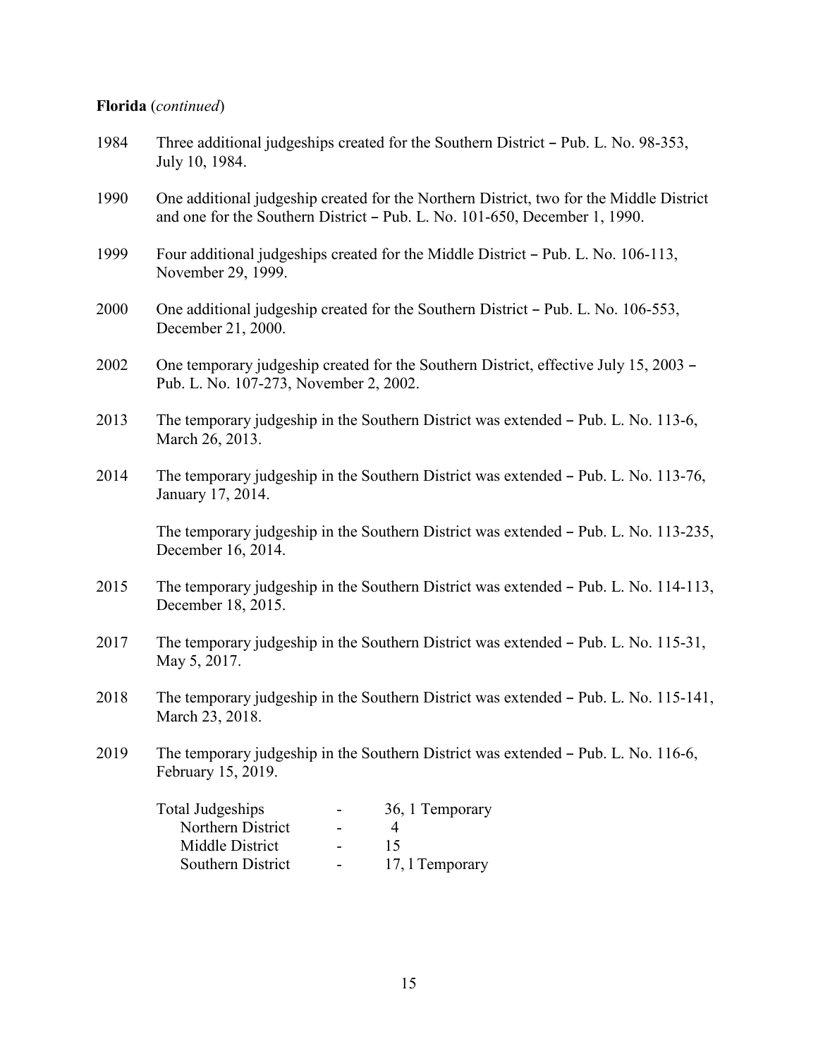**Florida** (*continued*)

1984 Three additional judgeships created for the Southern District – Pub. L. No. 98-353, July 10, 1984.

1990 One additional judgeship created for the Northern District, two for the Middle District and one for the Southern District – Pub. L. No. 101-650, December 1, 1990.

1999 Four additional judgeships created for the Middle District – Pub. L. No. 106-113, November 29, 1999.

2000 One additional judgeship created for the Southern District – Pub. L. No. 106-553, December 21, 2000.

2002 One temporary judgeship created for the Southern District, effective July 15, 2003 – Pub. L. No. 107-273, November 2, 2002.

2013 The temporary judgeship in the Southern District was extended – Pub. L. No. 113-6, March 26, 2013.

2014 The temporary judgeship in the Southern District was extended – Pub. L. No. 113-76, January 17, 2014.

The temporary judgeship in the Southern District was extended – Pub. L. No. 113-235, December 16, 2014.

2015 The temporary judgeship in the Southern District was extended – Pub. L. No. 114-113, December 18, 2015.

2017 The temporary judgeship in the Southern District was extended – Pub. L. No. 115-31, May 5, 2017.

2018 The temporary judgeship in the Southern District was extended – Pub. L. No. 115-141, March 23, 2018.

2019 The temporary judgeship in the Southern District was extended – Pub. L. No. 116-6, February 15, 2019.

| Total Judgeships | - | 36, 1 Temporary |
|---|---|---|
| Northern District | - | 4 |
| Middle District | - | 15 |
| Southern District | - | 17, 1 Temporary |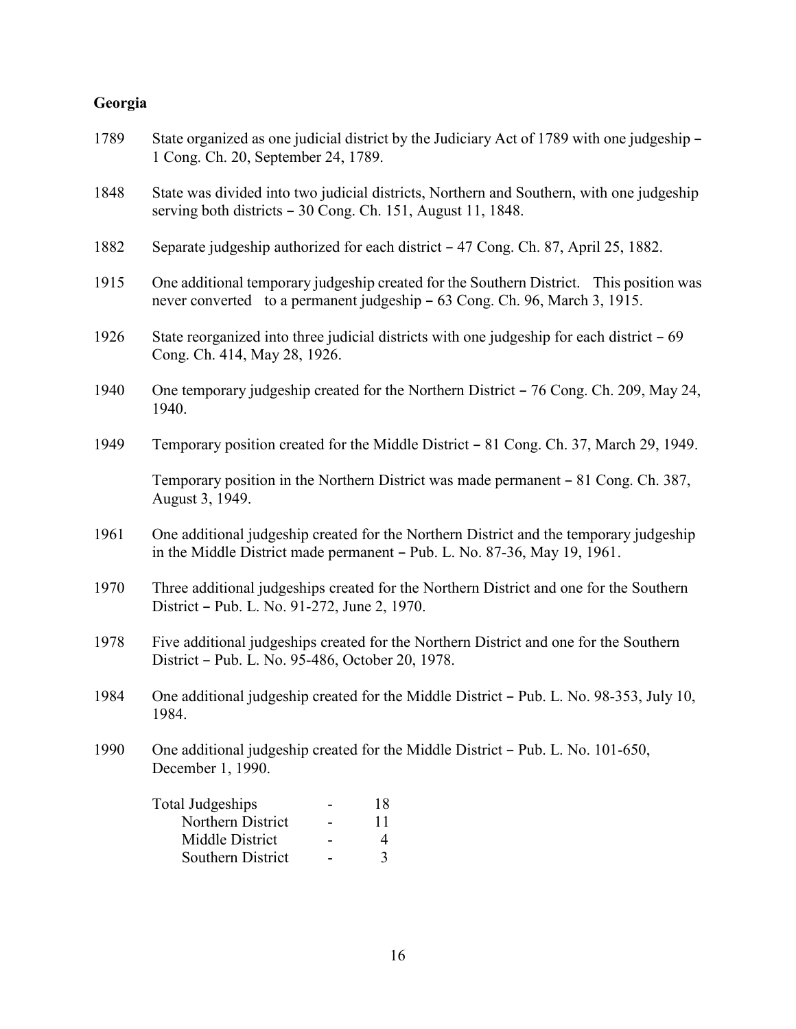**Georgia**

1789 State organized as one judicial district by the Judiciary Act of 1789 with one judgeship – 1 Cong. Ch. 20, September 24, 1789.

1848 State was divided into two judicial districts, Northern and Southern, with one judgeship serving both districts – 30 Cong. Ch. 151, August 11, 1848.

1882 Separate judgeship authorized for each district – 47 Cong. Ch. 87, April 25, 1882.

1915 One additional temporary judgeship created for the Southern District. This position was never converted to a permanent judgeship – 63 Cong. Ch. 96, March 3, 1915.

1926 State reorganized into three judicial districts with one judgeship for each district – 69 Cong. Ch. 414, May 28, 1926.

1940 One temporary judgeship created for the Northern District – 76 Cong. Ch. 209, May 24, 1940.

1949 Temporary position created for the Middle District – 81 Cong. Ch. 37, March 29, 1949.

Temporary position in the Northern District was made permanent – 81 Cong. Ch. 387, August 3, 1949.

1961 One additional judgeship created for the Northern District and the temporary judgeship in the Middle District made permanent – Pub. L. No. 87-36, May 19, 1961.

1970 Three additional judgeships created for the Northern District and one for the Southern District – Pub. L. No. 91-272, June 2, 1970.

1978 Five additional judgeships created for the Northern District and one for the Southern District – Pub. L. No. 95-486, October 20, 1978.

1984 One additional judgeship created for the Middle District – Pub. L. No. 98-353, July 10, 1984.

1990 One additional judgeship created for the Middle District – Pub. L. No. 101-650, December 1, 1990.

| | | |
|---|---|---|
| Total Judgeships | - | 18 |
| Northern District | - | 11 |
| Middle District | - | 4 |
| Southern District | - | 3 |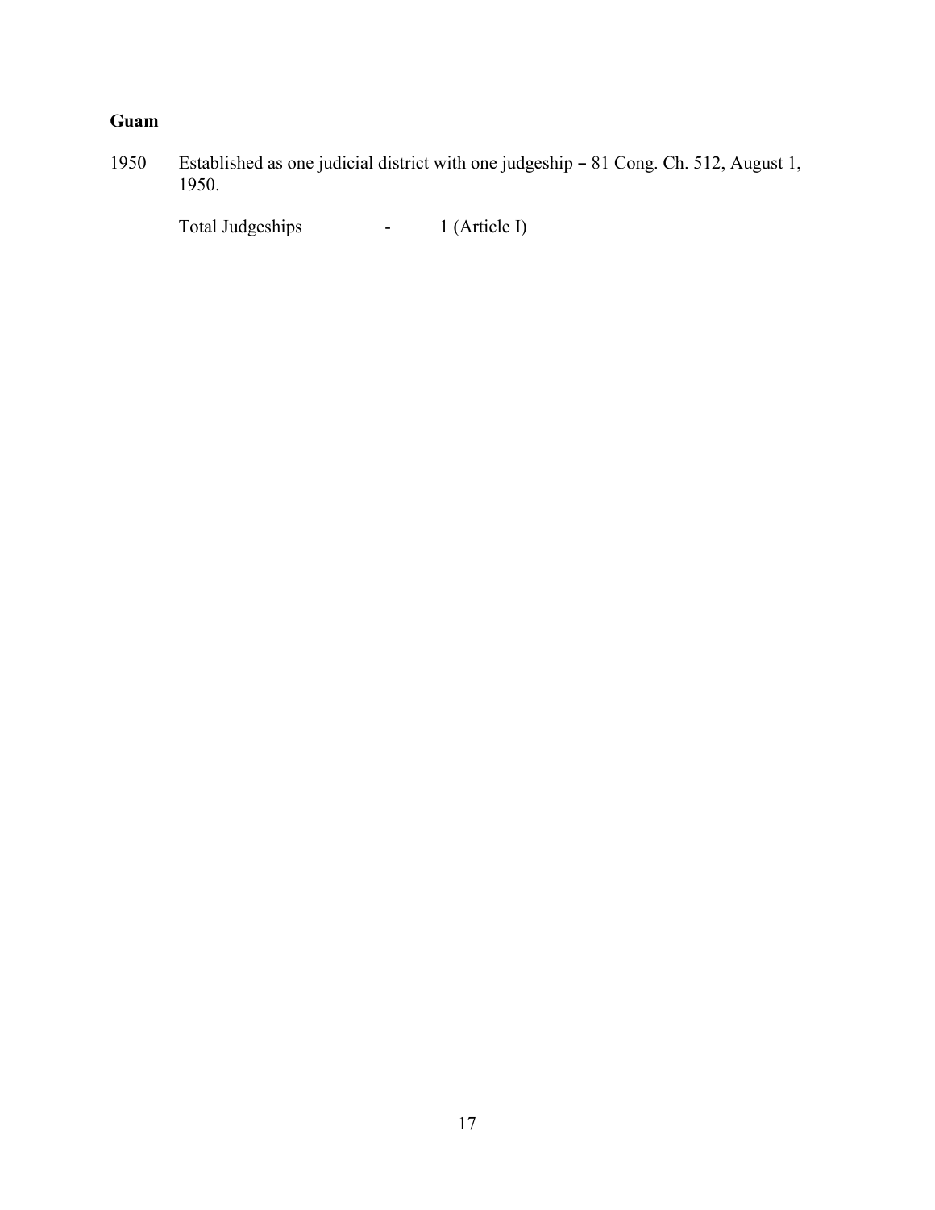**Guam**

1950 Established as one judicial district with one judgeship – 81 Cong. Ch. 512, August 1, 1950.

Total Judgeships - 1 (Article I)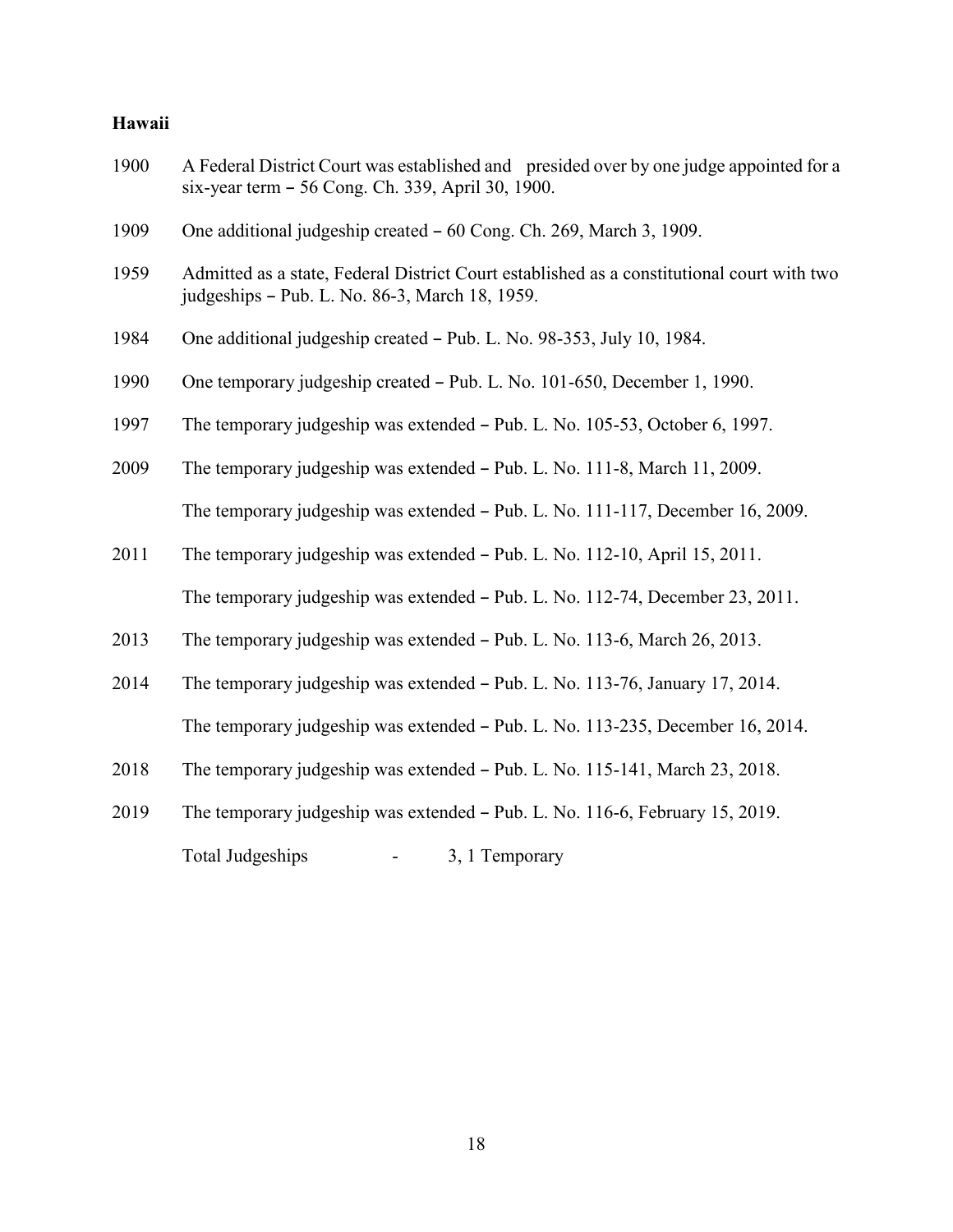**Hawaii**

1900 A Federal District Court was established and presided over by one judge appointed for a six-year term – 56 Cong. Ch. 339, April 30, 1900.

1909 One additional judgeship created – 60 Cong. Ch. 269, March 3, 1909.

1959 Admitted as a state, Federal District Court established as a constitutional court with two judgeships – Pub. L. No. 86-3, March 18, 1959.

1984 One additional judgeship created – Pub. L. No. 98-353, July 10, 1984.

1990 One temporary judgeship created – Pub. L. No. 101-650, December 1, 1990.

1997 The temporary judgeship was extended – Pub. L. No. 105-53, October 6, 1997.

2009 The temporary judgeship was extended – Pub. L. No. 111-8, March 11, 2009.

The temporary judgeship was extended – Pub. L. No. 111-117, December 16, 2009.

2011 The temporary judgeship was extended – Pub. L. No. 112-10, April 15, 2011.

The temporary judgeship was extended – Pub. L. No. 112-74, December 23, 2011.

2013 The temporary judgeship was extended – Pub. L. No. 113-6, March 26, 2013.

2014 The temporary judgeship was extended – Pub. L. No. 113-76, January 17, 2014.

The temporary judgeship was extended – Pub. L. No. 113-235, December 16, 2014.

2018 The temporary judgeship was extended – Pub. L. No. 115-141, March 23, 2018.

2019 The temporary judgeship was extended – Pub. L. No. 116-6, February 15, 2019.

Total Judgeships - 3, 1 Temporary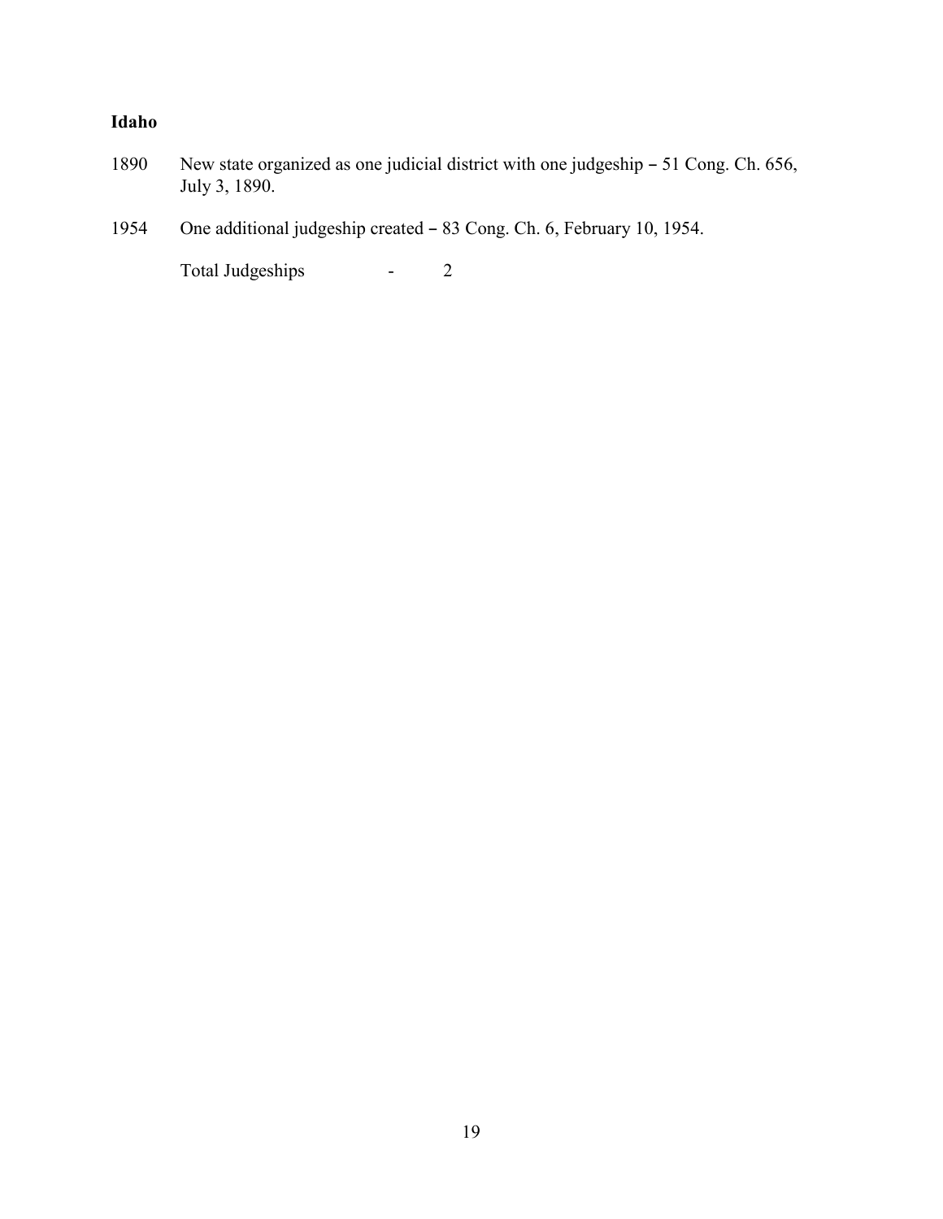**Idaho**

1890 New state organized as one judicial district with one judgeship – 51 Cong. Ch. 656, July 3, 1890.

1954 One additional judgeship created – 83 Cong. Ch. 6, February 10, 1954.

Total Judgeships - 2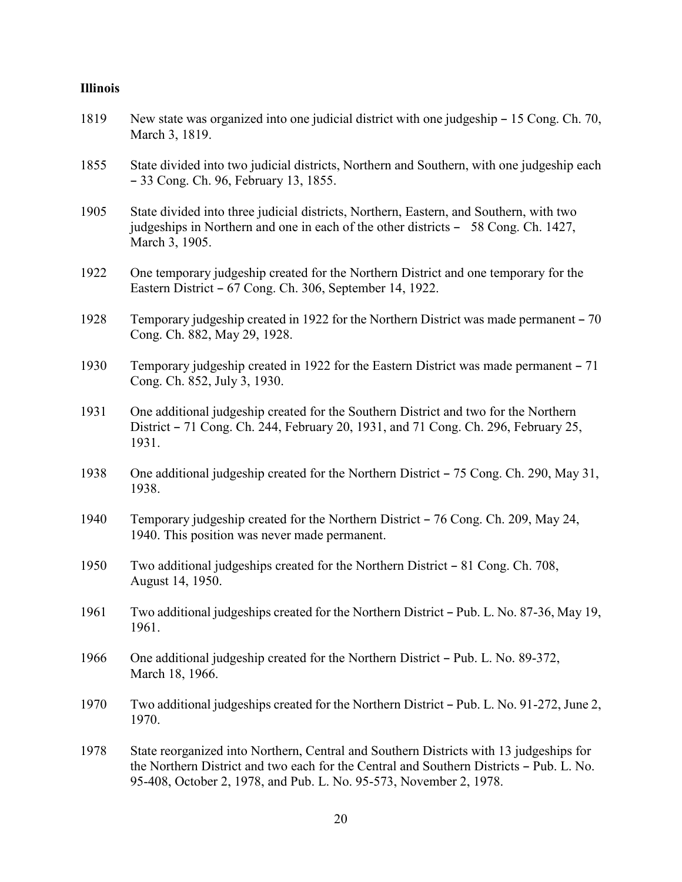**Illinois**

1819 New state was organized into one judicial district with one judgeship – 15 Cong. Ch. 70, March 3, 1819.

1855 State divided into two judicial districts, Northern and Southern, with one judgeship each – 33 Cong. Ch. 96, February 13, 1855.

1905 State divided into three judicial districts, Northern, Eastern, and Southern, with two judgeships in Northern and one in each of the other districts – 58 Cong. Ch. 1427, March 3, 1905.

1922 One temporary judgeship created for the Northern District and one temporary for the Eastern District – 67 Cong. Ch. 306, September 14, 1922.

1928 Temporary judgeship created in 1922 for the Northern District was made permanent – 70 Cong. Ch. 882, May 29, 1928.

1930 Temporary judgeship created in 1922 for the Eastern District was made permanent – 71 Cong. Ch. 852, July 3, 1930.

1931 One additional judgeship created for the Southern District and two for the Northern District – 71 Cong. Ch. 244, February 20, 1931, and 71 Cong. Ch. 296, February 25, 1931.

1938 One additional judgeship created for the Northern District – 75 Cong. Ch. 290, May 31, 1938.

1940 Temporary judgeship created for the Northern District – 76 Cong. Ch. 209, May 24, 1940. This position was never made permanent.

1950 Two additional judgeships created for the Northern District – 81 Cong. Ch. 708, August 14, 1950.

1961 Two additional judgeships created for the Northern District – Pub. L. No. 87-36, May 19, 1961.

1966 One additional judgeship created for the Northern District – Pub. L. No. 89-372, March 18, 1966.

1970 Two additional judgeships created for the Northern District – Pub. L. No. 91-272, June 2, 1970.

1978 State reorganized into Northern, Central and Southern Districts with 13 judgeships for the Northern District and two each for the Central and Southern Districts – Pub. L. No. 95-408, October 2, 1978, and Pub. L. No. 95-573, November 2, 1978.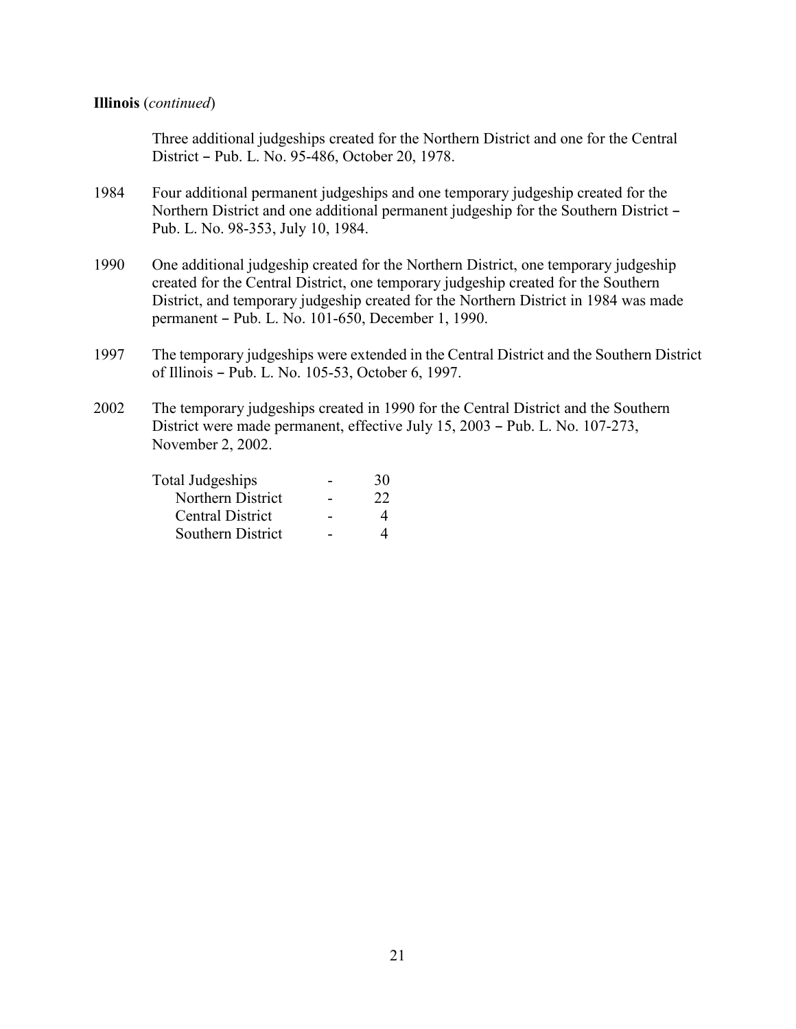**Illinois** (*continued*)

Three additional judgeships created for the Northern District and one for the Central District – Pub. L. No. 95-486, October 20, 1978.

1984 Four additional permanent judgeships and one temporary judgeship created for the Northern District and one additional permanent judgeship for the Southern District – Pub. L. No. 98-353, July 10, 1984.

1990 One additional judgeship created for the Northern District, one temporary judgeship created for the Central District, one temporary judgeship created for the Southern District, and temporary judgeship created for the Northern District in 1984 was made permanent – Pub. L. No. 101-650, December 1, 1990.

1997 The temporary judgeships were extended in the Central District and the Southern District of Illinois – Pub. L. No. 105-53, October 6, 1997.

2002 The temporary judgeships created in 1990 for the Central District and the Southern District were made permanent, effective July 15, 2003 – Pub. L. No. 107-273, November 2, 2002.

| | | |
|---|---|---|
| Total Judgeships | - | 30 |
| Northern District | - | 22 |
| Central District | - | 4 |
| Southern District | - | 4 |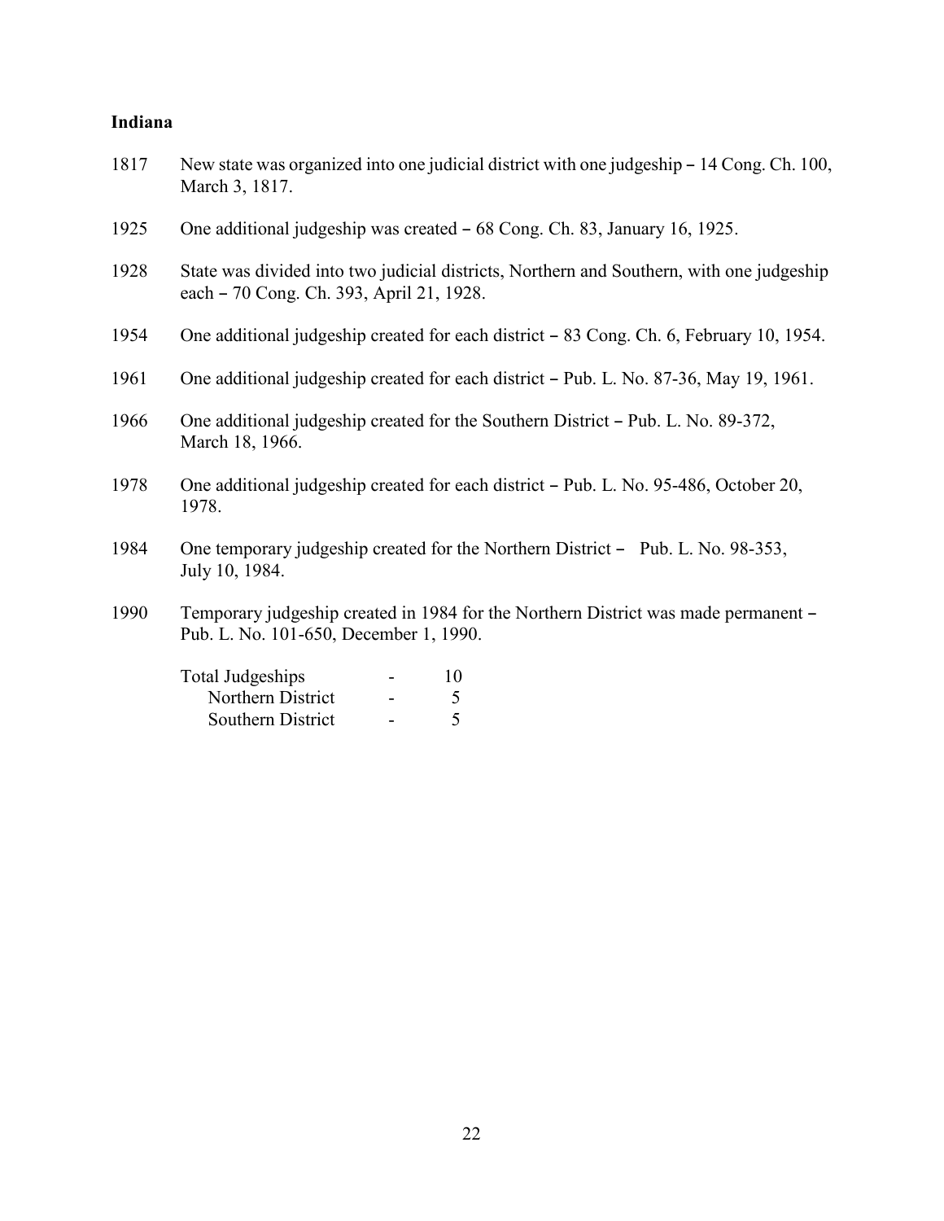**Indiana**

1817 New state was organized into one judicial district with one judgeship – 14 Cong. Ch. 100, March 3, 1817.

1925 One additional judgeship was created – 68 Cong. Ch. 83, January 16, 1925.

1928 State was divided into two judicial districts, Northern and Southern, with one judgeship each – 70 Cong. Ch. 393, April 21, 1928.

1954 One additional judgeship created for each district – 83 Cong. Ch. 6, February 10, 1954.

1961 One additional judgeship created for each district – Pub. L. No. 87-36, May 19, 1961.

1966 One additional judgeship created for the Southern District – Pub. L. No. 89-372, March 18, 1966.

1978 One additional judgeship created for each district – Pub. L. No. 95-486, October 20, 1978.

1984 One temporary judgeship created for the Northern District – Pub. L. No. 98-353, July 10, 1984.

1990 Temporary judgeship created in 1984 for the Northern District was made permanent – Pub. L. No. 101-650, December 1, 1990.

| | | |
|---|---|---|
| Total Judgeships | - | 10 |
| Northern District | - | 5 |
| Southern District | - | 5 |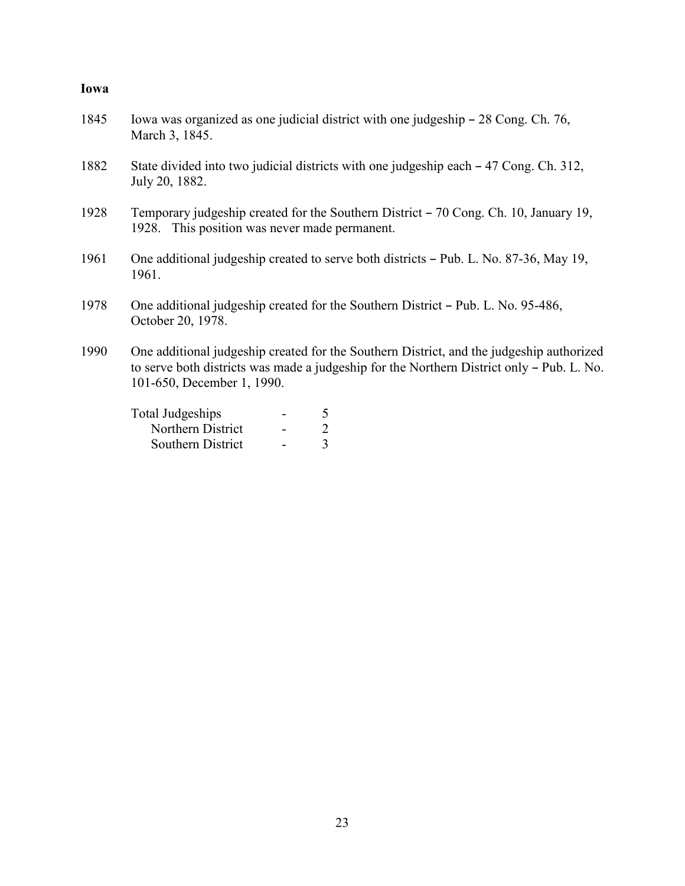**Iowa**

1845 Iowa was organized as one judicial district with one judgeship – 28 Cong. Ch. 76, March 3, 1845.

1882 State divided into two judicial districts with one judgeship each – 47 Cong. Ch. 312, July 20, 1882.

1928 Temporary judgeship created for the Southern District – 70 Cong. Ch. 10, January 19, 1928. This position was never made permanent.

1961 One additional judgeship created to serve both districts – Pub. L. No. 87-36, May 19, 1961.

1978 One additional judgeship created for the Southern District – Pub. L. No. 95-486, October 20, 1978.

1990 One additional judgeship created for the Southern District, and the judgeship authorized to serve both districts was made a judgeship for the Northern District only – Pub. L. No. 101-650, December 1, 1990.

| | | |
|---|---|---|
| Total Judgeships | - | 5 |
| Northern District | - | 2 |
| Southern District | - | 3 |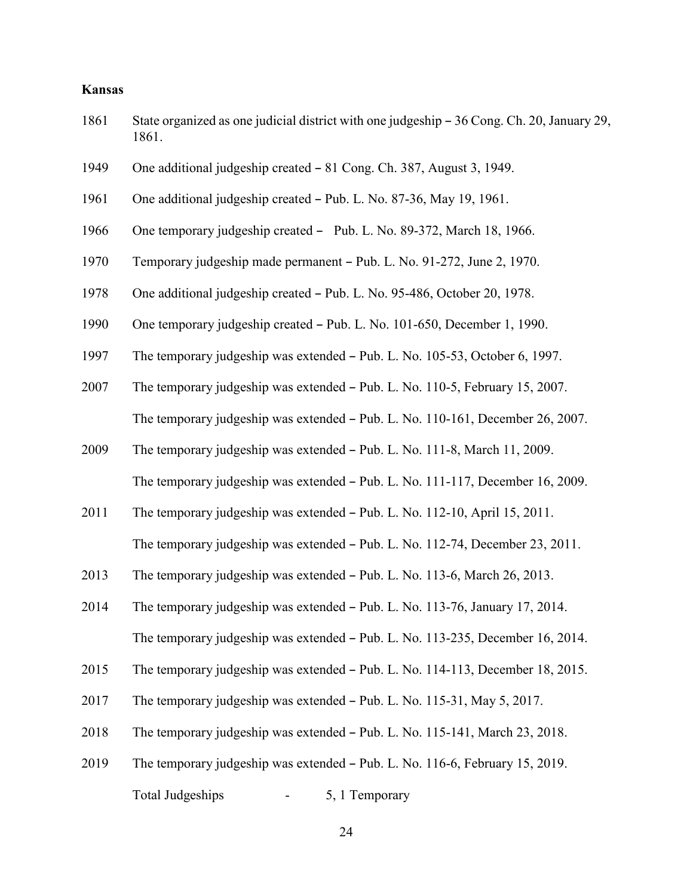**Kansas**

1861 State organized as one judicial district with one judgeship – 36 Cong. Ch. 20, January 29, 1861.

1949 One additional judgeship created – 81 Cong. Ch. 387, August 3, 1949.

1961 One additional judgeship created – Pub. L. No. 87-36, May 19, 1961.

1966 One temporary judgeship created – Pub. L. No. 89-372, March 18, 1966.

1970 Temporary judgeship made permanent – Pub. L. No. 91-272, June 2, 1970.

1978 One additional judgeship created – Pub. L. No. 95-486, October 20, 1978.

1990 One temporary judgeship created – Pub. L. No. 101-650, December 1, 1990.

1997 The temporary judgeship was extended – Pub. L. No. 105-53, October 6, 1997.

2007 The temporary judgeship was extended – Pub. L. No. 110-5, February 15, 2007.

The temporary judgeship was extended – Pub. L. No. 110-161, December 26, 2007.

2009 The temporary judgeship was extended – Pub. L. No. 111-8, March 11, 2009.

The temporary judgeship was extended – Pub. L. No. 111-117, December 16, 2009.

2011 The temporary judgeship was extended – Pub. L. No. 112-10, April 15, 2011.

The temporary judgeship was extended – Pub. L. No. 112-74, December 23, 2011.

2013 The temporary judgeship was extended – Pub. L. No. 113-6, March 26, 2013.

2014 The temporary judgeship was extended – Pub. L. No. 113-76, January 17, 2014.

The temporary judgeship was extended – Pub. L. No. 113-235, December 16, 2014.

2015 The temporary judgeship was extended – Pub. L. No. 114-113, December 18, 2015.

2017 The temporary judgeship was extended – Pub. L. No. 115-31, May 5, 2017.

2018 The temporary judgeship was extended – Pub. L. No. 115-141, March 23, 2018.

2019 The temporary judgeship was extended – Pub. L. No. 116-6, February 15, 2019.

Total Judgeships - 5, 1 Temporary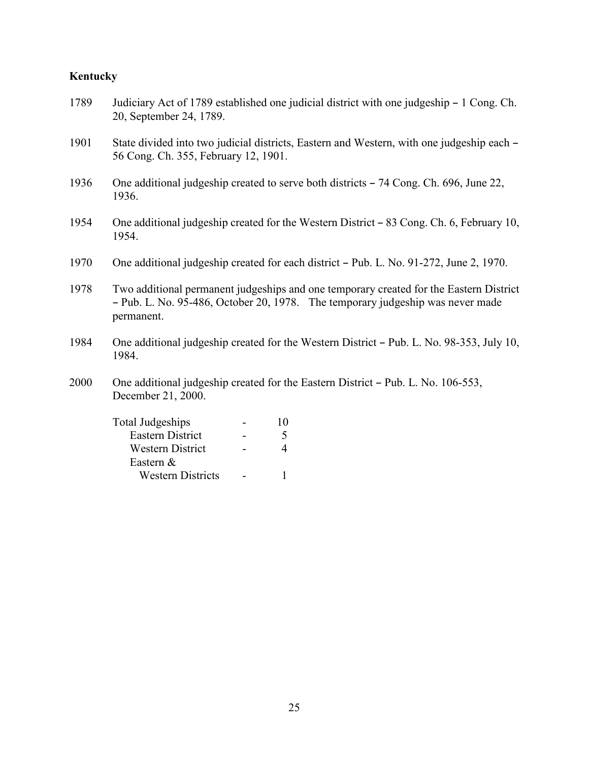**Kentucky**

1789 Judiciary Act of 1789 established one judicial district with one judgeship – 1 Cong. Ch. 20, September 24, 1789.

1901 State divided into two judicial districts, Eastern and Western, with one judgeship each – 56 Cong. Ch. 355, February 12, 1901.

1936 One additional judgeship created to serve both districts – 74 Cong. Ch. 696, June 22, 1936.

1954 One additional judgeship created for the Western District – 83 Cong. Ch. 6, February 10, 1954.

1970 One additional judgeship created for each district – Pub. L. No. 91-272, June 2, 1970.

1978 Two additional permanent judgeships and one temporary created for the Eastern District – Pub. L. No. 95-486, October 20, 1978. The temporary judgeship was never made permanent.

1984 One additional judgeship created for the Western District – Pub. L. No. 98-353, July 10, 1984.

2000 One additional judgeship created for the Eastern District – Pub. L. No. 106-553, December 21, 2000.

| | | |
|---|---|---|
| Total Judgeships | - | 10 |
| Eastern District | - | 5 |
| Western District | - | 4 |
| Eastern & Western Districts | - | 1 |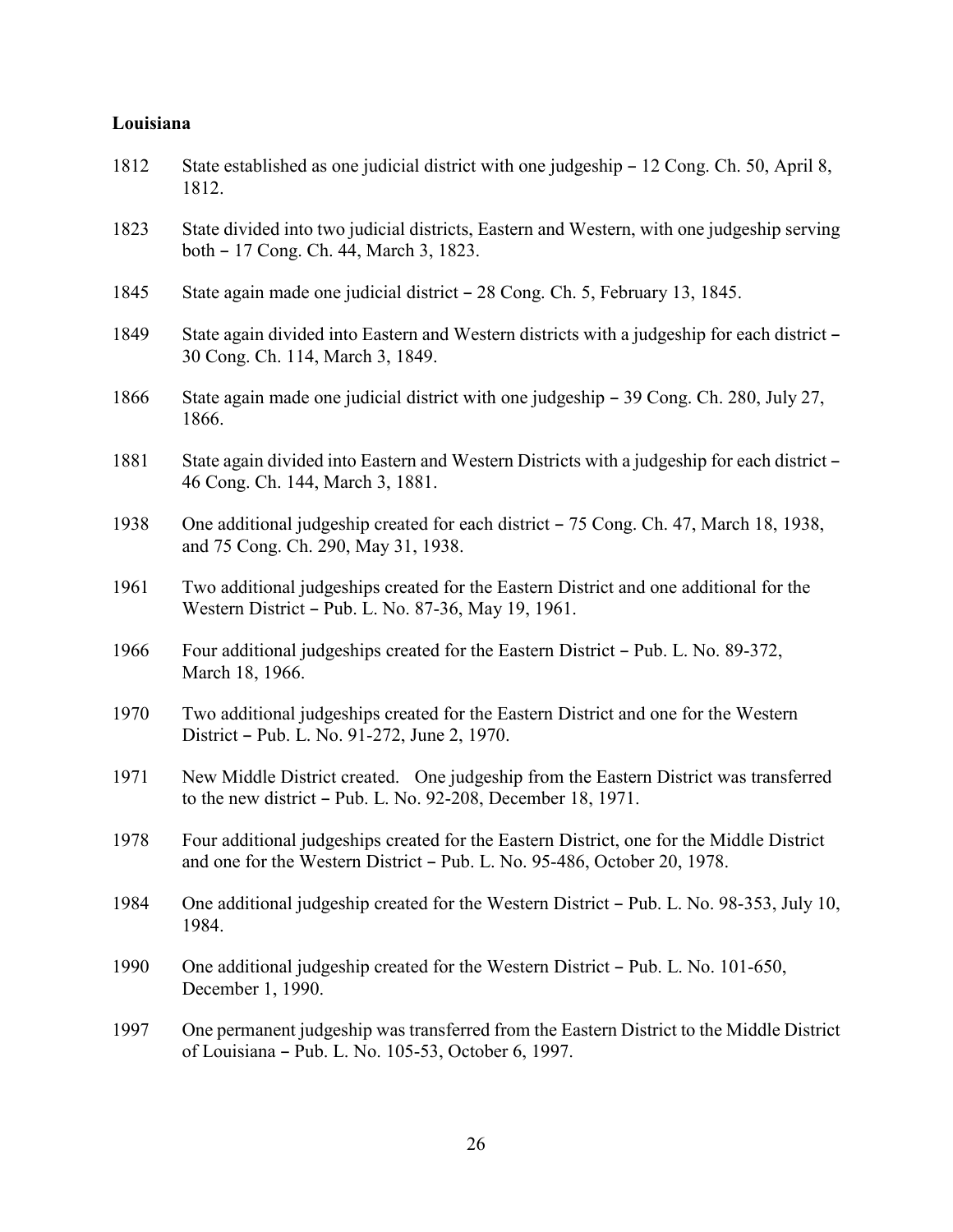**Louisiana**

1812 State established as one judicial district with one judgeship – 12 Cong. Ch. 50, April 8, 1812.

1823 State divided into two judicial districts, Eastern and Western, with one judgeship serving both – 17 Cong. Ch. 44, March 3, 1823.

1845 State again made one judicial district – 28 Cong. Ch. 5, February 13, 1845.

1849 State again divided into Eastern and Western districts with a judgeship for each district – 30 Cong. Ch. 114, March 3, 1849.

1866 State again made one judicial district with one judgeship – 39 Cong. Ch. 280, July 27, 1866.

1881 State again divided into Eastern and Western Districts with a judgeship for each district – 46 Cong. Ch. 144, March 3, 1881.

1938 One additional judgeship created for each district – 75 Cong. Ch. 47, March 18, 1938, and 75 Cong. Ch. 290, May 31, 1938.

1961 Two additional judgeships created for the Eastern District and one additional for the Western District – Pub. L. No. 87-36, May 19, 1961.

1966 Four additional judgeships created for the Eastern District – Pub. L. No. 89-372, March 18, 1966.

1970 Two additional judgeships created for the Eastern District and one for the Western District – Pub. L. No. 91-272, June 2, 1970.

1971 New Middle District created. One judgeship from the Eastern District was transferred to the new district – Pub. L. No. 92-208, December 18, 1971.

1978 Four additional judgeships created for the Eastern District, one for the Middle District and one for the Western District – Pub. L. No. 95-486, October 20, 1978.

1984 One additional judgeship created for the Western District – Pub. L. No. 98-353, July 10, 1984.

1990 One additional judgeship created for the Western District – Pub. L. No. 101-650, December 1, 1990.

1997 One permanent judgeship was transferred from the Eastern District to the Middle District of Louisiana – Pub. L. No. 105-53, October 6, 1997.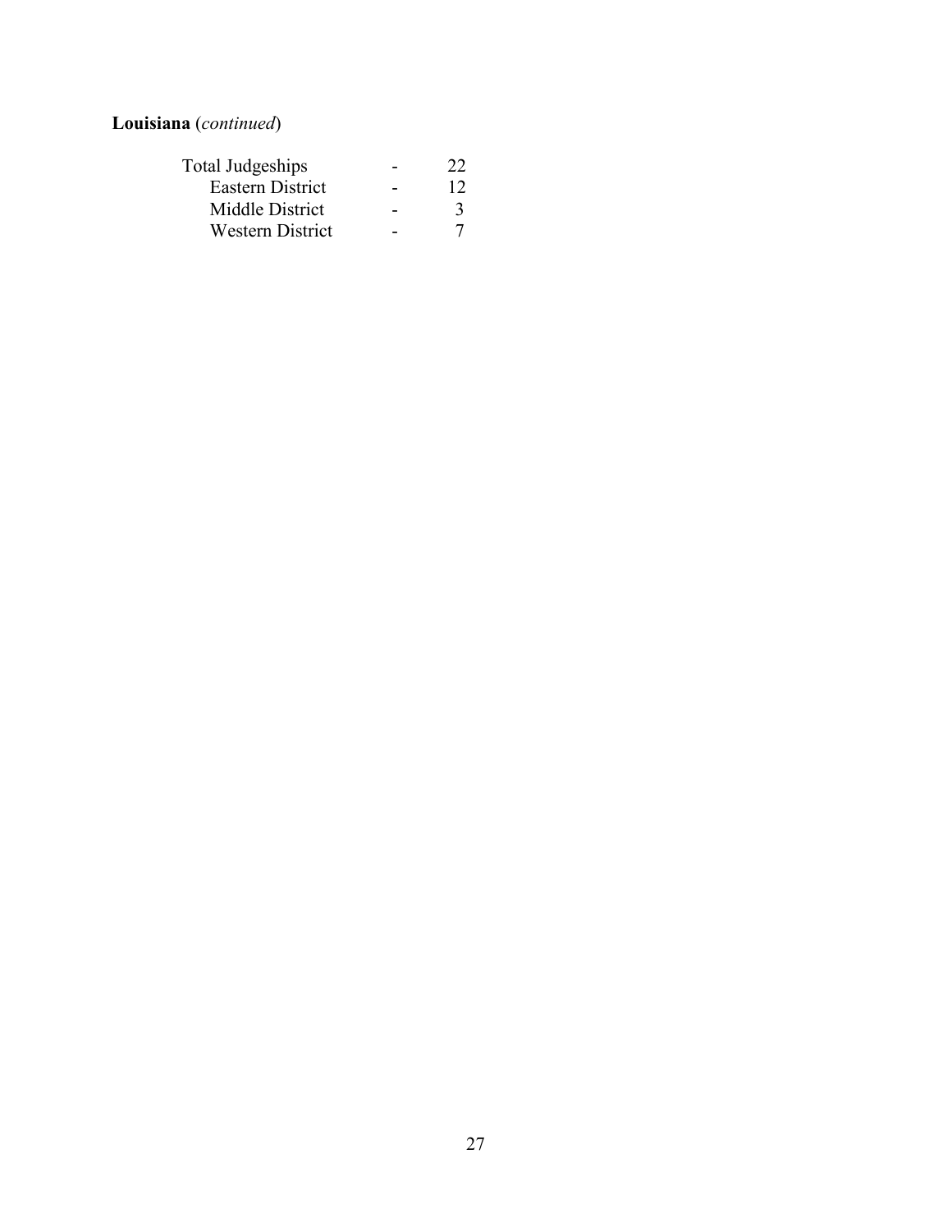**Louisiana** (*continued*)

| | | |
|---|---|---|
| Total Judgeships | - | 22 |
| Eastern District | - | 12 |
| Middle District | - | 3 |
| Western District | - | 7 |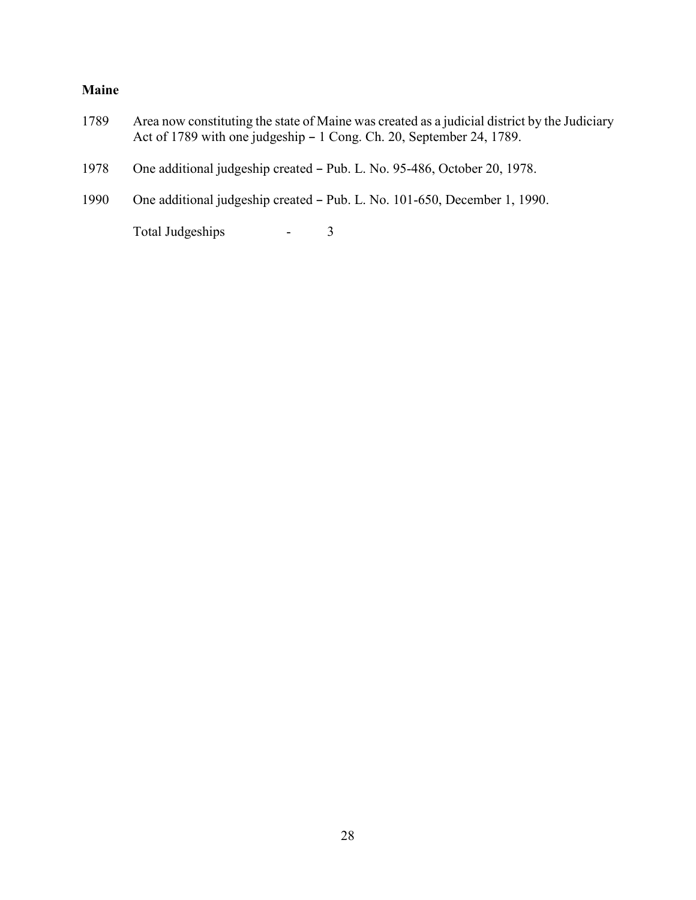**Maine**

1789 Area now constituting the state of Maine was created as a judicial district by the Judiciary Act of 1789 with one judgeship – 1 Cong. Ch. 20, September 24, 1789.

1978 One additional judgeship created – Pub. L. No. 95-486, October 20, 1978.

1990 One additional judgeship created – Pub. L. No. 101-650, December 1, 1990.

Total Judgeships - 3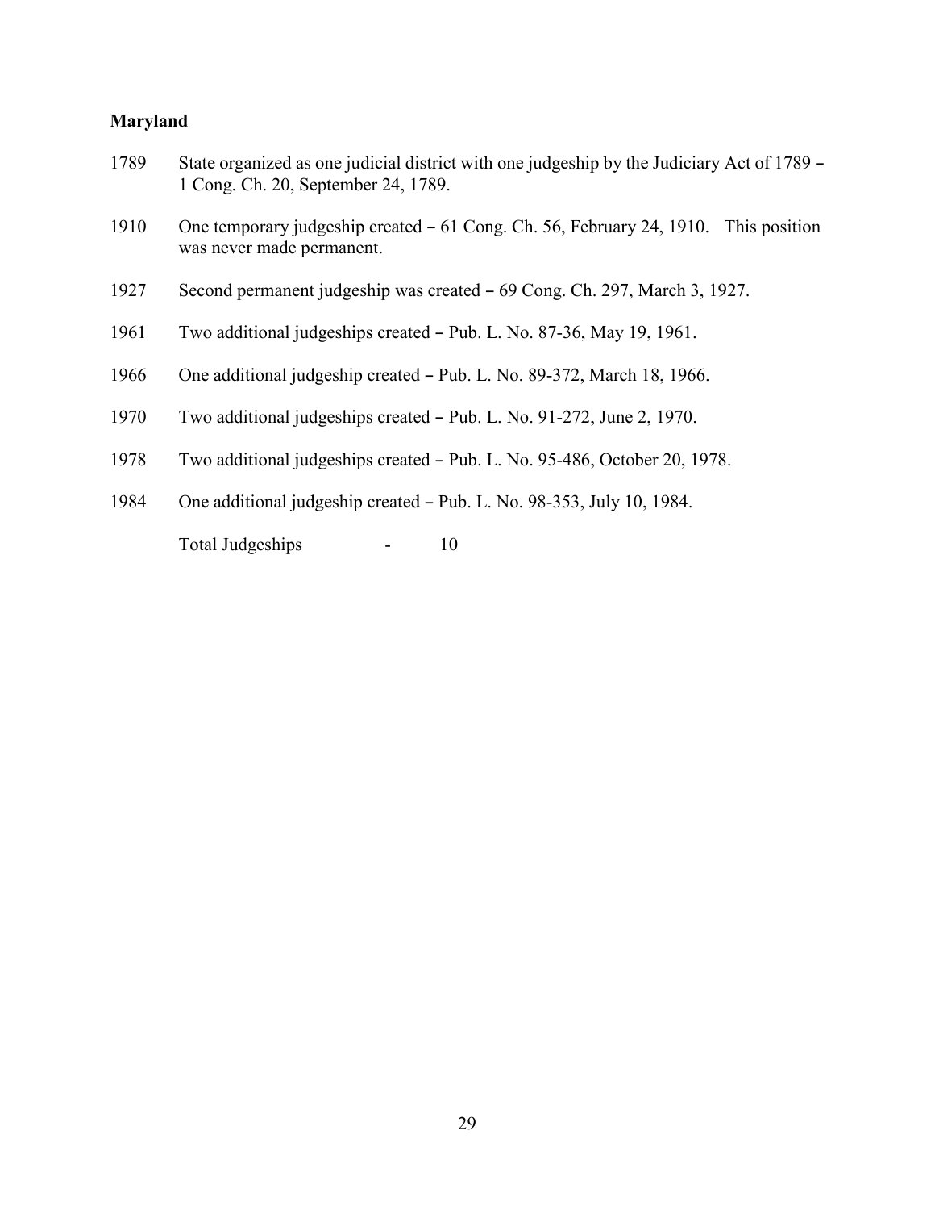**Maryland**

1789 State organized as one judicial district with one judgeship by the Judiciary Act of 1789 – 1 Cong. Ch. 20, September 24, 1789.

1910 One temporary judgeship created – 61 Cong. Ch. 56, February 24, 1910. This position was never made permanent.

1927 Second permanent judgeship was created – 69 Cong. Ch. 297, March 3, 1927.

1961 Two additional judgeships created – Pub. L. No. 87-36, May 19, 1961.

1966 One additional judgeship created – Pub. L. No. 89-372, March 18, 1966.

1970 Two additional judgeships created – Pub. L. No. 91-272, June 2, 1970.

1978 Two additional judgeships created – Pub. L. No. 95-486, October 20, 1978.

1984 One additional judgeship created – Pub. L. No. 98-353, July 10, 1984.

Total Judgeships - 10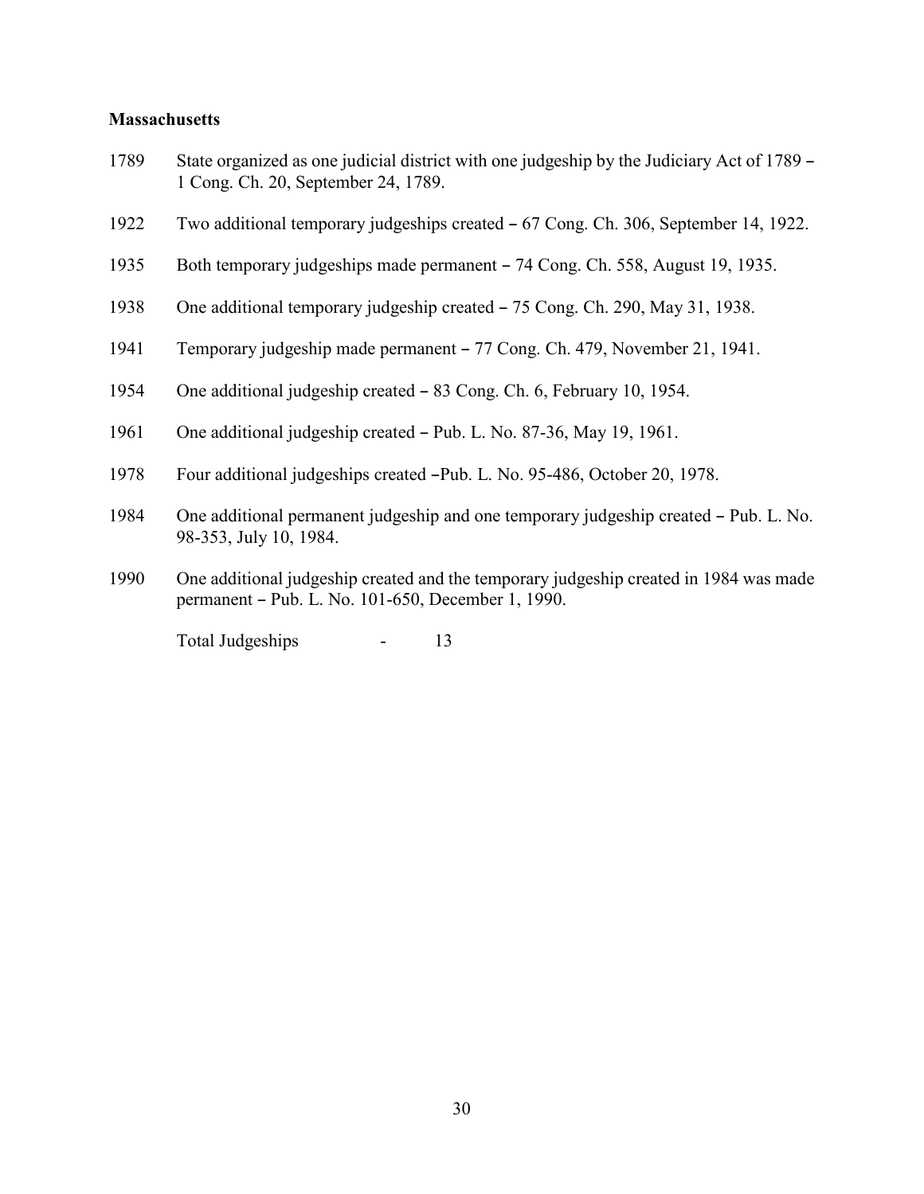**Massachusetts**

1789 State organized as one judicial district with one judgeship by the Judiciary Act of 1789 – 1 Cong. Ch. 20, September 24, 1789.

1922 Two additional temporary judgeships created – 67 Cong. Ch. 306, September 14, 1922.

1935 Both temporary judgeships made permanent – 74 Cong. Ch. 558, August 19, 1935.

1938 One additional temporary judgeship created – 75 Cong. Ch. 290, May 31, 1938.

1941 Temporary judgeship made permanent – 77 Cong. Ch. 479, November 21, 1941.

1954 One additional judgeship created – 83 Cong. Ch. 6, February 10, 1954.

1961 One additional judgeship created – Pub. L. No. 87-36, May 19, 1961.

1978 Four additional judgeships created –Pub. L. No. 95-486, October 20, 1978.

1984 One additional permanent judgeship and one temporary judgeship created – Pub. L. No. 98-353, July 10, 1984.

1990 One additional judgeship created and the temporary judgeship created in 1984 was made permanent – Pub. L. No. 101-650, December 1, 1990.

Total Judgeships - 13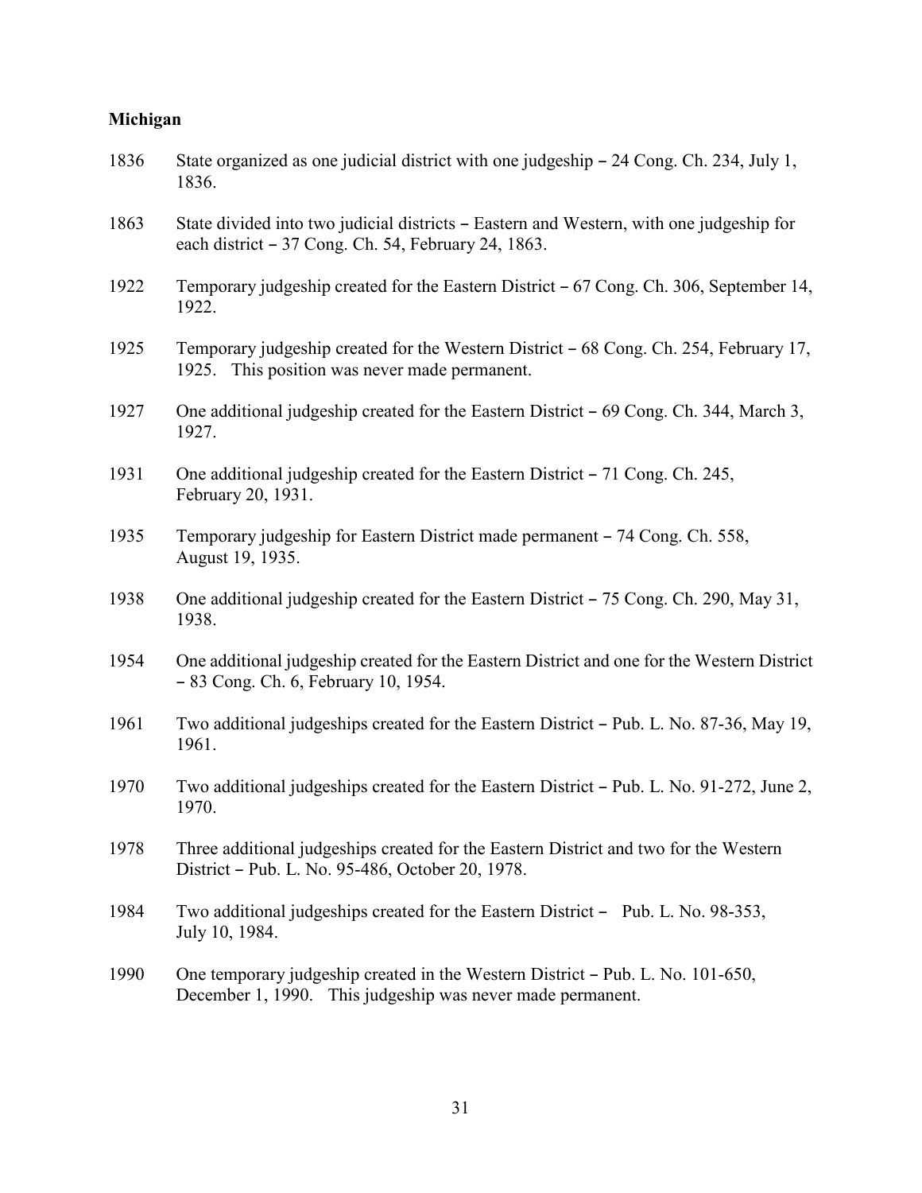**Michigan**

1836 State organized as one judicial district with one judgeship – 24 Cong. Ch. 234, July 1, 1836.

1863 State divided into two judicial districts – Eastern and Western, with one judgeship for each district – 37 Cong. Ch. 54, February 24, 1863.

1922 Temporary judgeship created for the Eastern District – 67 Cong. Ch. 306, September 14, 1922.

1925 Temporary judgeship created for the Western District – 68 Cong. Ch. 254, February 17, 1925. This position was never made permanent.

1927 One additional judgeship created for the Eastern District – 69 Cong. Ch. 344, March 3, 1927.

1931 One additional judgeship created for the Eastern District – 71 Cong. Ch. 245, February 20, 1931.

1935 Temporary judgeship for Eastern District made permanent – 74 Cong. Ch. 558, August 19, 1935.

1938 One additional judgeship created for the Eastern District – 75 Cong. Ch. 290, May 31, 1938.

1954 One additional judgeship created for the Eastern District and one for the Western District – 83 Cong. Ch. 6, February 10, 1954.

1961 Two additional judgeships created for the Eastern District – Pub. L. No. 87-36, May 19, 1961.

1970 Two additional judgeships created for the Eastern District – Pub. L. No. 91-272, June 2, 1970.

1978 Three additional judgeships created for the Eastern District and two for the Western District – Pub. L. No. 95-486, October 20, 1978.

1984 Two additional judgeships created for the Eastern District – Pub. L. No. 98-353, July 10, 1984.

1990 One temporary judgeship created in the Western District – Pub. L. No. 101-650, December 1, 1990. This judgeship was never made permanent.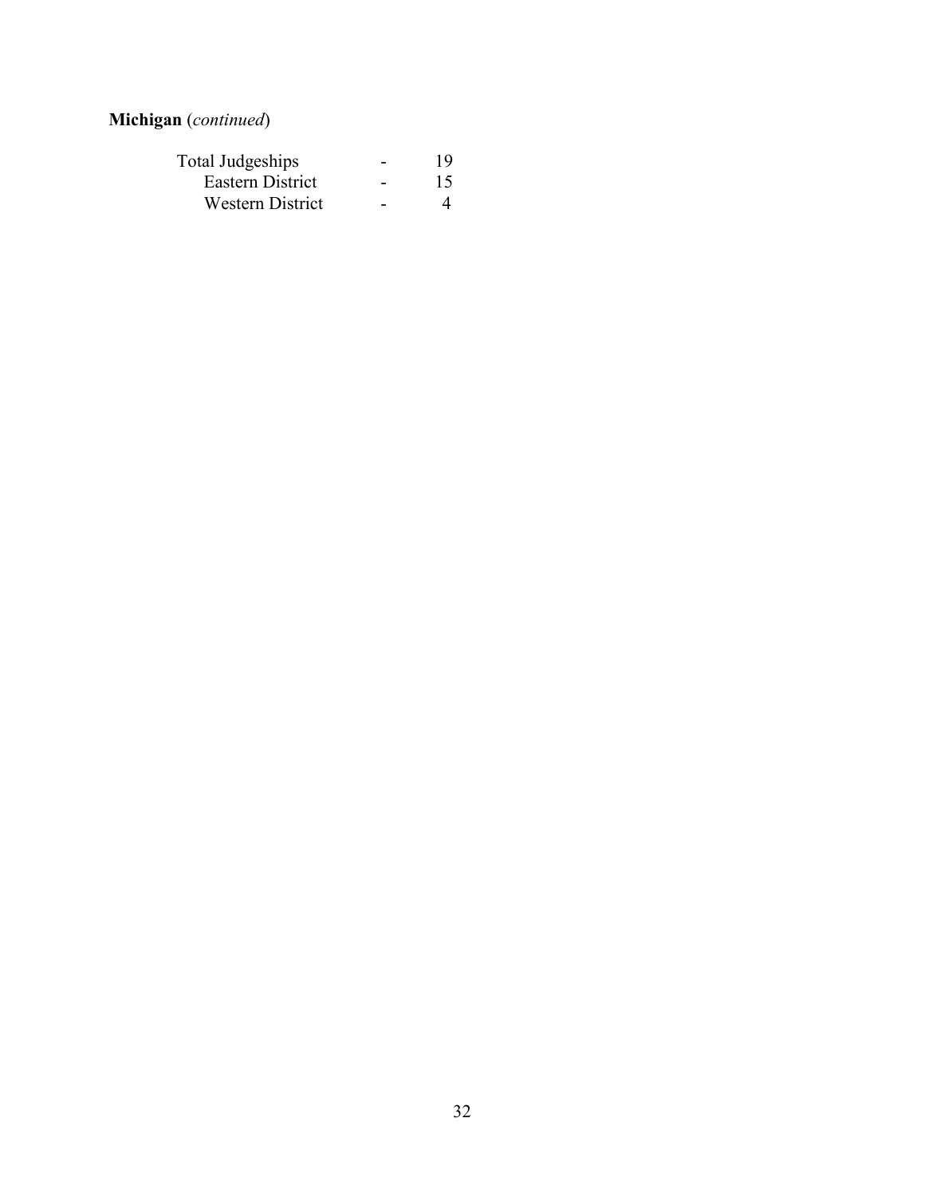**Michigan** (*continued*)

| | | |
|---|---|---|
| Total Judgeships | - | 19 |
| Eastern District | - | 15 |
| Western District | - | 4 |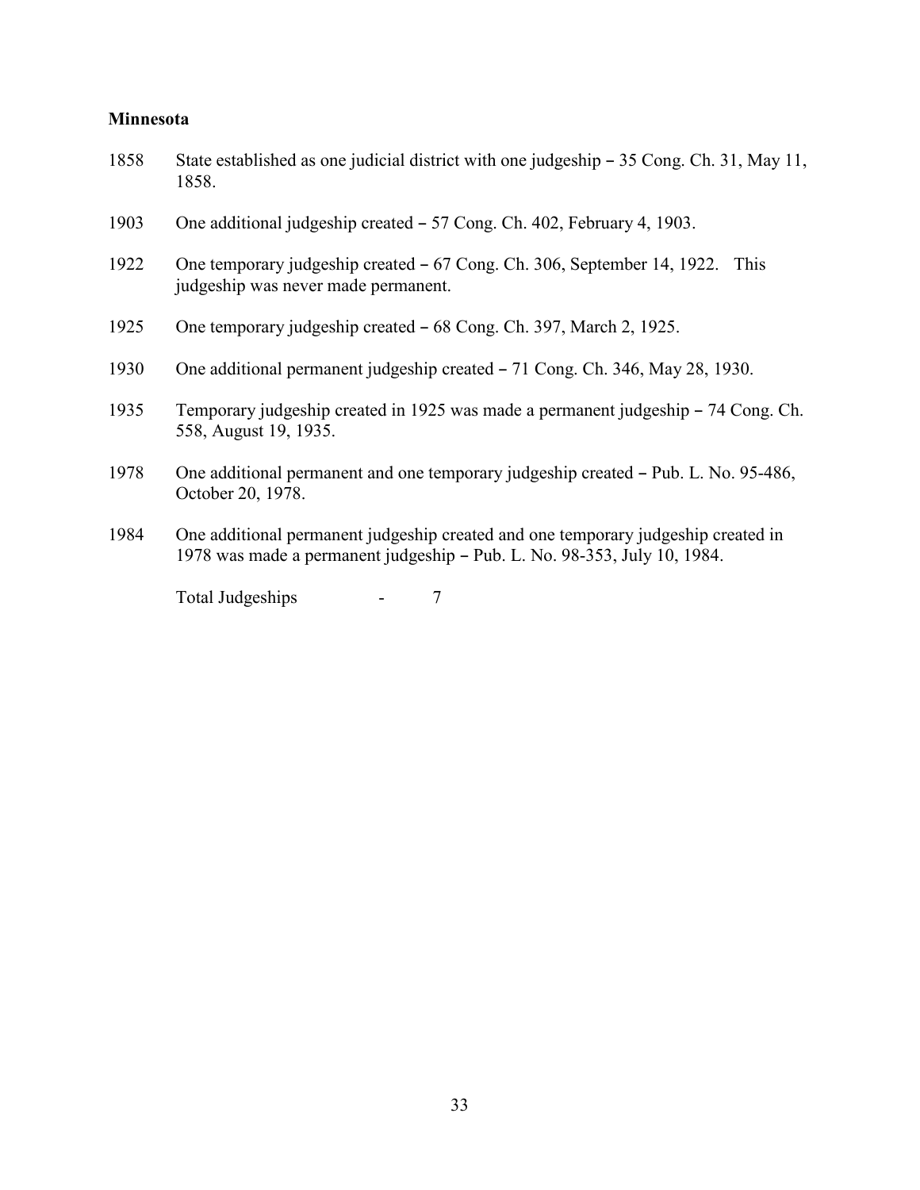**Minnesota**

1858 State established as one judicial district with one judgeship – 35 Cong. Ch. 31, May 11, 1858.

1903 One additional judgeship created – 57 Cong. Ch. 402, February 4, 1903.

1922 One temporary judgeship created – 67 Cong. Ch. 306, September 14, 1922. This judgeship was never made permanent.

1925 One temporary judgeship created – 68 Cong. Ch. 397, March 2, 1925.

1930 One additional permanent judgeship created – 71 Cong. Ch. 346, May 28, 1930.

1935 Temporary judgeship created in 1925 was made a permanent judgeship – 74 Cong. Ch. 558, August 19, 1935.

1978 One additional permanent and one temporary judgeship created – Pub. L. No. 95-486, October 20, 1978.

1984 One additional permanent judgeship created and one temporary judgeship created in 1978 was made a permanent judgeship – Pub. L. No. 98-353, July 10, 1984.

Total Judgeships - 7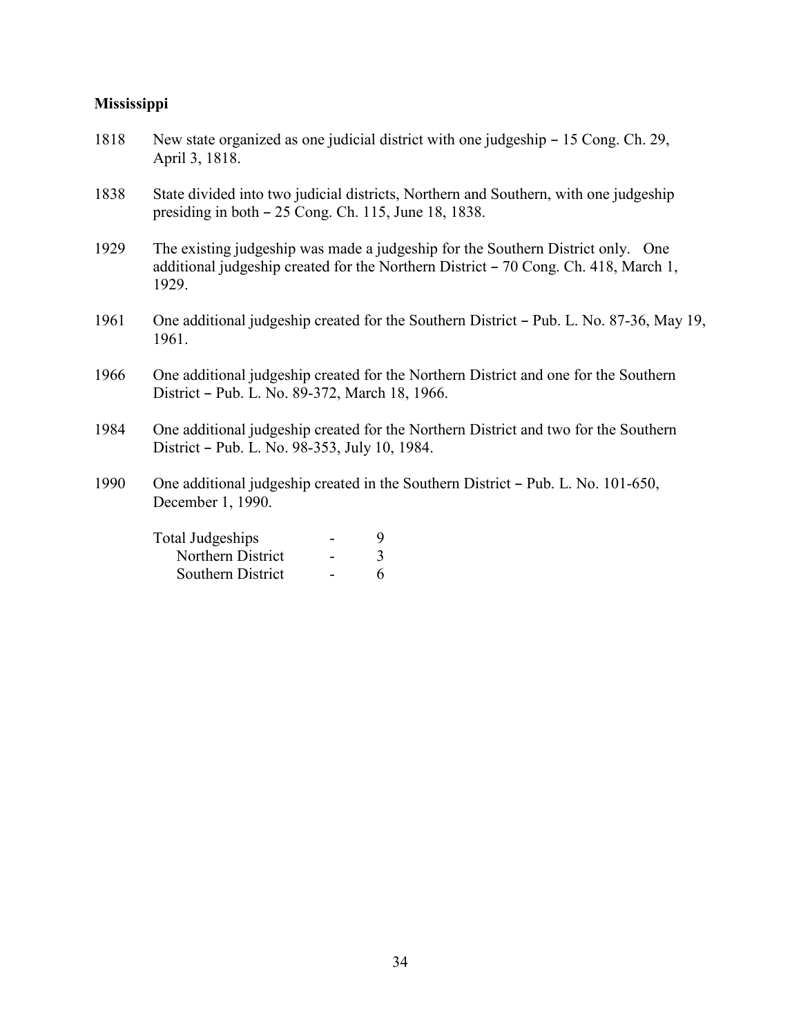**Mississippi**

1818 New state organized as one judicial district with one judgeship – 15 Cong. Ch. 29, April 3, 1818.

1838 State divided into two judicial districts, Northern and Southern, with one judgeship presiding in both – 25 Cong. Ch. 115, June 18, 1838.

1929 The existing judgeship was made a judgeship for the Southern District only. One additional judgeship created for the Northern District – 70 Cong. Ch. 418, March 1, 1929.

1961 One additional judgeship created for the Southern District – Pub. L. No. 87-36, May 19, 1961.

1966 One additional judgeship created for the Northern District and one for the Southern District – Pub. L. No. 89-372, March 18, 1966.

1984 One additional judgeship created for the Northern District and two for the Southern District – Pub. L. No. 98-353, July 10, 1984.

1990 One additional judgeship created in the Southern District – Pub. L. No. 101-650, December 1, 1990.

| | | |
|---|---|---|
| Total Judgeships | - | 9 |
| Northern District | - | 3 |
| Southern District | - | 6 |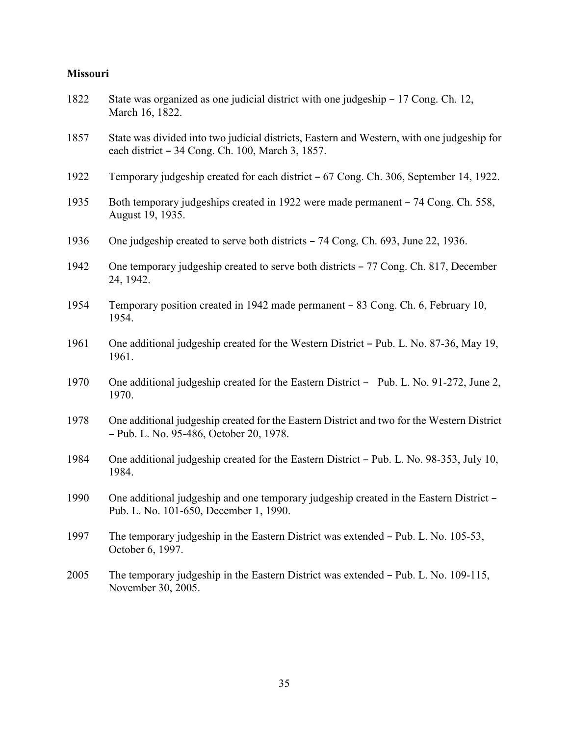**Missouri**

1822 State was organized as one judicial district with one judgeship – 17 Cong. Ch. 12, March 16, 1822.

1857 State was divided into two judicial districts, Eastern and Western, with one judgeship for each district – 34 Cong. Ch. 100, March 3, 1857.

1922 Temporary judgeship created for each district – 67 Cong. Ch. 306, September 14, 1922.

1935 Both temporary judgeships created in 1922 were made permanent – 74 Cong. Ch. 558, August 19, 1935.

1936 One judgeship created to serve both districts – 74 Cong. Ch. 693, June 22, 1936.

1942 One temporary judgeship created to serve both districts – 77 Cong. Ch. 817, December 24, 1942.

1954 Temporary position created in 1942 made permanent – 83 Cong. Ch. 6, February 10, 1954.

1961 One additional judgeship created for the Western District – Pub. L. No. 87-36, May 19, 1961.

1970 One additional judgeship created for the Eastern District – Pub. L. No. 91-272, June 2, 1970.

1978 One additional judgeship created for the Eastern District and two for the Western District – Pub. L. No. 95-486, October 20, 1978.

1984 One additional judgeship created for the Eastern District – Pub. L. No. 98-353, July 10, 1984.

1990 One additional judgeship and one temporary judgeship created in the Eastern District – Pub. L. No. 101-650, December 1, 1990.

1997 The temporary judgeship in the Eastern District was extended – Pub. L. No. 105-53, October 6, 1997.

2005 The temporary judgeship in the Eastern District was extended – Pub. L. No. 109-115, November 30, 2005.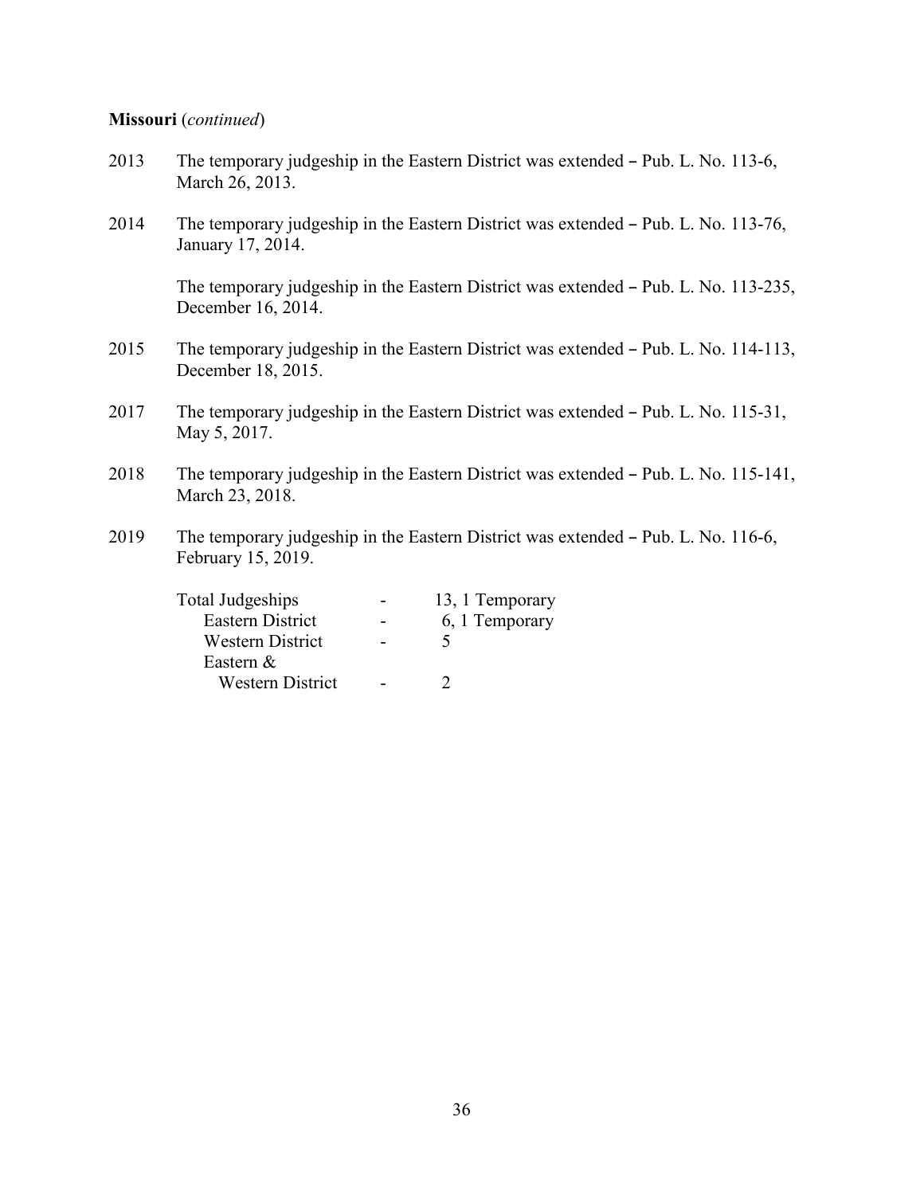**Missouri** (*continued*)

2013 The temporary judgeship in the Eastern District was extended – Pub. L. No. 113-6, March 26, 2013.

2014 The temporary judgeship in the Eastern District was extended – Pub. L. No. 113-76, January 17, 2014.

The temporary judgeship in the Eastern District was extended – Pub. L. No. 113-235, December 16, 2014.

2015 The temporary judgeship in the Eastern District was extended – Pub. L. No. 114-113, December 18, 2015.

2017 The temporary judgeship in the Eastern District was extended – Pub. L. No. 115-31, May 5, 2017.

2018 The temporary judgeship in the Eastern District was extended – Pub. L. No. 115-141, March 23, 2018.

2019 The temporary judgeship in the Eastern District was extended – Pub. L. No. 116-6, February 15, 2019.

| | | |
|---|---|---|
| Total Judgeships | - | 13, 1 Temporary |
| Eastern District | - | 6, 1 Temporary |
| Western District | - | 5 |
| Eastern & Western District | - | 2 |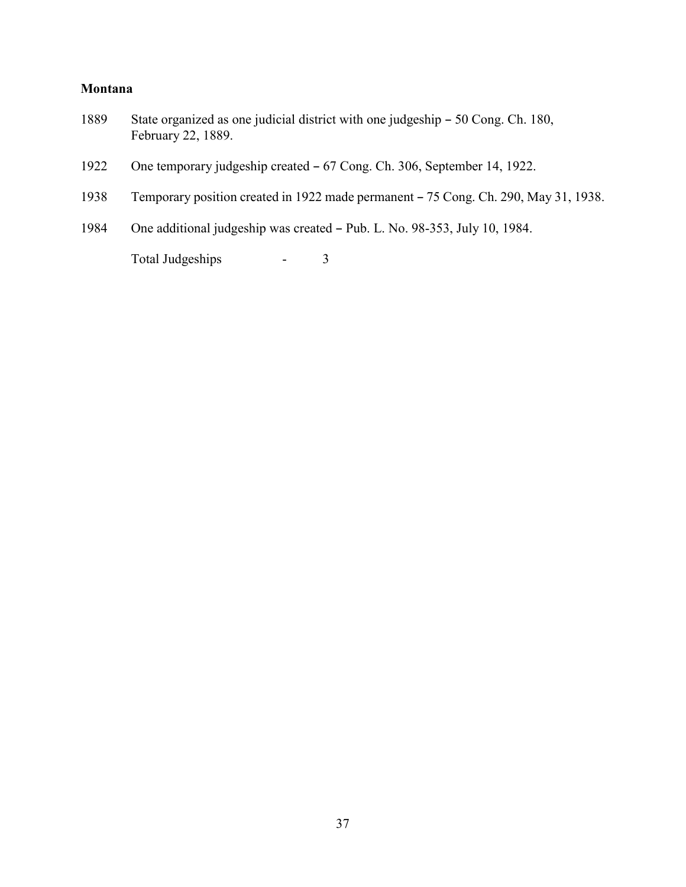**Montana**

1889 State organized as one judicial district with one judgeship – 50 Cong. Ch. 180, February 22, 1889.

1922 One temporary judgeship created – 67 Cong. Ch. 306, September 14, 1922.

1938 Temporary position created in 1922 made permanent – 75 Cong. Ch. 290, May 31, 1938.

1984 One additional judgeship was created – Pub. L. No. 98-353, July 10, 1984.

Total Judgeships - 3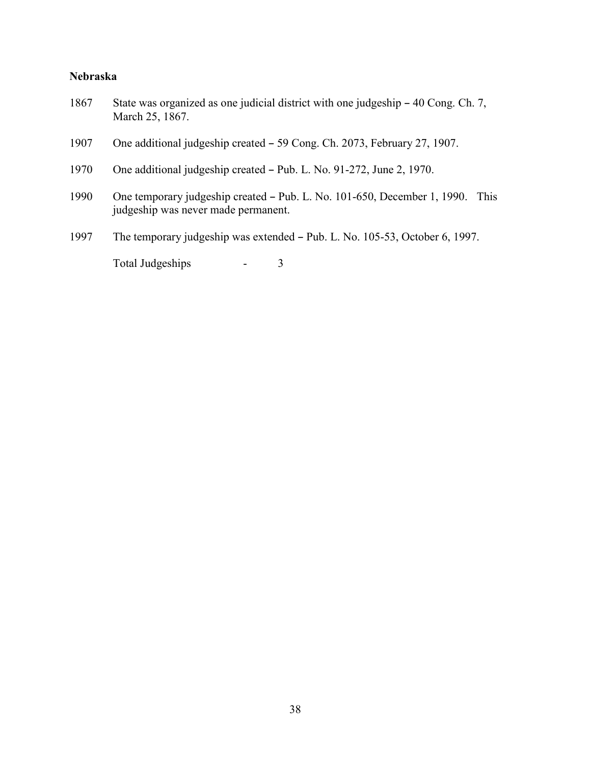**Nebraska**

1867 State was organized as one judicial district with one judgeship – 40 Cong. Ch. 7, March 25, 1867.

1907 One additional judgeship created – 59 Cong. Ch. 2073, February 27, 1907.

1970 One additional judgeship created – Pub. L. No. 91-272, June 2, 1970.

1990 One temporary judgeship created – Pub. L. No. 101-650, December 1, 1990. This judgeship was never made permanent.

1997 The temporary judgeship was extended – Pub. L. No. 105-53, October 6, 1997.

Total Judgeships - 3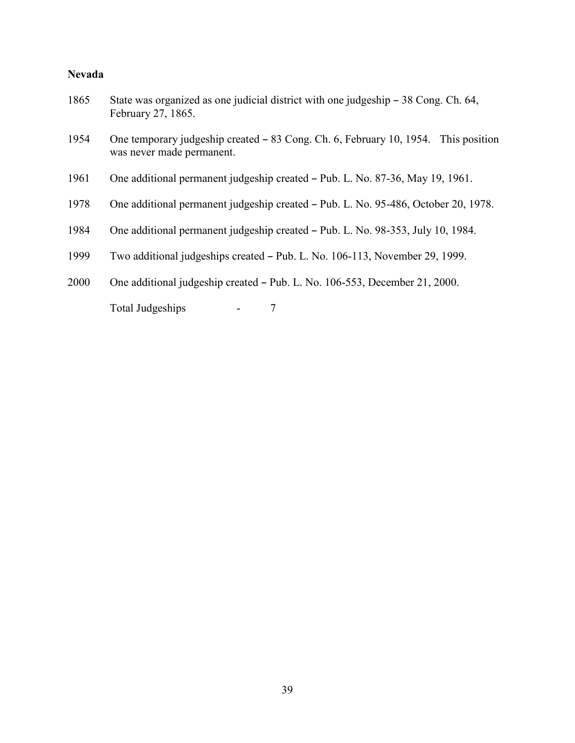## Nevada

1865 State was organized as one judicial district with one judgeship – 38 Cong. Ch. 64, February 27, 1865.

1954 One temporary judgeship created – 83 Cong. Ch. 6, February 10, 1954. This position was never made permanent.

1961 One additional permanent judgeship created – Pub. L. No. 87-36, May 19, 1961.

1978 One additional permanent judgeship created – Pub. L. No. 95-486, October 20, 1978.

1984 One additional permanent judgeship created – Pub. L. No. 98-353, July 10, 1984.

1999 Two additional judgeships created – Pub. L. No. 106-113, November 29, 1999.

2000 One additional judgeship created – Pub. L. No. 106-553, December 21, 2000.

Total Judgeships - 7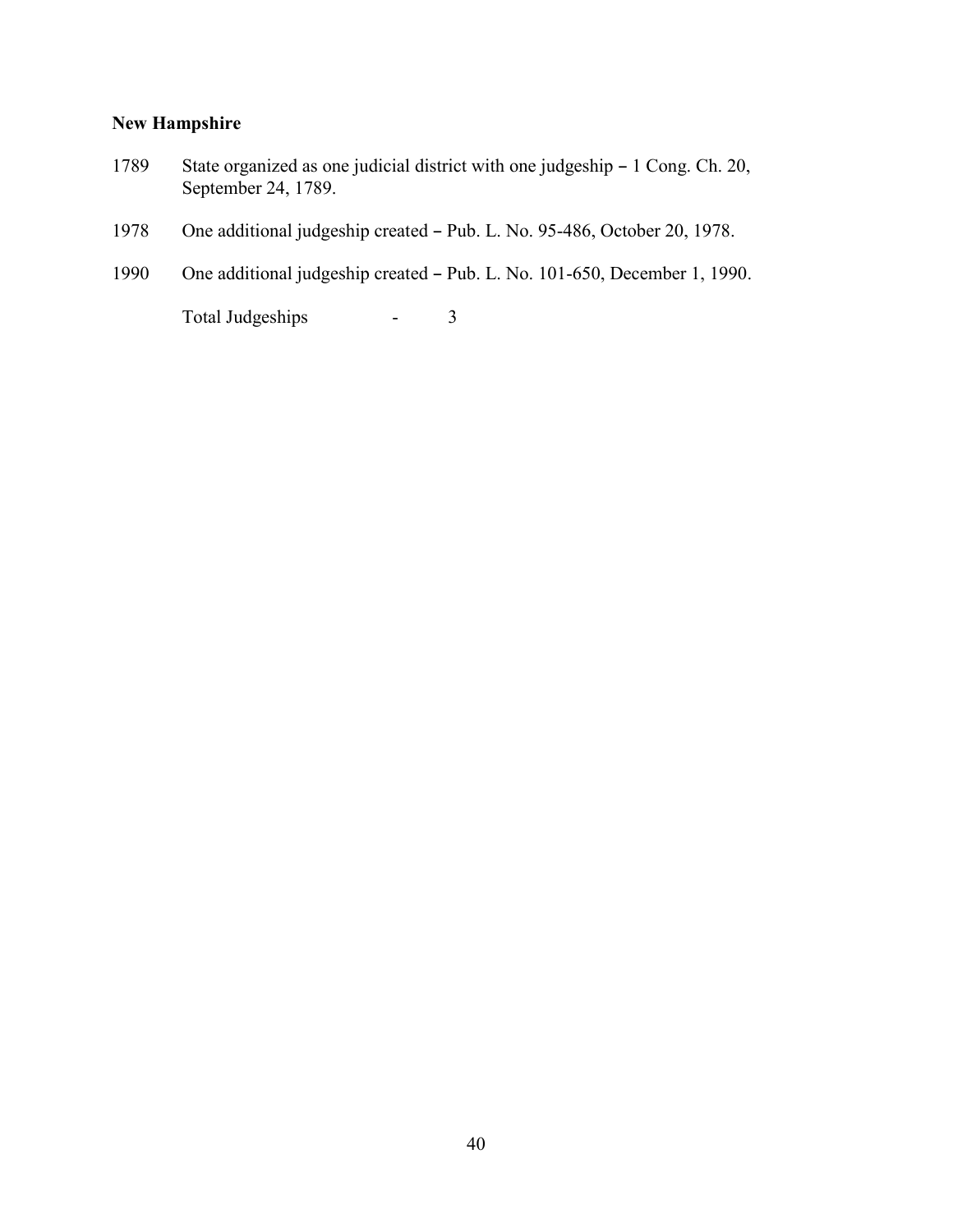**New Hampshire**

1789 State organized as one judicial district with one judgeship – 1 Cong. Ch. 20, September 24, 1789.

1978 One additional judgeship created – Pub. L. No. 95-486, October 20, 1978.

1990 One additional judgeship created – Pub. L. No. 101-650, December 1, 1990.

Total Judgeships - 3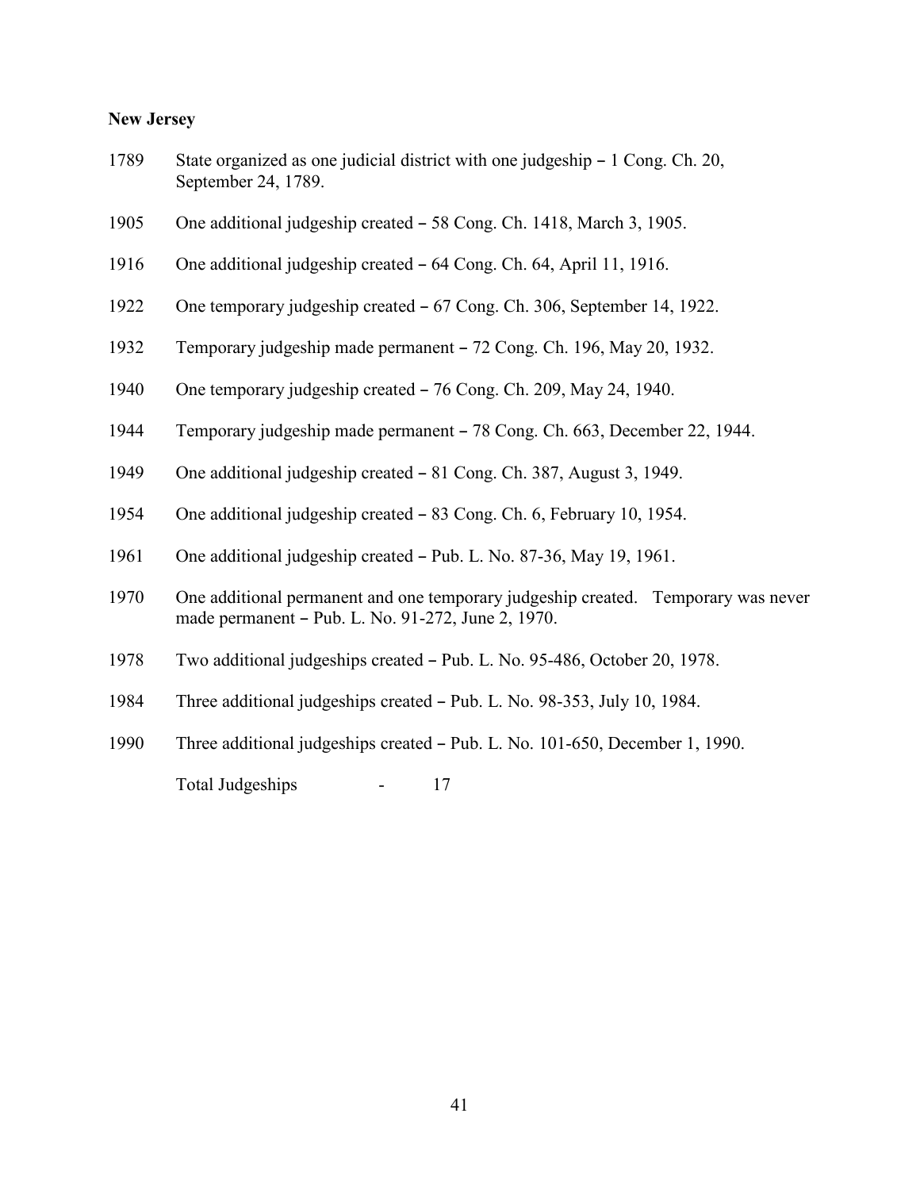**New Jersey**

1789 State organized as one judicial district with one judgeship – 1 Cong. Ch. 20, September 24, 1789.

1905 One additional judgeship created – 58 Cong. Ch. 1418, March 3, 1905.

1916 One additional judgeship created – 64 Cong. Ch. 64, April 11, 1916.

1922 One temporary judgeship created – 67 Cong. Ch. 306, September 14, 1922.

1932 Temporary judgeship made permanent – 72 Cong. Ch. 196, May 20, 1932.

1940 One temporary judgeship created – 76 Cong. Ch. 209, May 24, 1940.

1944 Temporary judgeship made permanent – 78 Cong. Ch. 663, December 22, 1944.

1949 One additional judgeship created – 81 Cong. Ch. 387, August 3, 1949.

1954 One additional judgeship created – 83 Cong. Ch. 6, February 10, 1954.

1961 One additional judgeship created – Pub. L. No. 87-36, May 19, 1961.

1970 One additional permanent and one temporary judgeship created. Temporary was never made permanent – Pub. L. No. 91-272, June 2, 1970.

1978 Two additional judgeships created – Pub. L. No. 95-486, October 20, 1978.

1984 Three additional judgeships created – Pub. L. No. 98-353, July 10, 1984.

1990 Three additional judgeships created – Pub. L. No. 101-650, December 1, 1990.

Total Judgeships - 17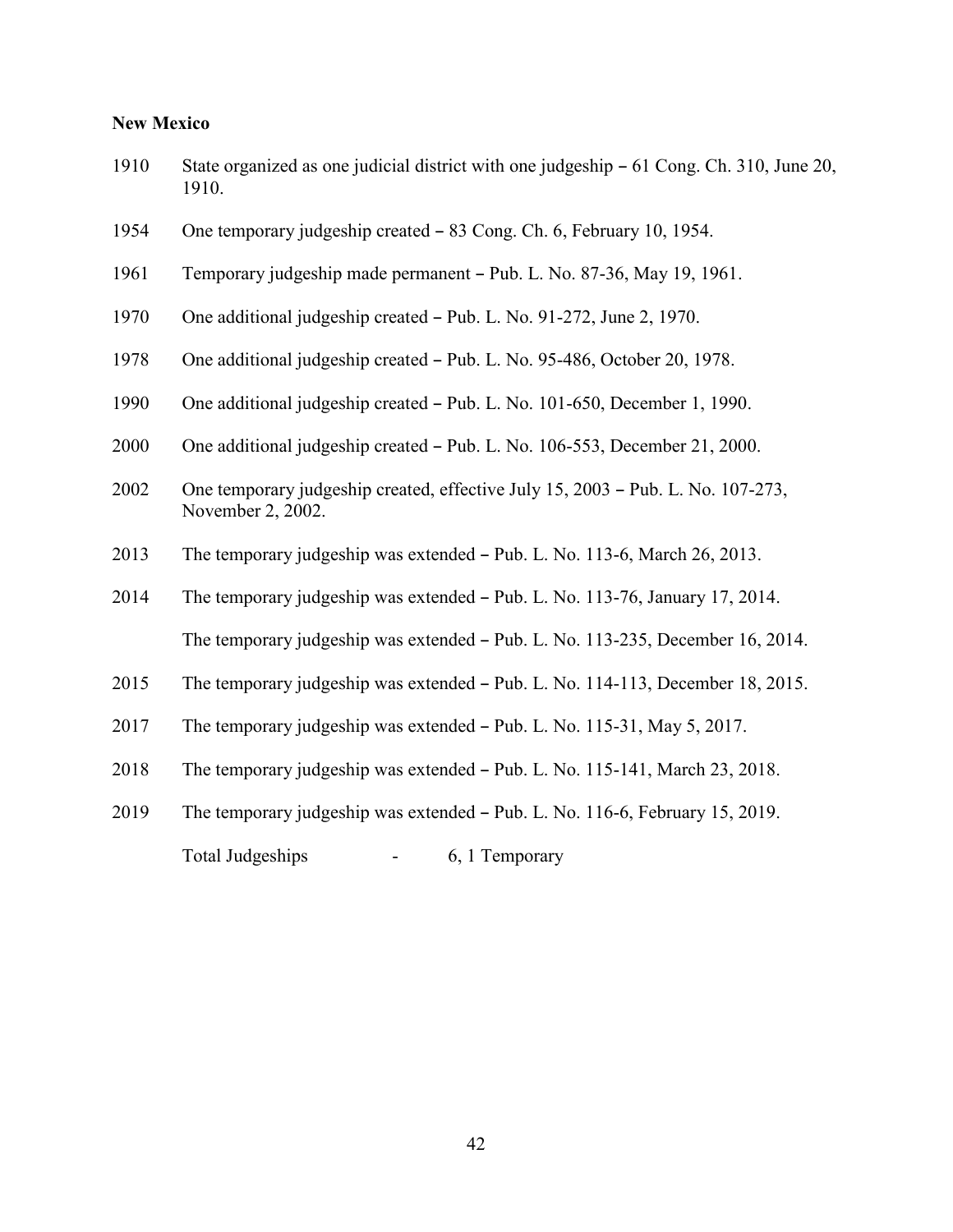**New Mexico**

1910 State organized as one judicial district with one judgeship – 61 Cong. Ch. 310, June 20, 1910.

1954 One temporary judgeship created – 83 Cong. Ch. 6, February 10, 1954.

1961 Temporary judgeship made permanent – Pub. L. No. 87-36, May 19, 1961.

1970 One additional judgeship created – Pub. L. No. 91-272, June 2, 1970.

1978 One additional judgeship created – Pub. L. No. 95-486, October 20, 1978.

1990 One additional judgeship created – Pub. L. No. 101-650, December 1, 1990.

2000 One additional judgeship created – Pub. L. No. 106-553, December 21, 2000.

2002 One temporary judgeship created, effective July 15, 2003 – Pub. L. No. 107-273, November 2, 2002.

2013 The temporary judgeship was extended – Pub. L. No. 113-6, March 26, 2013.

2014 The temporary judgeship was extended – Pub. L. No. 113-76, January 17, 2014.

The temporary judgeship was extended – Pub. L. No. 113-235, December 16, 2014.

2015 The temporary judgeship was extended – Pub. L. No. 114-113, December 18, 2015.

2017 The temporary judgeship was extended – Pub. L. No. 115-31, May 5, 2017.

2018 The temporary judgeship was extended – Pub. L. No. 115-141, March 23, 2018.

2019 The temporary judgeship was extended – Pub. L. No. 116-6, February 15, 2019.

Total Judgeships - 6, 1 Temporary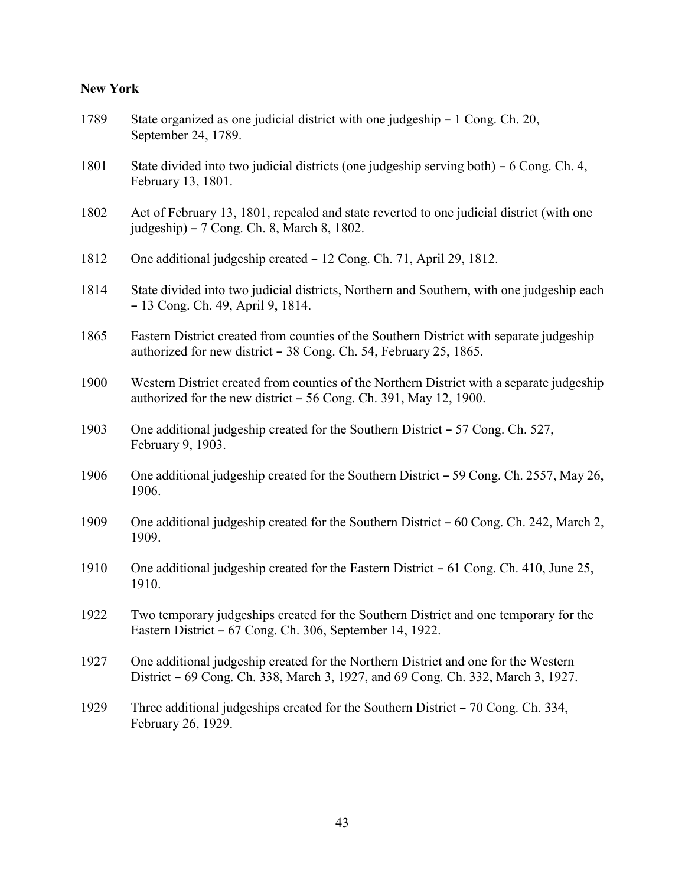**New York**

1789 State organized as one judicial district with one judgeship – 1 Cong. Ch. 20, September 24, 1789.

1801 State divided into two judicial districts (one judgeship serving both) – 6 Cong. Ch. 4, February 13, 1801.

1802 Act of February 13, 1801, repealed and state reverted to one judicial district (with one judgeship) – 7 Cong. Ch. 8, March 8, 1802.

1812 One additional judgeship created – 12 Cong. Ch. 71, April 29, 1812.

1814 State divided into two judicial districts, Northern and Southern, with one judgeship each – 13 Cong. Ch. 49, April 9, 1814.

1865 Eastern District created from counties of the Southern District with separate judgeship authorized for new district – 38 Cong. Ch. 54, February 25, 1865.

1900 Western District created from counties of the Northern District with a separate judgeship authorized for the new district – 56 Cong. Ch. 391, May 12, 1900.

1903 One additional judgeship created for the Southern District – 57 Cong. Ch. 527, February 9, 1903.

1906 One additional judgeship created for the Southern District – 59 Cong. Ch. 2557, May 26, 1906.

1909 One additional judgeship created for the Southern District – 60 Cong. Ch. 242, March 2, 1909.

1910 One additional judgeship created for the Eastern District – 61 Cong. Ch. 410, June 25, 1910.

1922 Two temporary judgeships created for the Southern District and one temporary for the Eastern District – 67 Cong. Ch. 306, September 14, 1922.

1927 One additional judgeship created for the Northern District and one for the Western District – 69 Cong. Ch. 338, March 3, 1927, and 69 Cong. Ch. 332, March 3, 1927.

1929 Three additional judgeships created for the Southern District – 70 Cong. Ch. 334, February 26, 1929.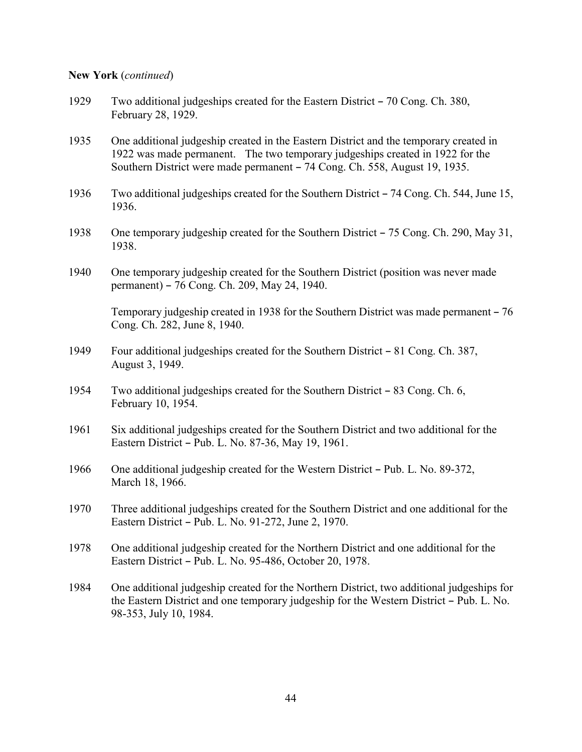**New York** (*continued*)

1929 Two additional judgeships created for the Eastern District – 70 Cong. Ch. 380, February 28, 1929.

1935 One additional judgeship created in the Eastern District and the temporary created in 1922 was made permanent. The two temporary judgeships created in 1922 for the Southern District were made permanent – 74 Cong. Ch. 558, August 19, 1935.

1936 Two additional judgeships created for the Southern District – 74 Cong. Ch. 544, June 15, 1936.

1938 One temporary judgeship created for the Southern District – 75 Cong. Ch. 290, May 31, 1938.

1940 One temporary judgeship created for the Southern District (position was never made permanent) – 76 Cong. Ch. 209, May 24, 1940.

Temporary judgeship created in 1938 for the Southern District was made permanent – 76 Cong. Ch. 282, June 8, 1940.

1949 Four additional judgeships created for the Southern District – 81 Cong. Ch. 387, August 3, 1949.

1954 Two additional judgeships created for the Southern District – 83 Cong. Ch. 6, February 10, 1954.

1961 Six additional judgeships created for the Southern District and two additional for the Eastern District – Pub. L. No. 87-36, May 19, 1961.

1966 One additional judgeship created for the Western District – Pub. L. No. 89-372, March 18, 1966.

1970 Three additional judgeships created for the Southern District and one additional for the Eastern District – Pub. L. No. 91-272, June 2, 1970.

1978 One additional judgeship created for the Northern District and one additional for the Eastern District – Pub. L. No. 95-486, October 20, 1978.

1984 One additional judgeship created for the Northern District, two additional judgeships for the Eastern District and one temporary judgeship for the Western District – Pub. L. No. 98-353, July 10, 1984.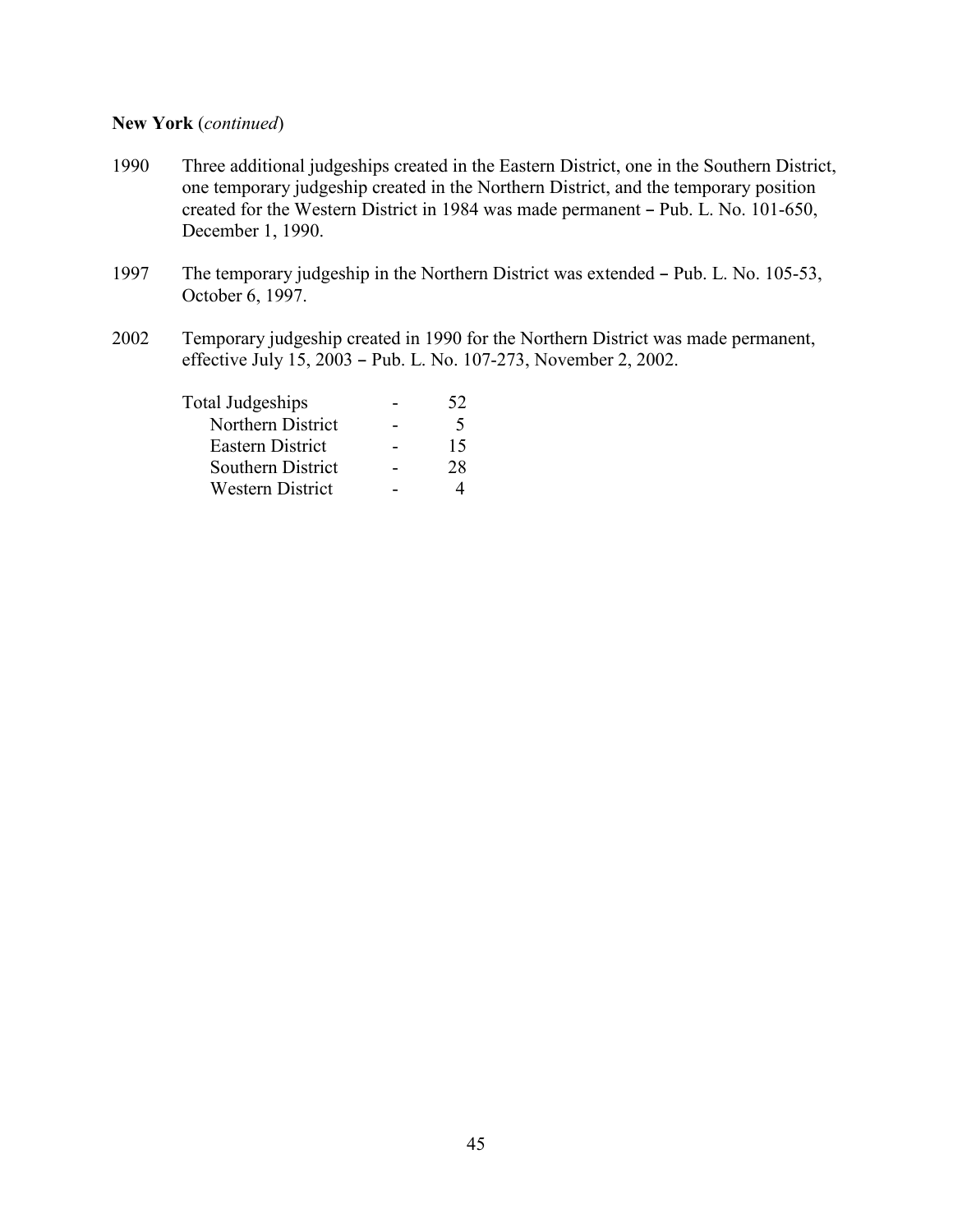**New York** (*continued*)

1990 Three additional judgeships created in the Eastern District, one in the Southern District, one temporary judgeship created in the Northern District, and the temporary position created for the Western District in 1984 was made permanent – Pub. L. No. 101-650, December 1, 1990.

1997 The temporary judgeship in the Northern District was extended – Pub. L. No. 105-53, October 6, 1997.

2002 Temporary judgeship created in 1990 for the Northern District was made permanent, effective July 15, 2003 – Pub. L. No. 107-273, November 2, 2002.

| | | |
|---|---|---|
| Total Judgeships | - | 52 |
| Northern District | - | 5 |
| Eastern District | - | 15 |
| Southern District | - | 28 |
| Western District | - | 4 |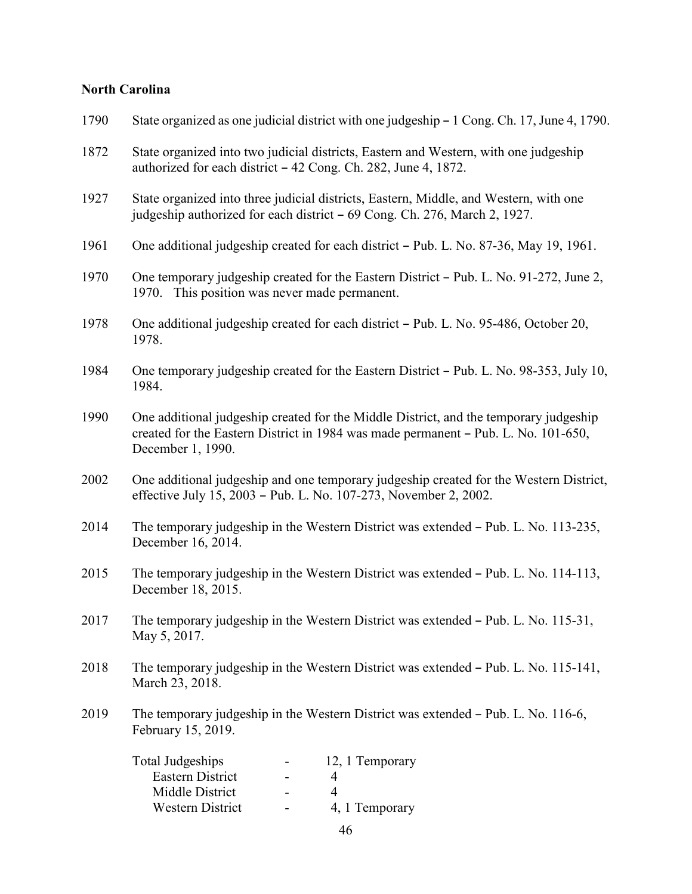**North Carolina**

| | |
|---|---|
| 1790 | State organized as one judicial district with one judgeship – 1 Cong. Ch. 17, June 4, 1790. |
| 1872 | State organized into two judicial districts, Eastern and Western, with one judgeship authorized for each district – 42 Cong. Ch. 282, June 4, 1872. |
| 1927 | State organized into three judicial districts, Eastern, Middle, and Western, with one judgeship authorized for each district – 69 Cong. Ch. 276, March 2, 1927. |
| 1961 | One additional judgeship created for each district – Pub. L. No. 87-36, May 19, 1961. |
| 1970 | One temporary judgeship created for the Eastern District – Pub. L. No. 91-272, June 2, 1970. This position was never made permanent. |
| 1978 | One additional judgeship created for each district – Pub. L. No. 95-486, October 20, 1978. |
| 1984 | One temporary judgeship created for the Eastern District – Pub. L. No. 98-353, July 10, 1984. |
| 1990 | One additional judgeship created for the Middle District, and the temporary judgeship created for the Eastern District in 1984 was made permanent – Pub. L. No. 101-650, December 1, 1990. |
| 2002 | One additional judgeship and one temporary judgeship created for the Western District, effective July 15, 2003 – Pub. L. No. 107-273, November 2, 2002. |
| 2014 | The temporary judgeship in the Western District was extended – Pub. L. No. 113-235, December 16, 2014. |
| 2015 | The temporary judgeship in the Western District was extended – Pub. L. No. 114-113, December 18, 2015. |
| 2017 | The temporary judgeship in the Western District was extended – Pub. L. No. 115-31, May 5, 2017. |
| 2018 | The temporary judgeship in the Western District was extended – Pub. L. No. 115-141, March 23, 2018. |
| 2019 | The temporary judgeship in the Western District was extended – Pub. L. No. 116-6, February 15, 2019. |

| | | |
|---|---|---|
| Total Judgeships | - | 12, 1 Temporary |
| Eastern District | - | 4 |
| Middle District | - | 4 |
| Western District | - | 4, 1 Temporary |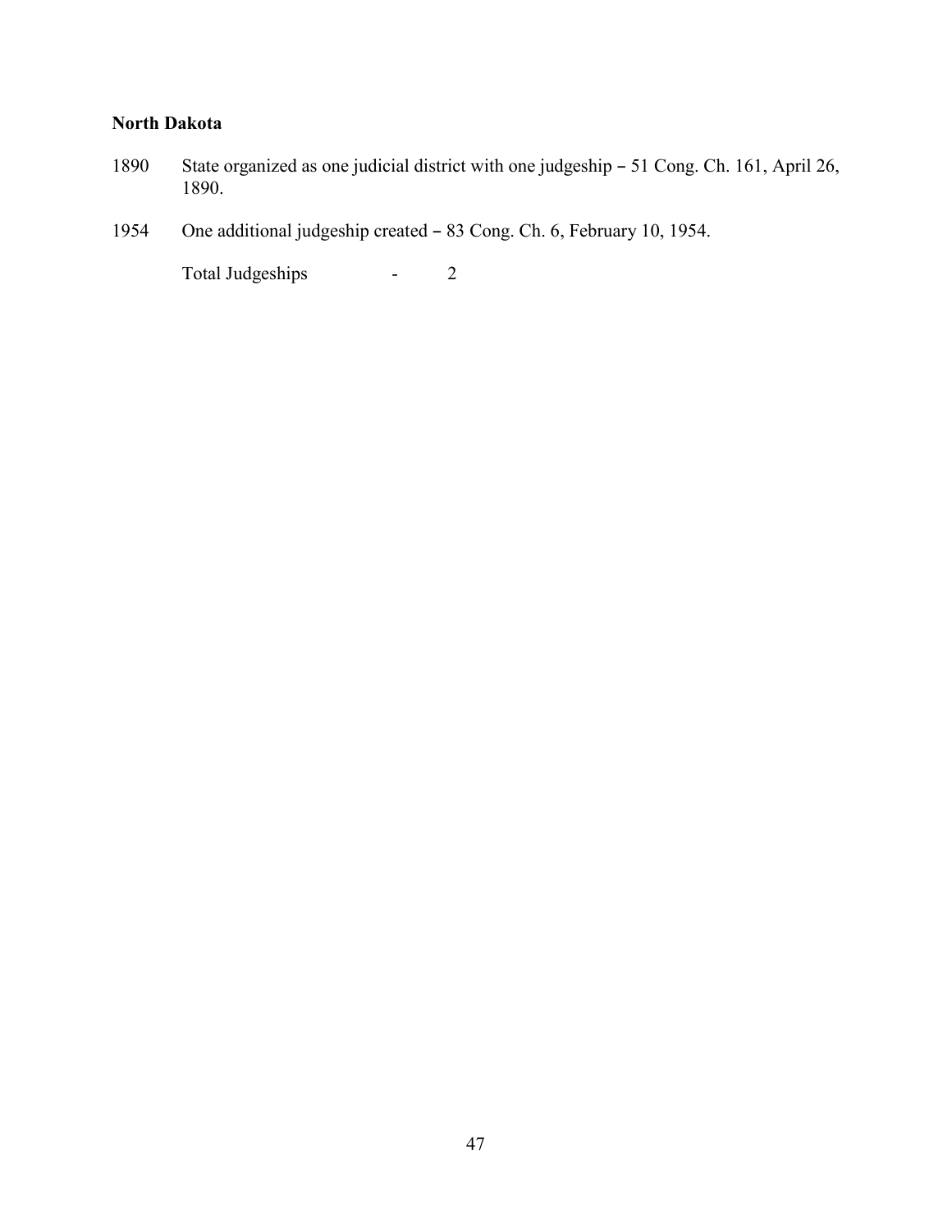**North Dakota**

1890 State organized as one judicial district with one judgeship – 51 Cong. Ch. 161, April 26, 1890.

1954 One additional judgeship created – 83 Cong. Ch. 6, February 10, 1954.

Total Judgeships - 2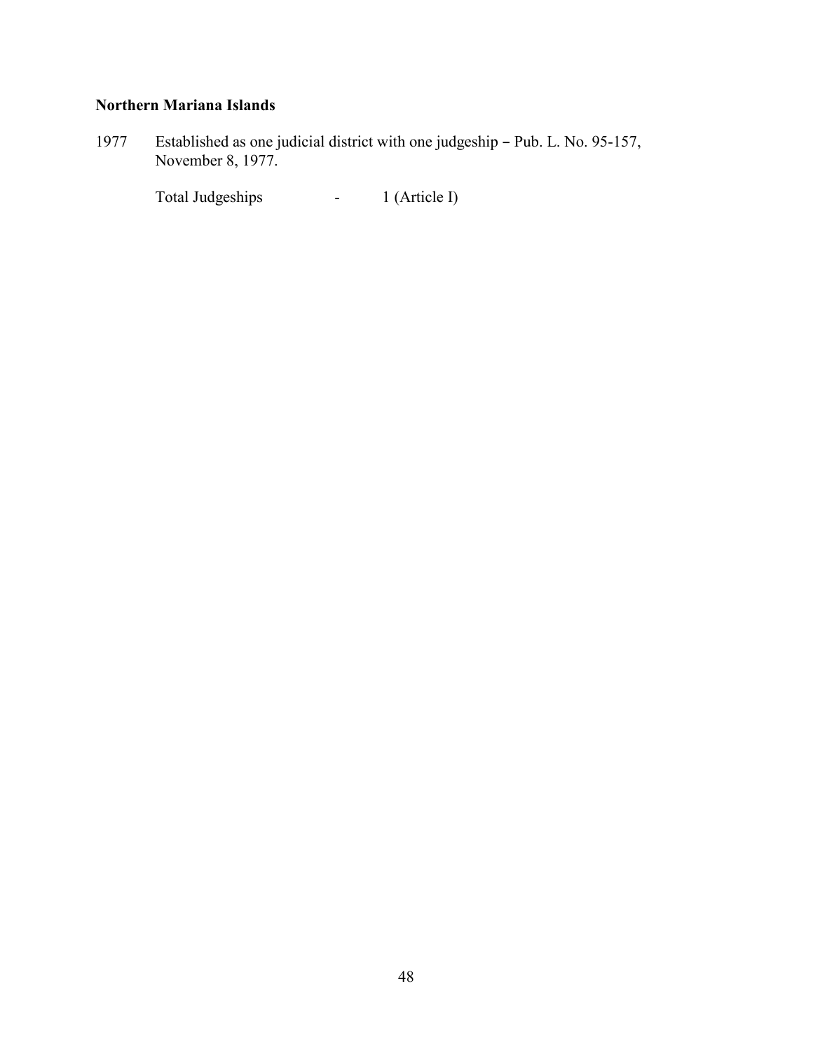**Northern Mariana Islands**

1977 Established as one judicial district with one judgeship – Pub. L. No. 95-157, November 8, 1977.

Total Judgeships - 1 (Article I)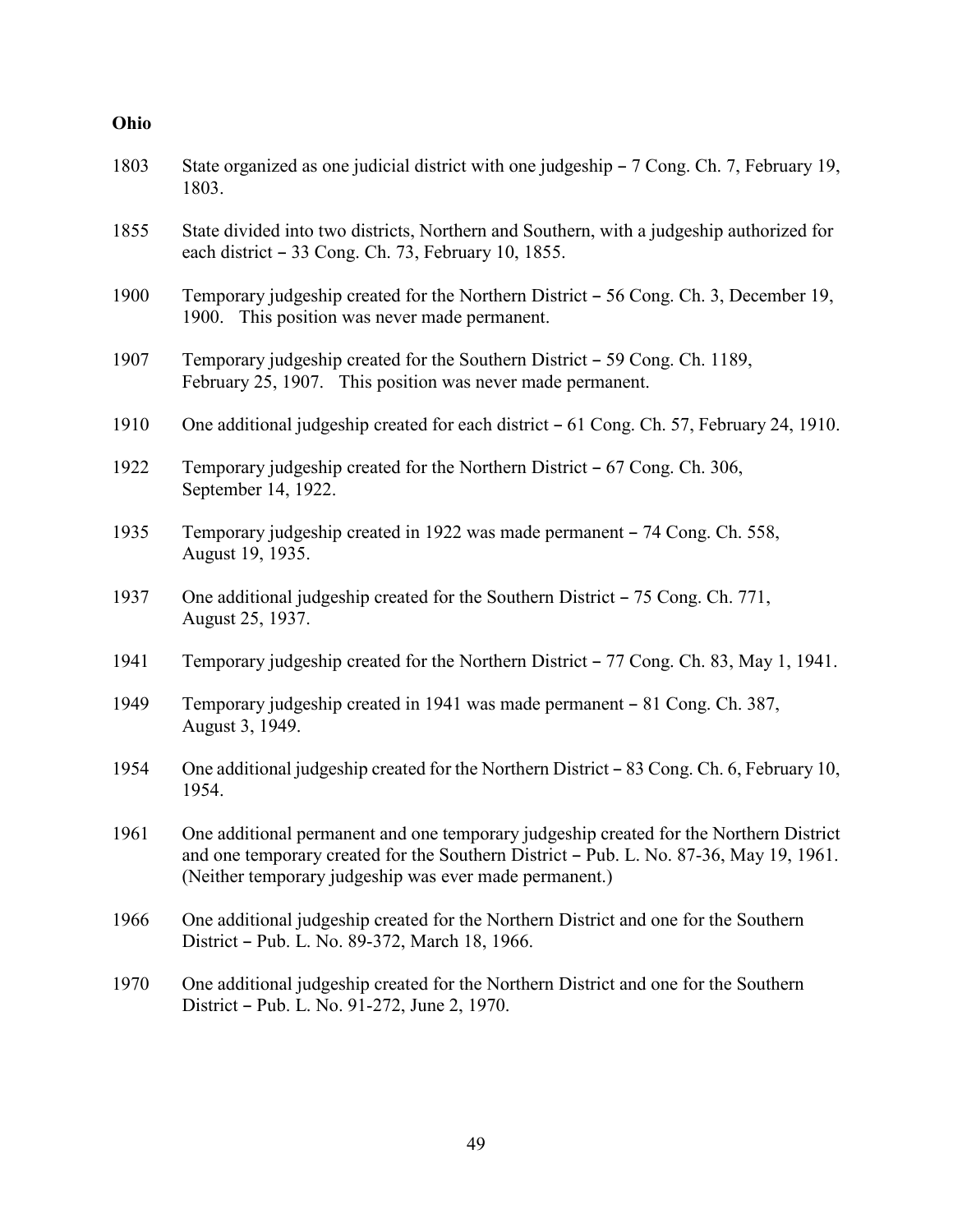**Ohio**

1803 State organized as one judicial district with one judgeship – 7 Cong. Ch. 7, February 19, 1803.

1855 State divided into two districts, Northern and Southern, with a judgeship authorized for each district – 33 Cong. Ch. 73, February 10, 1855.

1900 Temporary judgeship created for the Northern District – 56 Cong. Ch. 3, December 19, 1900. This position was never made permanent.

1907 Temporary judgeship created for the Southern District – 59 Cong. Ch. 1189, February 25, 1907. This position was never made permanent.

1910 One additional judgeship created for each district – 61 Cong. Ch. 57, February 24, 1910.

1922 Temporary judgeship created for the Northern District – 67 Cong. Ch. 306, September 14, 1922.

1935 Temporary judgeship created in 1922 was made permanent – 74 Cong. Ch. 558, August 19, 1935.

1937 One additional judgeship created for the Southern District – 75 Cong. Ch. 771, August 25, 1937.

1941 Temporary judgeship created for the Northern District – 77 Cong. Ch. 83, May 1, 1941.

1949 Temporary judgeship created in 1941 was made permanent – 81 Cong. Ch. 387, August 3, 1949.

1954 One additional judgeship created for the Northern District – 83 Cong. Ch. 6, February 10, 1954.

1961 One additional permanent and one temporary judgeship created for the Northern District and one temporary created for the Southern District – Pub. L. No. 87-36, May 19, 1961. (Neither temporary judgeship was ever made permanent.)

1966 One additional judgeship created for the Northern District and one for the Southern District – Pub. L. No. 89-372, March 18, 1966.

1970 One additional judgeship created for the Northern District and one for the Southern District – Pub. L. No. 91-272, June 2, 1970.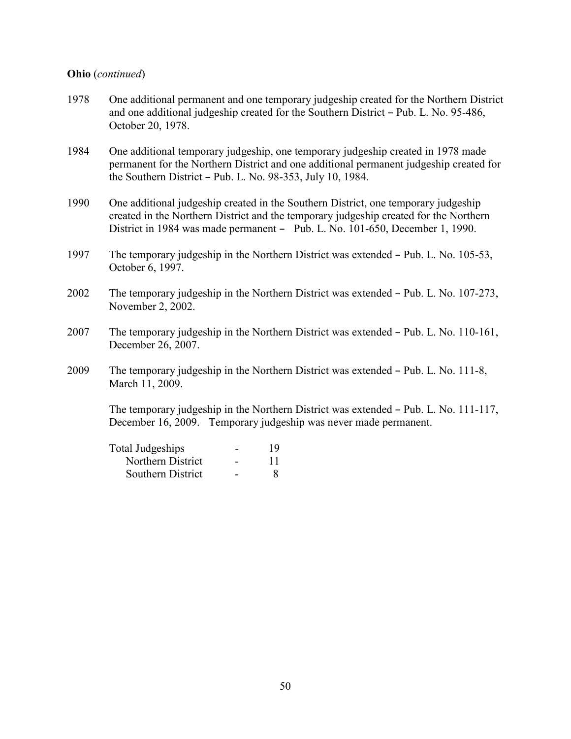**Ohio** (*continued*)

1978 One additional permanent and one temporary judgeship created for the Northern District and one additional judgeship created for the Southern District – Pub. L. No. 95-486, October 20, 1978.

1984 One additional temporary judgeship, one temporary judgeship created in 1978 made permanent for the Northern District and one additional permanent judgeship created for the Southern District – Pub. L. No. 98-353, July 10, 1984.

1990 One additional judgeship created in the Southern District, one temporary judgeship created in the Northern District and the temporary judgeship created for the Northern District in 1984 was made permanent – Pub. L. No. 101-650, December 1, 1990.

1997 The temporary judgeship in the Northern District was extended – Pub. L. No. 105-53, October 6, 1997.

2002 The temporary judgeship in the Northern District was extended – Pub. L. No. 107-273, November 2, 2002.

2007 The temporary judgeship in the Northern District was extended – Pub. L. No. 110-161, December 26, 2007.

2009 The temporary judgeship in the Northern District was extended – Pub. L. No. 111-8, March 11, 2009.

The temporary judgeship in the Northern District was extended – Pub. L. No. 111-117, December 16, 2009. Temporary judgeship was never made permanent.

| | | |
|---|---|---|
| Total Judgeships | - | 19 |
| Northern District | - | 11 |
| Southern District | - | 8 |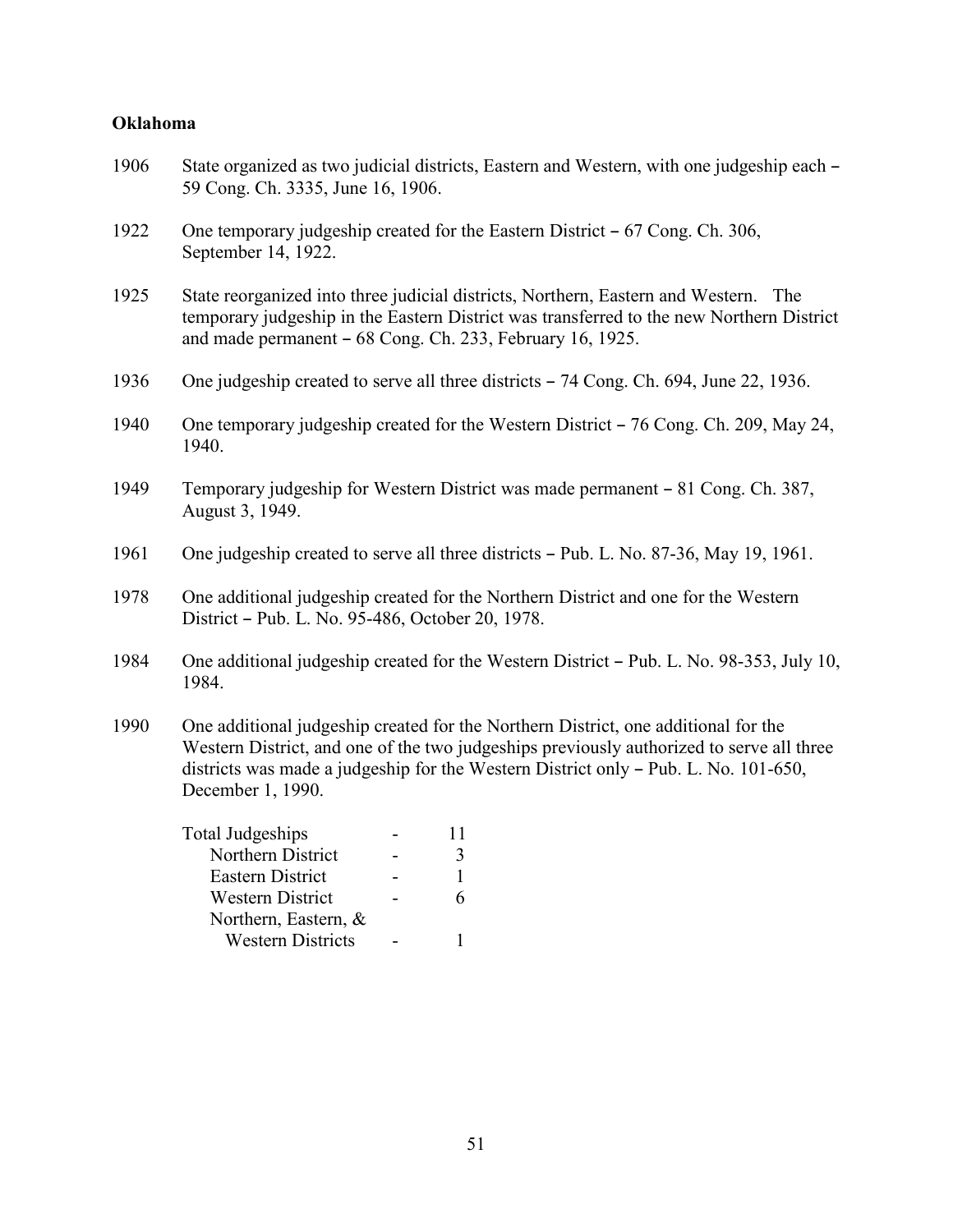**Oklahoma**

1906 State organized as two judicial districts, Eastern and Western, with one judgeship each – 59 Cong. Ch. 3335, June 16, 1906.

1922 One temporary judgeship created for the Eastern District – 67 Cong. Ch. 306, September 14, 1922.

1925 State reorganized into three judicial districts, Northern, Eastern and Western. The temporary judgeship in the Eastern District was transferred to the new Northern District and made permanent – 68 Cong. Ch. 233, February 16, 1925.

1936 One judgeship created to serve all three districts – 74 Cong. Ch. 694, June 22, 1936.

1940 One temporary judgeship created for the Western District – 76 Cong. Ch. 209, May 24, 1940.

1949 Temporary judgeship for Western District was made permanent – 81 Cong. Ch. 387, August 3, 1949.

1961 One judgeship created to serve all three districts – Pub. L. No. 87-36, May 19, 1961.

1978 One additional judgeship created for the Northern District and one for the Western District – Pub. L. No. 95-486, October 20, 1978.

1984 One additional judgeship created for the Western District – Pub. L. No. 98-353, July 10, 1984.

1990 One additional judgeship created for the Northern District, one additional for the Western District, and one of the two judgeships previously authorized to serve all three districts was made a judgeship for the Western District only – Pub. L. No. 101-650, December 1, 1990.

| | | |
|---|---|---|
| Total Judgeships | - | 11 |
| Northern District | - | 3 |
| Eastern District | - | 1 |
| Western District | - | 6 |
| Northern, Eastern, & Western Districts | - | 1 |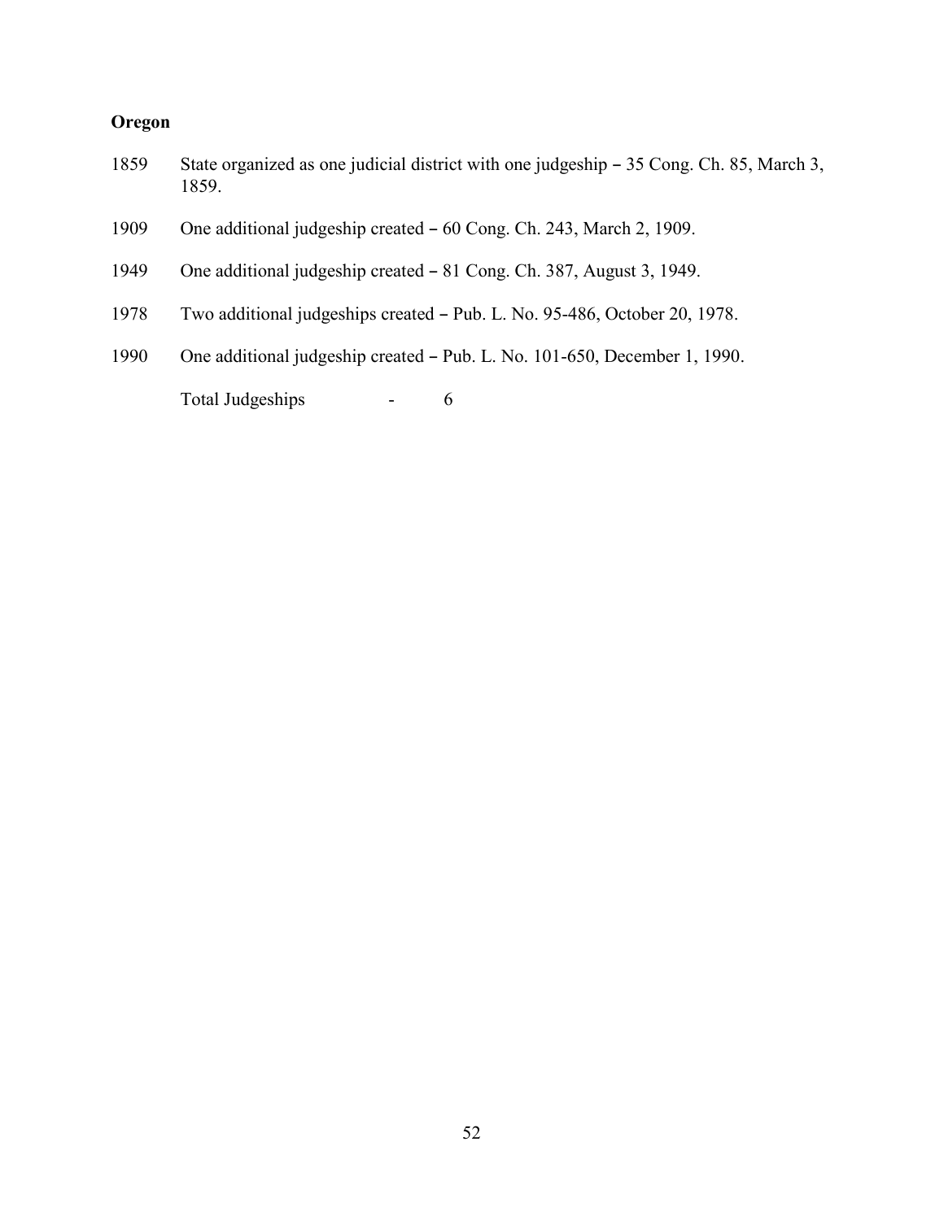**Oregon**

1859 State organized as one judicial district with one judgeship – 35 Cong. Ch. 85, March 3, 1859.

1909 One additional judgeship created – 60 Cong. Ch. 243, March 2, 1909.

1949 One additional judgeship created – 81 Cong. Ch. 387, August 3, 1949.

1978 Two additional judgeships created – Pub. L. No. 95-486, October 20, 1978.

1990 One additional judgeship created – Pub. L. No. 101-650, December 1, 1990.

Total Judgeships - 6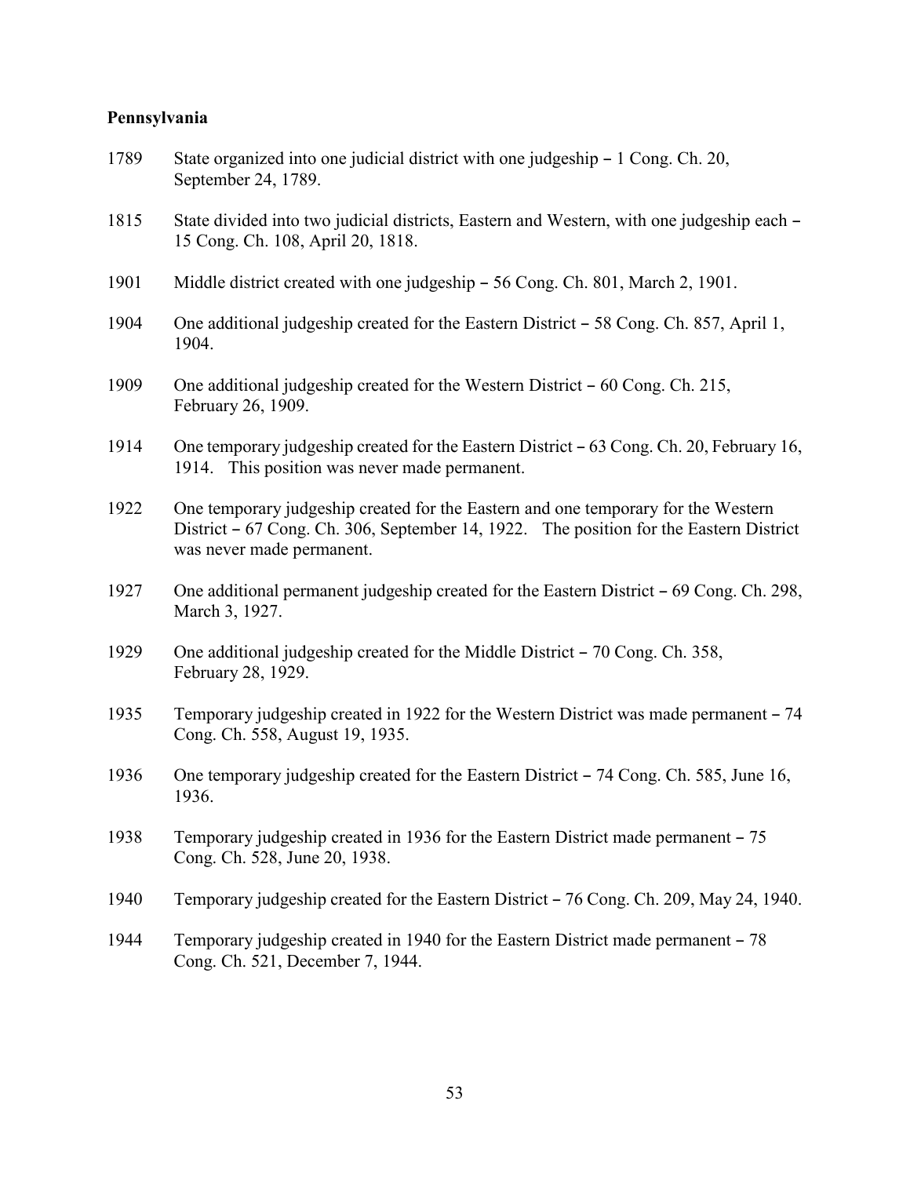**Pennsylvania**

1789 State organized into one judicial district with one judgeship – 1 Cong. Ch. 20, September 24, 1789.

1815 State divided into two judicial districts, Eastern and Western, with one judgeship each – 15 Cong. Ch. 108, April 20, 1818.

1901 Middle district created with one judgeship – 56 Cong. Ch. 801, March 2, 1901.

1904 One additional judgeship created for the Eastern District – 58 Cong. Ch. 857, April 1, 1904.

1909 One additional judgeship created for the Western District – 60 Cong. Ch. 215, February 26, 1909.

1914 One temporary judgeship created for the Eastern District – 63 Cong. Ch. 20, February 16, 1914. This position was never made permanent.

1922 One temporary judgeship created for the Eastern and one temporary for the Western District – 67 Cong. Ch. 306, September 14, 1922. The position for the Eastern District was never made permanent.

1927 One additional permanent judgeship created for the Eastern District – 69 Cong. Ch. 298, March 3, 1927.

1929 One additional judgeship created for the Middle District – 70 Cong. Ch. 358, February 28, 1929.

1935 Temporary judgeship created in 1922 for the Western District was made permanent – 74 Cong. Ch. 558, August 19, 1935.

1936 One temporary judgeship created for the Eastern District – 74 Cong. Ch. 585, June 16, 1936.

1938 Temporary judgeship created in 1936 for the Eastern District made permanent – 75 Cong. Ch. 528, June 20, 1938.

1940 Temporary judgeship created for the Eastern District – 76 Cong. Ch. 209, May 24, 1940.

1944 Temporary judgeship created in 1940 for the Eastern District made permanent – 78 Cong. Ch. 521, December 7, 1944.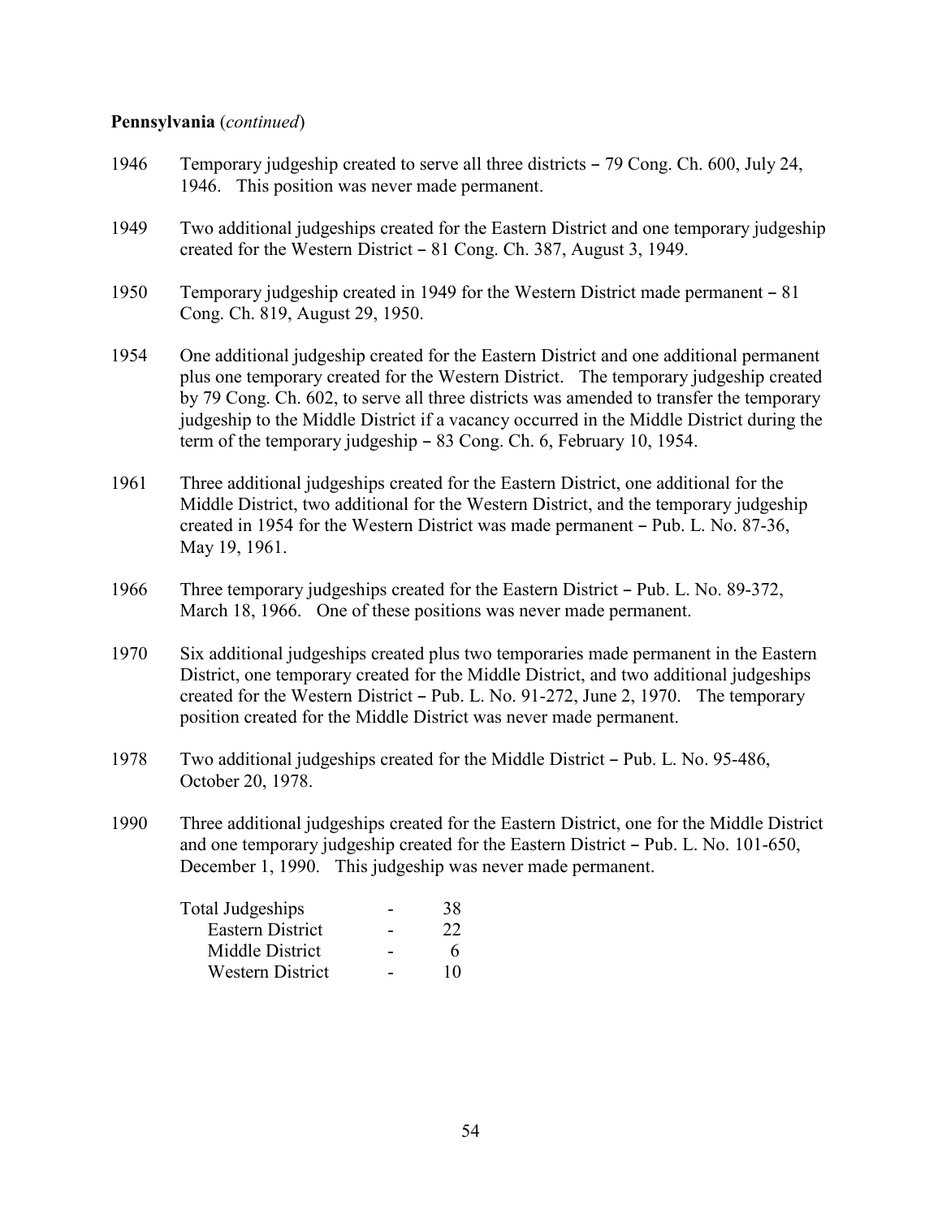**Pennsylvania** (*continued*)

1946 Temporary judgeship created to serve all three districts – 79 Cong. Ch. 600, July 24, 1946. This position was never made permanent.

1949 Two additional judgeships created for the Eastern District and one temporary judgeship created for the Western District – 81 Cong. Ch. 387, August 3, 1949.

1950 Temporary judgeship created in 1949 for the Western District made permanent – 81 Cong. Ch. 819, August 29, 1950.

1954 One additional judgeship created for the Eastern District and one additional permanent plus one temporary created for the Western District. The temporary judgeship created by 79 Cong. Ch. 602, to serve all three districts was amended to transfer the temporary judgeship to the Middle District if a vacancy occurred in the Middle District during the term of the temporary judgeship – 83 Cong. Ch. 6, February 10, 1954.

1961 Three additional judgeships created for the Eastern District, one additional for the Middle District, two additional for the Western District, and the temporary judgeship created in 1954 for the Western District was made permanent – Pub. L. No. 87-36, May 19, 1961.

1966 Three temporary judgeships created for the Eastern District – Pub. L. No. 89-372, March 18, 1966. One of these positions was never made permanent.

1970 Six additional judgeships created plus two temporaries made permanent in the Eastern District, one temporary created for the Middle District, and two additional judgeships created for the Western District – Pub. L. No. 91-272, June 2, 1970. The temporary position created for the Middle District was never made permanent.

1978 Two additional judgeships created for the Middle District – Pub. L. No. 95-486, October 20, 1978.

1990 Three additional judgeships created for the Eastern District, one for the Middle District and one temporary judgeship created for the Eastern District – Pub. L. No. 101-650, December 1, 1990. This judgeship was never made permanent.

| | | |
|---|---|---|
| Total Judgeships | - | 38 |
| Eastern District | - | 22 |
| Middle District | - | 6 |
| Western District | - | 10 |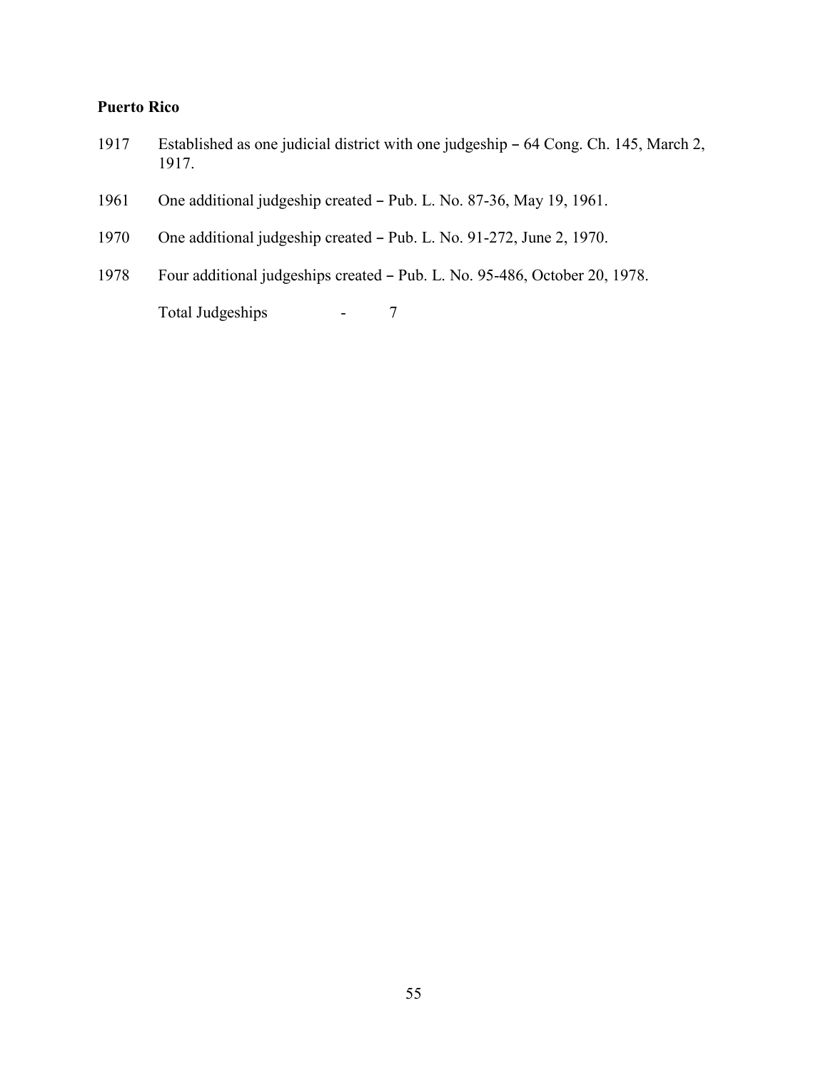**Puerto Rico**

1917 Established as one judicial district with one judgeship – 64 Cong. Ch. 145, March 2, 1917.

1961 One additional judgeship created – Pub. L. No. 87-36, May 19, 1961.

1970 One additional judgeship created – Pub. L. No. 91-272, June 2, 1970.

1978 Four additional judgeships created – Pub. L. No. 95-486, October 20, 1978.

Total Judgeships - 7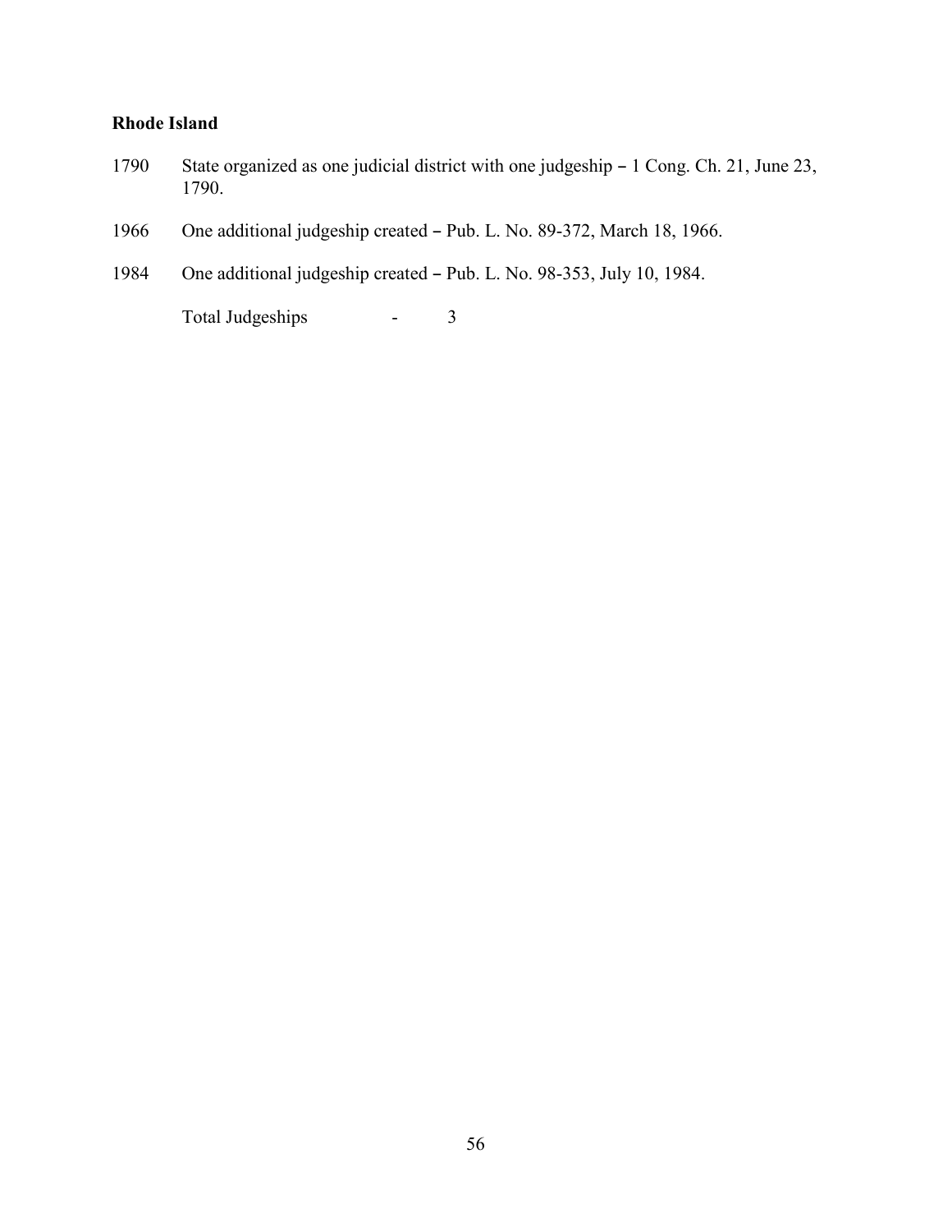**Rhode Island**

1790 State organized as one judicial district with one judgeship – 1 Cong. Ch. 21, June 23, 1790.

1966 One additional judgeship created – Pub. L. No. 89-372, March 18, 1966.

1984 One additional judgeship created – Pub. L. No. 98-353, July 10, 1984.

Total Judgeships - 3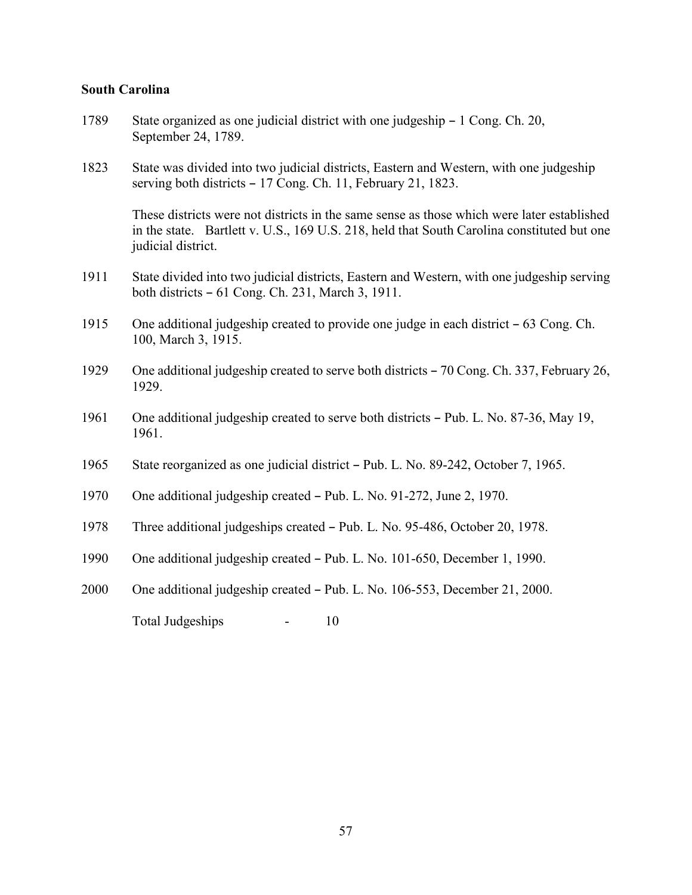**South Carolina**

1789 State organized as one judicial district with one judgeship – 1 Cong. Ch. 20, September 24, 1789.

1823 State was divided into two judicial districts, Eastern and Western, with one judgeship serving both districts – 17 Cong. Ch. 11, February 21, 1823.

These districts were not districts in the same sense as those which were later established in the state. Bartlett v. U.S., 169 U.S. 218, held that South Carolina constituted but one judicial district.

1911 State divided into two judicial districts, Eastern and Western, with one judgeship serving both districts – 61 Cong. Ch. 231, March 3, 1911.

1915 One additional judgeship created to provide one judge in each district – 63 Cong. Ch. 100, March 3, 1915.

1929 One additional judgeship created to serve both districts – 70 Cong. Ch. 337, February 26, 1929.

1961 One additional judgeship created to serve both districts – Pub. L. No. 87-36, May 19, 1961.

1965 State reorganized as one judicial district – Pub. L. No. 89-242, October 7, 1965.

1970 One additional judgeship created – Pub. L. No. 91-272, June 2, 1970.

1978 Three additional judgeships created – Pub. L. No. 95-486, October 20, 1978.

1990 One additional judgeship created – Pub. L. No. 101-650, December 1, 1990.

2000 One additional judgeship created – Pub. L. No. 106-553, December 21, 2000.

Total Judgeships - 10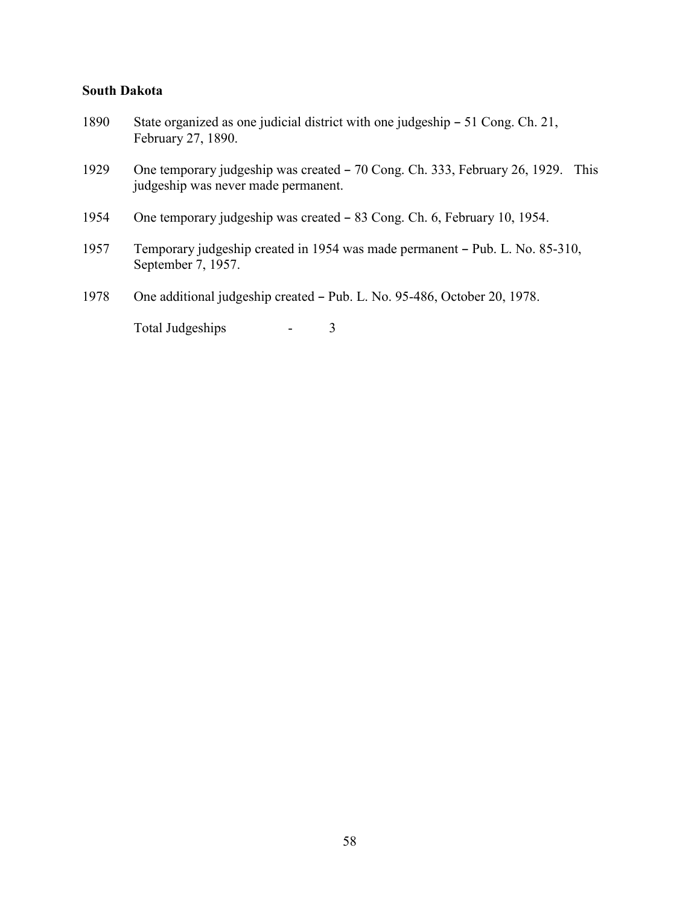**South Dakota**

1890 State organized as one judicial district with one judgeship – 51 Cong. Ch. 21, February 27, 1890.

1929 One temporary judgeship was created – 70 Cong. Ch. 333, February 26, 1929. This judgeship was never made permanent.

1954 One temporary judgeship was created – 83 Cong. Ch. 6, February 10, 1954.

1957 Temporary judgeship created in 1954 was made permanent – Pub. L. No. 85-310, September 7, 1957.

1978 One additional judgeship created – Pub. L. No. 95-486, October 20, 1978.

Total Judgeships - 3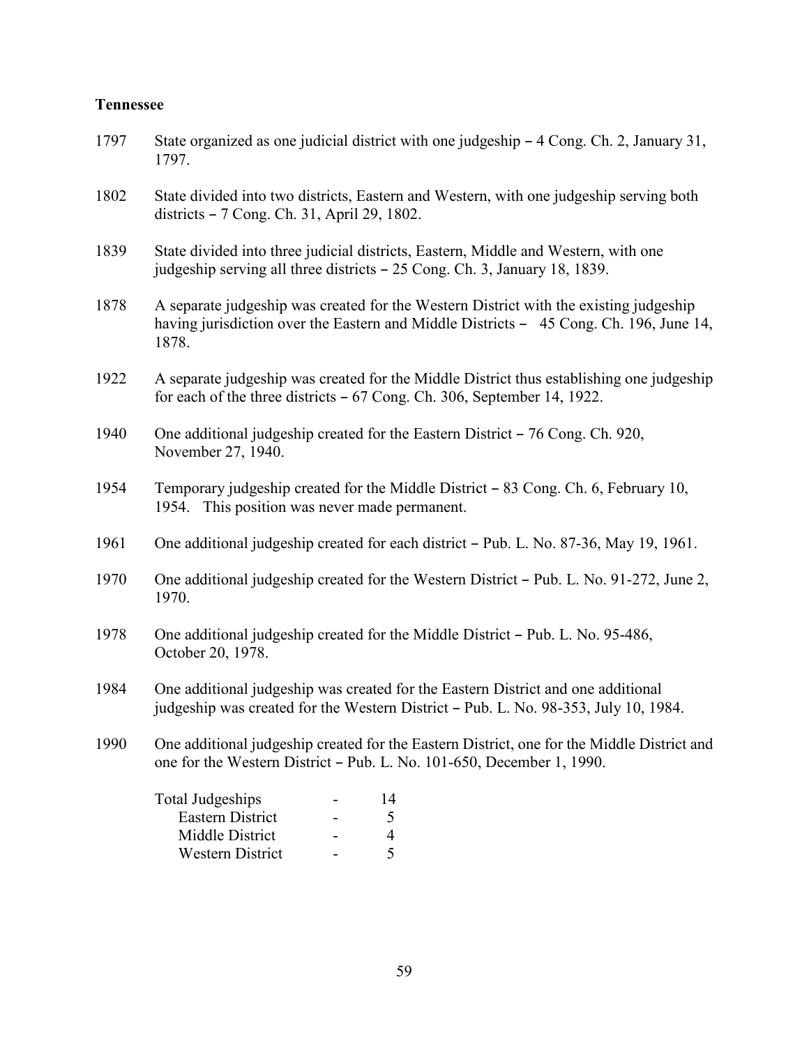**Tennessee**

1797 State organized as one judicial district with one judgeship – 4 Cong. Ch. 2, January 31, 1797.

1802 State divided into two districts, Eastern and Western, with one judgeship serving both districts – 7 Cong. Ch. 31, April 29, 1802.

1839 State divided into three judicial districts, Eastern, Middle and Western, with one judgeship serving all three districts – 25 Cong. Ch. 3, January 18, 1839.

1878 A separate judgeship was created for the Western District with the existing judgeship having jurisdiction over the Eastern and Middle Districts – 45 Cong. Ch. 196, June 14, 1878.

1922 A separate judgeship was created for the Middle District thus establishing one judgeship for each of the three districts – 67 Cong. Ch. 306, September 14, 1922.

1940 One additional judgeship created for the Eastern District – 76 Cong. Ch. 920, November 27, 1940.

1954 Temporary judgeship created for the Middle District – 83 Cong. Ch. 6, February 10, 1954. This position was never made permanent.

1961 One additional judgeship created for each district – Pub. L. No. 87-36, May 19, 1961.

1970 One additional judgeship created for the Western District – Pub. L. No. 91-272, June 2, 1970.

1978 One additional judgeship created for the Middle District – Pub. L. No. 95-486, October 20, 1978.

1984 One additional judgeship was created for the Eastern District and one additional judgeship was created for the Western District – Pub. L. No. 98-353, July 10, 1984.

1990 One additional judgeship created for the Eastern District, one for the Middle District and one for the Western District – Pub. L. No. 101-650, December 1, 1990.

| | | |
|---|---|---|
| Total Judgeships | - | 14 |
| Eastern District | - | 5 |
| Middle District | - | 4 |
| Western District | - | 5 |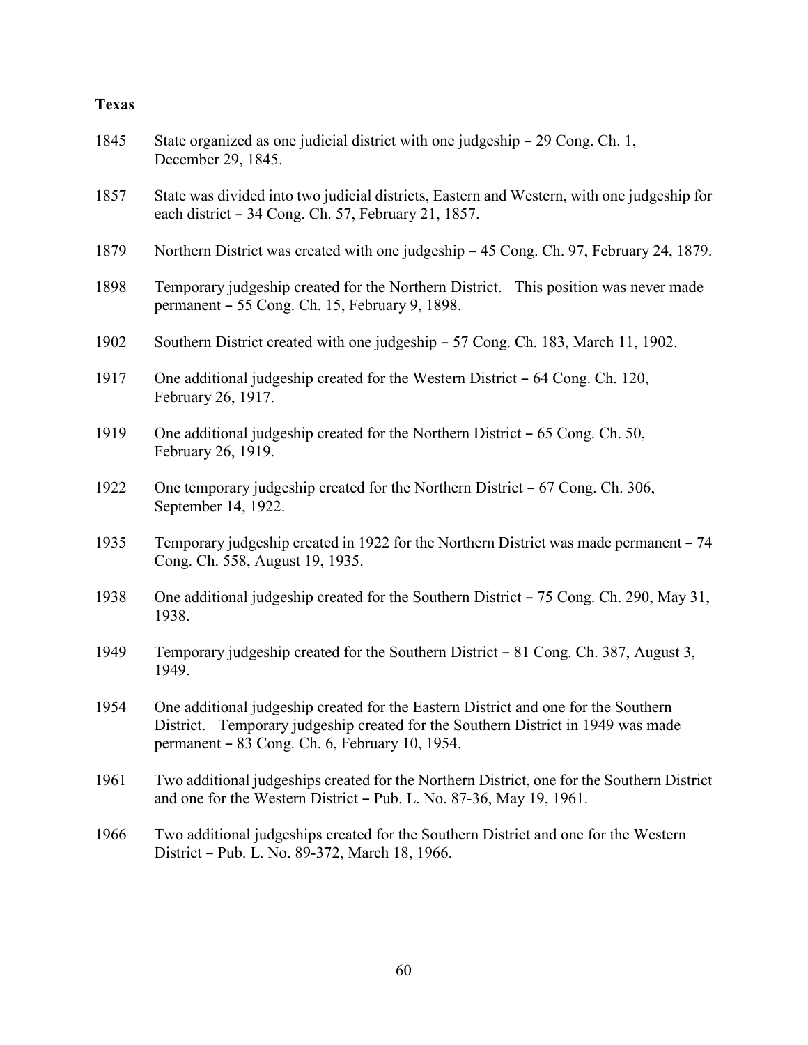**Texas**

1845 State organized as one judicial district with one judgeship – 29 Cong. Ch. 1, December 29, 1845.

1857 State was divided into two judicial districts, Eastern and Western, with one judgeship for each district – 34 Cong. Ch. 57, February 21, 1857.

1879 Northern District was created with one judgeship – 45 Cong. Ch. 97, February 24, 1879.

1898 Temporary judgeship created for the Northern District. This position was never made permanent – 55 Cong. Ch. 15, February 9, 1898.

1902 Southern District created with one judgeship – 57 Cong. Ch. 183, March 11, 1902.

1917 One additional judgeship created for the Western District – 64 Cong. Ch. 120, February 26, 1917.

1919 One additional judgeship created for the Northern District – 65 Cong. Ch. 50, February 26, 1919.

1922 One temporary judgeship created for the Northern District – 67 Cong. Ch. 306, September 14, 1922.

1935 Temporary judgeship created in 1922 for the Northern District was made permanent – 74 Cong. Ch. 558, August 19, 1935.

1938 One additional judgeship created for the Southern District – 75 Cong. Ch. 290, May 31, 1938.

1949 Temporary judgeship created for the Southern District – 81 Cong. Ch. 387, August 3, 1949.

1954 One additional judgeship created for the Eastern District and one for the Southern District. Temporary judgeship created for the Southern District in 1949 was made permanent – 83 Cong. Ch. 6, February 10, 1954.

1961 Two additional judgeships created for the Northern District, one for the Southern District and one for the Western District – Pub. L. No. 87-36, May 19, 1961.

1966 Two additional judgeships created for the Southern District and one for the Western District – Pub. L. No. 89-372, March 18, 1966.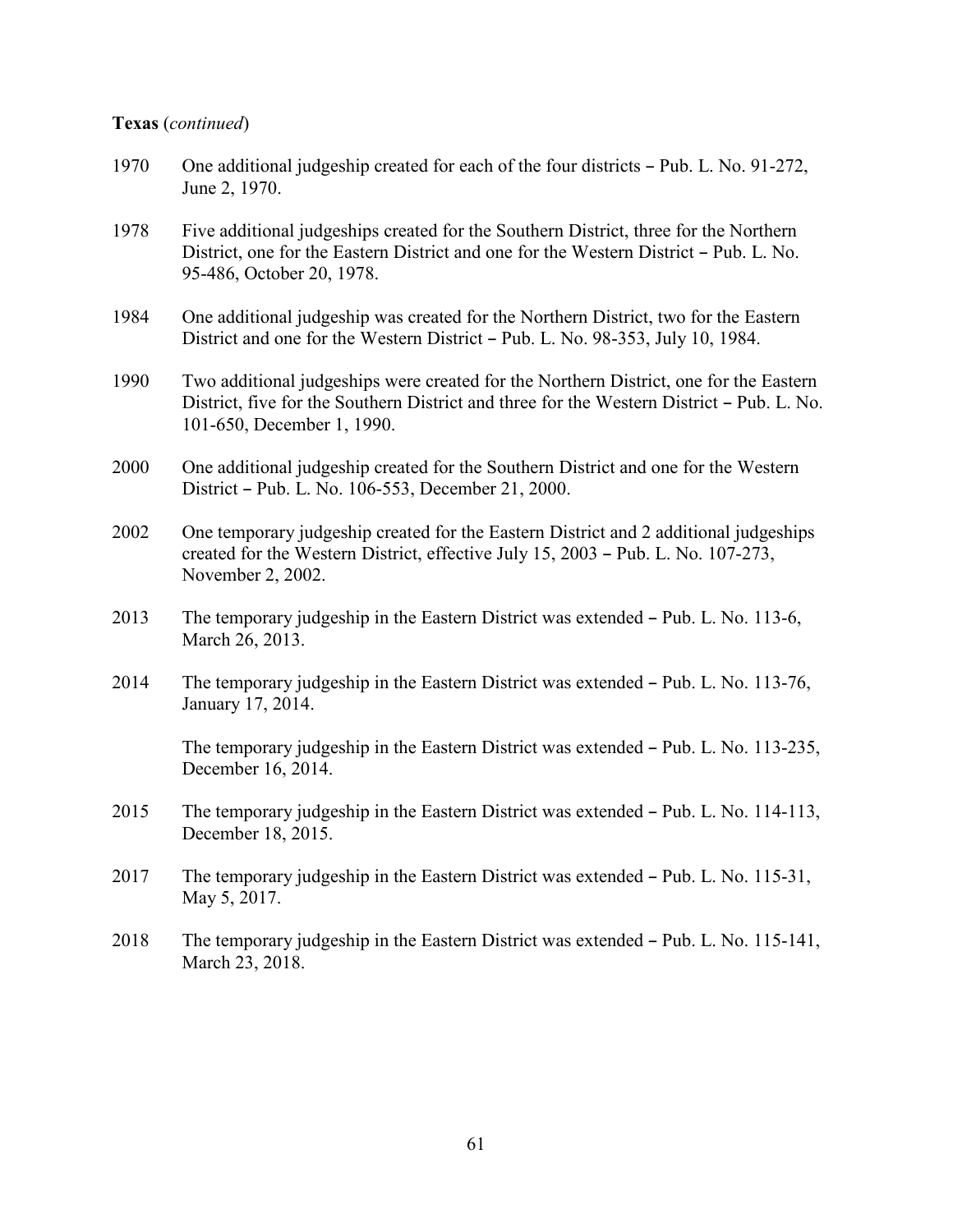**Texas** (*continued*)

1970 One additional judgeship created for each of the four districts – Pub. L. No. 91-272, June 2, 1970.

1978 Five additional judgeships created for the Southern District, three for the Northern District, one for the Eastern District and one for the Western District – Pub. L. No. 95-486, October 20, 1978.

1984 One additional judgeship was created for the Northern District, two for the Eastern District and one for the Western District – Pub. L. No. 98-353, July 10, 1984.

1990 Two additional judgeships were created for the Northern District, one for the Eastern District, five for the Southern District and three for the Western District – Pub. L. No. 101-650, December 1, 1990.

2000 One additional judgeship created for the Southern District and one for the Western District – Pub. L. No. 106-553, December 21, 2000.

2002 One temporary judgeship created for the Eastern District and 2 additional judgeships created for the Western District, effective July 15, 2003 – Pub. L. No. 107-273, November 2, 2002.

2013 The temporary judgeship in the Eastern District was extended – Pub. L. No. 113-6, March 26, 2013.

2014 The temporary judgeship in the Eastern District was extended – Pub. L. No. 113-76, January 17, 2014.

The temporary judgeship in the Eastern District was extended – Pub. L. No. 113-235, December 16, 2014.

2015 The temporary judgeship in the Eastern District was extended – Pub. L. No. 114-113, December 18, 2015.

2017 The temporary judgeship in the Eastern District was extended – Pub. L. No. 115-31, May 5, 2017.

2018 The temporary judgeship in the Eastern District was extended – Pub. L. No. 115-141, March 23, 2018.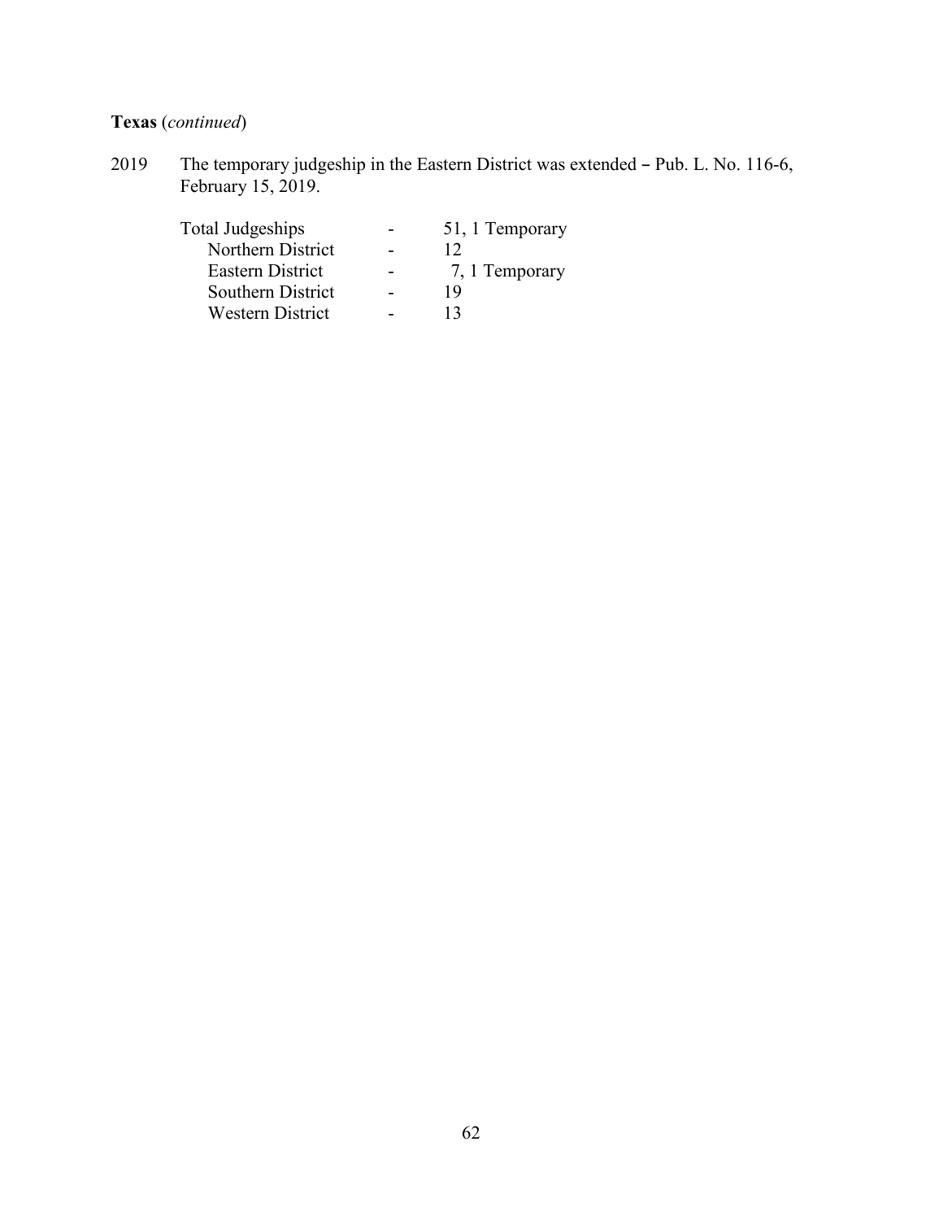**Texas** (*continued*)

2019 The temporary judgeship in the Eastern District was extended – Pub. L. No. 116-6, February 15, 2019.

| | | |
|---|---|---|
| Total Judgeships | - | 51, 1 Temporary |
| Northern District | - | 12 |
| Eastern District | - | 7, 1 Temporary |
| Southern District | - | 19 |
| Western District | - | 13 |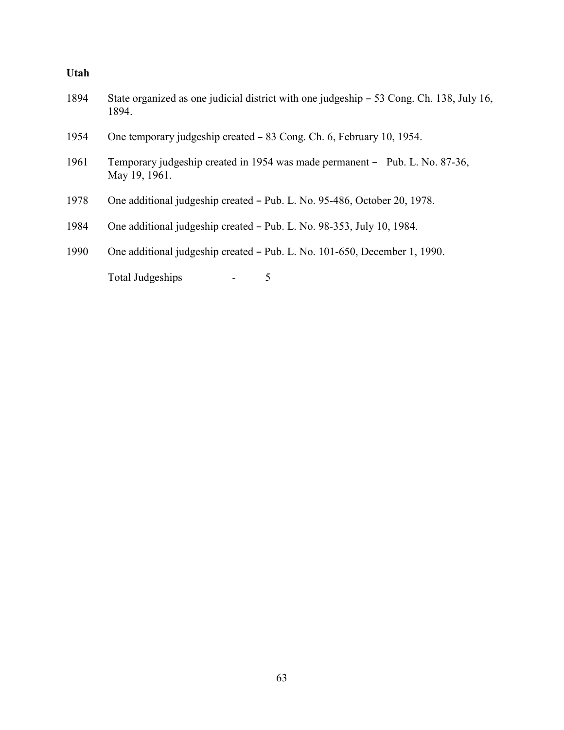**Utah**

1894 State organized as one judicial district with one judgeship – 53 Cong. Ch. 138, July 16, 1894.

1954 One temporary judgeship created – 83 Cong. Ch. 6, February 10, 1954.

1961 Temporary judgeship created in 1954 was made permanent – Pub. L. No. 87-36, May 19, 1961.

1978 One additional judgeship created – Pub. L. No. 95-486, October 20, 1978.

1984 One additional judgeship created – Pub. L. No. 98-353, July 10, 1984.

1990 One additional judgeship created – Pub. L. No. 101-650, December 1, 1990.

Total Judgeships - 5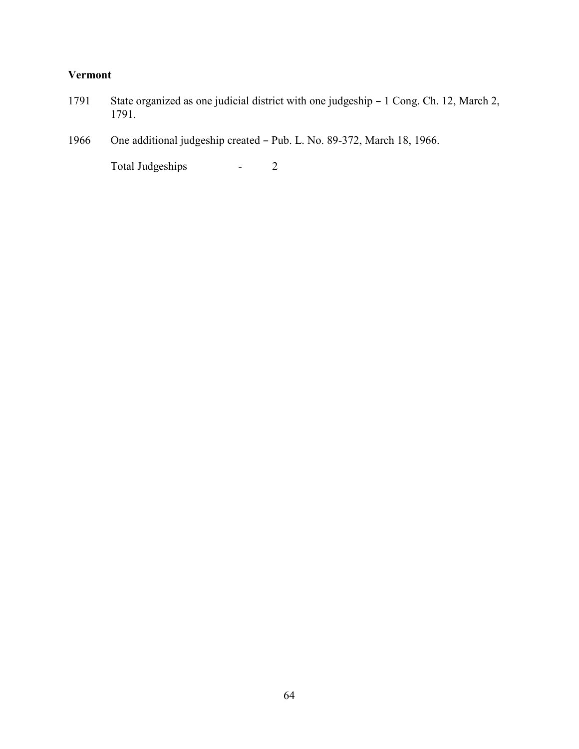**Vermont**

1791 State organized as one judicial district with one judgeship – 1 Cong. Ch. 12, March 2, 1791.

1966 One additional judgeship created – Pub. L. No. 89-372, March 18, 1966.

Total Judgeships - 2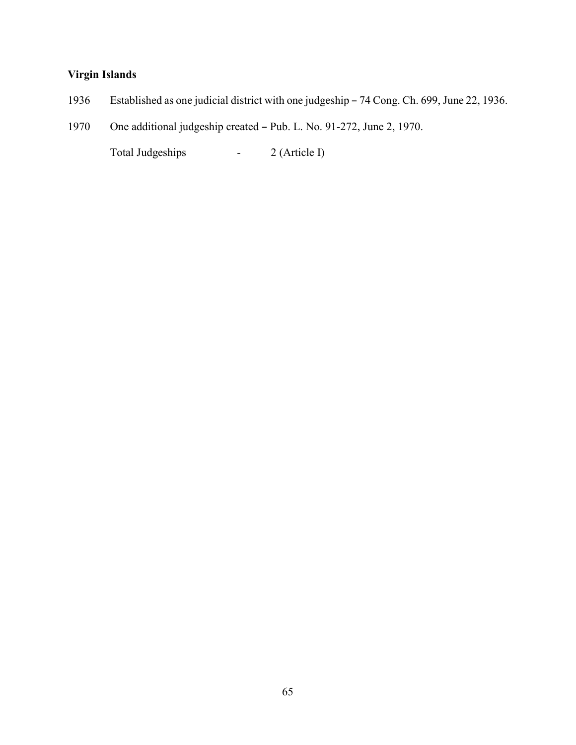**Virgin Islands**

1936 Established as one judicial district with one judgeship – 74 Cong. Ch. 699, June 22, 1936.

1970 One additional judgeship created – Pub. L. No. 91-272, June 2, 1970.

Total Judgeships - 2 (Article I)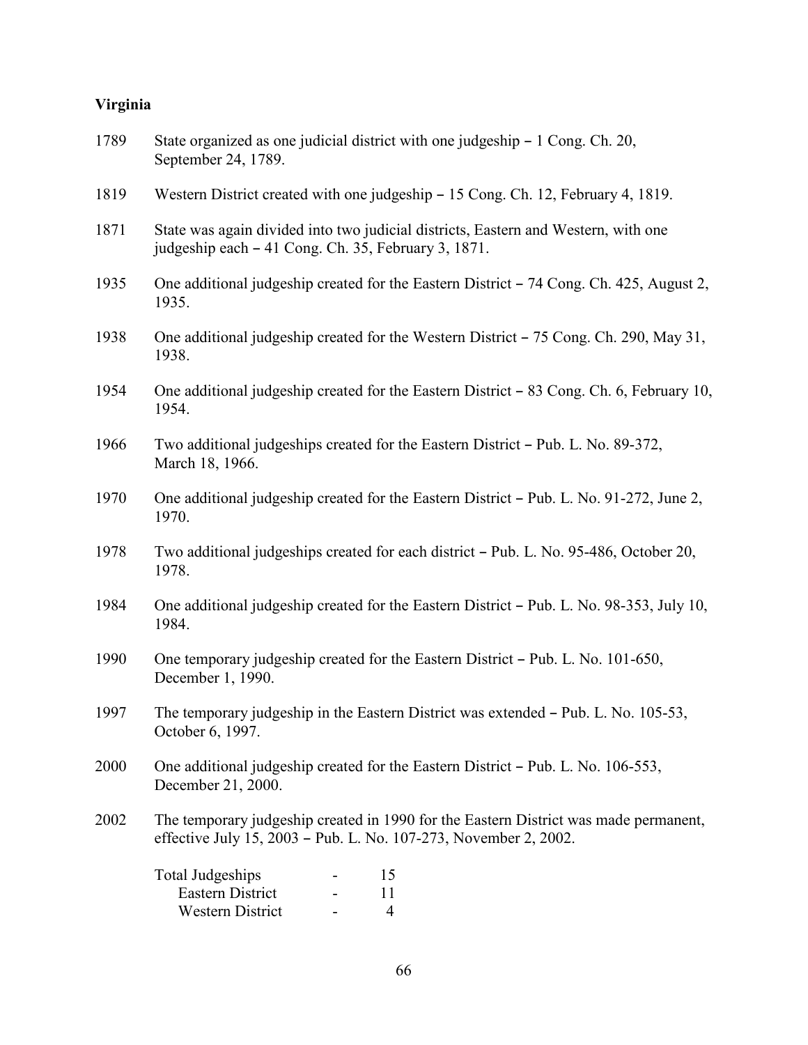**Virginia**

1789 State organized as one judicial district with one judgeship – 1 Cong. Ch. 20, September 24, 1789.

1819 Western District created with one judgeship – 15 Cong. Ch. 12, February 4, 1819.

1871 State was again divided into two judicial districts, Eastern and Western, with one judgeship each – 41 Cong. Ch. 35, February 3, 1871.

1935 One additional judgeship created for the Eastern District – 74 Cong. Ch. 425, August 2, 1935.

1938 One additional judgeship created for the Western District – 75 Cong. Ch. 290, May 31, 1938.

1954 One additional judgeship created for the Eastern District – 83 Cong. Ch. 6, February 10, 1954.

1966 Two additional judgeships created for the Eastern District – Pub. L. No. 89-372, March 18, 1966.

1970 One additional judgeship created for the Eastern District – Pub. L. No. 91-272, June 2, 1970.

1978 Two additional judgeships created for each district – Pub. L. No. 95-486, October 20, 1978.

1984 One additional judgeship created for the Eastern District – Pub. L. No. 98-353, July 10, 1984.

1990 One temporary judgeship created for the Eastern District – Pub. L. No. 101-650, December 1, 1990.

1997 The temporary judgeship in the Eastern District was extended – Pub. L. No. 105-53, October 6, 1997.

2000 One additional judgeship created for the Eastern District – Pub. L. No. 106-553, December 21, 2000.

2002 The temporary judgeship created in 1990 for the Eastern District was made permanent, effective July 15, 2003 – Pub. L. No. 107-273, November 2, 2002.

| | | |
|---|---|---|
| Total Judgeships | - | 15 |
| Eastern District | - | 11 |
| Western District | - | 4 |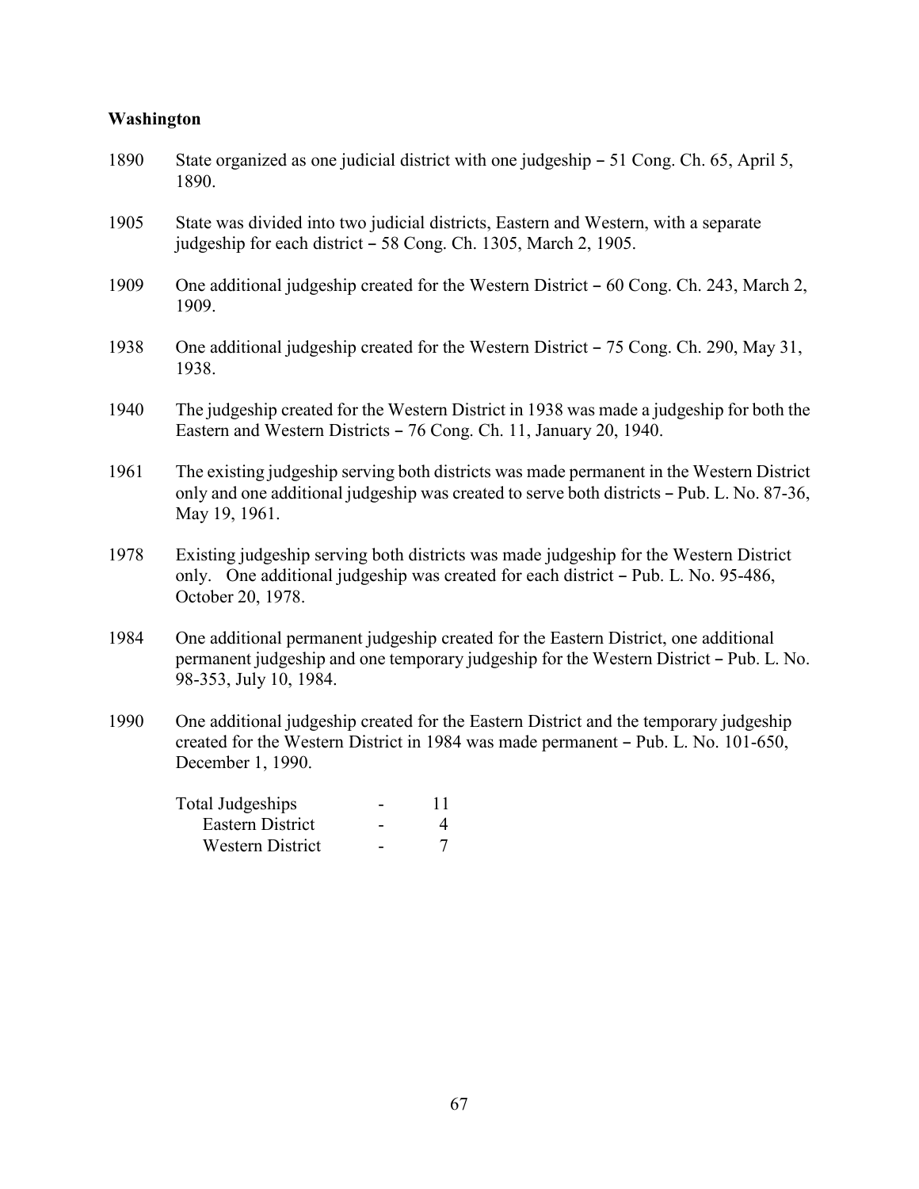**Washington**

1890 State organized as one judicial district with one judgeship – 51 Cong. Ch. 65, April 5, 1890.

1905 State was divided into two judicial districts, Eastern and Western, with a separate judgeship for each district – 58 Cong. Ch. 1305, March 2, 1905.

1909 One additional judgeship created for the Western District – 60 Cong. Ch. 243, March 2, 1909.

1938 One additional judgeship created for the Western District – 75 Cong. Ch. 290, May 31, 1938.

1940 The judgeship created for the Western District in 1938 was made a judgeship for both the Eastern and Western Districts – 76 Cong. Ch. 11, January 20, 1940.

1961 The existing judgeship serving both districts was made permanent in the Western District only and one additional judgeship was created to serve both districts – Pub. L. No. 87-36, May 19, 1961.

1978 Existing judgeship serving both districts was made judgeship for the Western District only. One additional judgeship was created for each district – Pub. L. No. 95-486, October 20, 1978.

1984 One additional permanent judgeship created for the Eastern District, one additional permanent judgeship and one temporary judgeship for the Western District – Pub. L. No. 98-353, July 10, 1984.

1990 One additional judgeship created for the Eastern District and the temporary judgeship created for the Western District in 1984 was made permanent – Pub. L. No. 101-650, December 1, 1990.

| | | |
|---|---|---|
| Total Judgeships | - | 11 |
| Eastern District | - | 4 |
| Western District | - | 7 |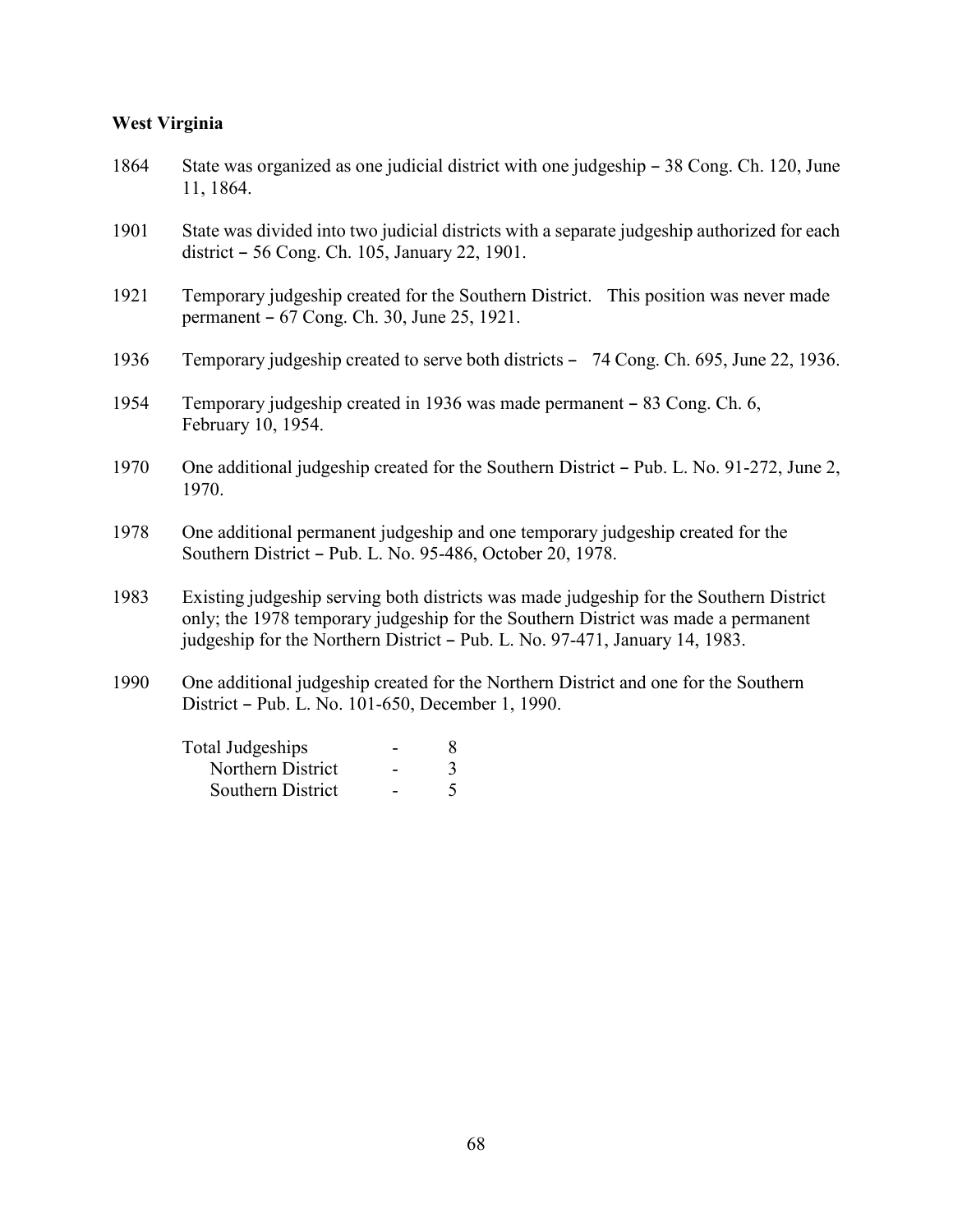**West Virginia**

1864 State was organized as one judicial district with one judgeship – 38 Cong. Ch. 120, June 11, 1864.

1901 State was divided into two judicial districts with a separate judgeship authorized for each district – 56 Cong. Ch. 105, January 22, 1901.

1921 Temporary judgeship created for the Southern District. This position was never made permanent – 67 Cong. Ch. 30, June 25, 1921.

1936 Temporary judgeship created to serve both districts – 74 Cong. Ch. 695, June 22, 1936.

1954 Temporary judgeship created in 1936 was made permanent – 83 Cong. Ch. 6, February 10, 1954.

1970 One additional judgeship created for the Southern District – Pub. L. No. 91-272, June 2, 1970.

1978 One additional permanent judgeship and one temporary judgeship created for the Southern District – Pub. L. No. 95-486, October 20, 1978.

1983 Existing judgeship serving both districts was made judgeship for the Southern District only; the 1978 temporary judgeship for the Southern District was made a permanent judgeship for the Northern District – Pub. L. No. 97-471, January 14, 1983.

1990 One additional judgeship created for the Northern District and one for the Southern District – Pub. L. No. 101-650, December 1, 1990.

| | | |
|---|---|---|
| Total Judgeships | - | 8 |
| Northern District | - | 3 |
| Southern District | - | 5 |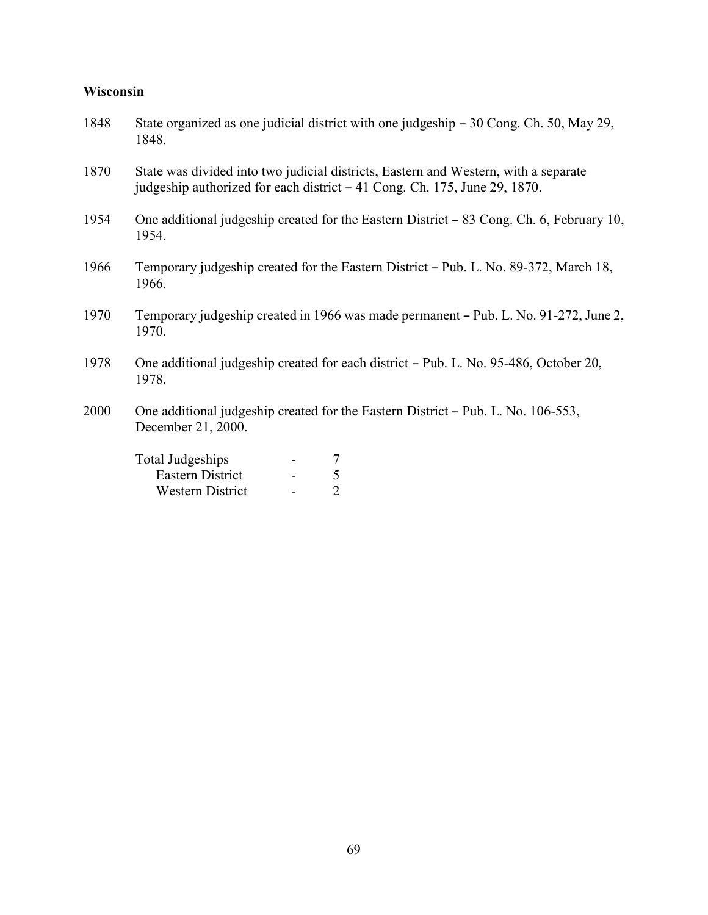**Wisconsin**

1848 State organized as one judicial district with one judgeship – 30 Cong. Ch. 50, May 29, 1848.

1870 State was divided into two judicial districts, Eastern and Western, with a separate judgeship authorized for each district – 41 Cong. Ch. 175, June 29, 1870.

1954 One additional judgeship created for the Eastern District – 83 Cong. Ch. 6, February 10, 1954.

1966 Temporary judgeship created for the Eastern District – Pub. L. No. 89-372, March 18, 1966.

1970 Temporary judgeship created in 1966 was made permanent – Pub. L. No. 91-272, June 2, 1970.

1978 One additional judgeship created for each district – Pub. L. No. 95-486, October 20, 1978.

2000 One additional judgeship created for the Eastern District – Pub. L. No. 106-553, December 21, 2000.

| | | |
|---|---|---|
| Total Judgeships | - | 7 |
| Eastern District | - | 5 |
| Western District | - | 2 |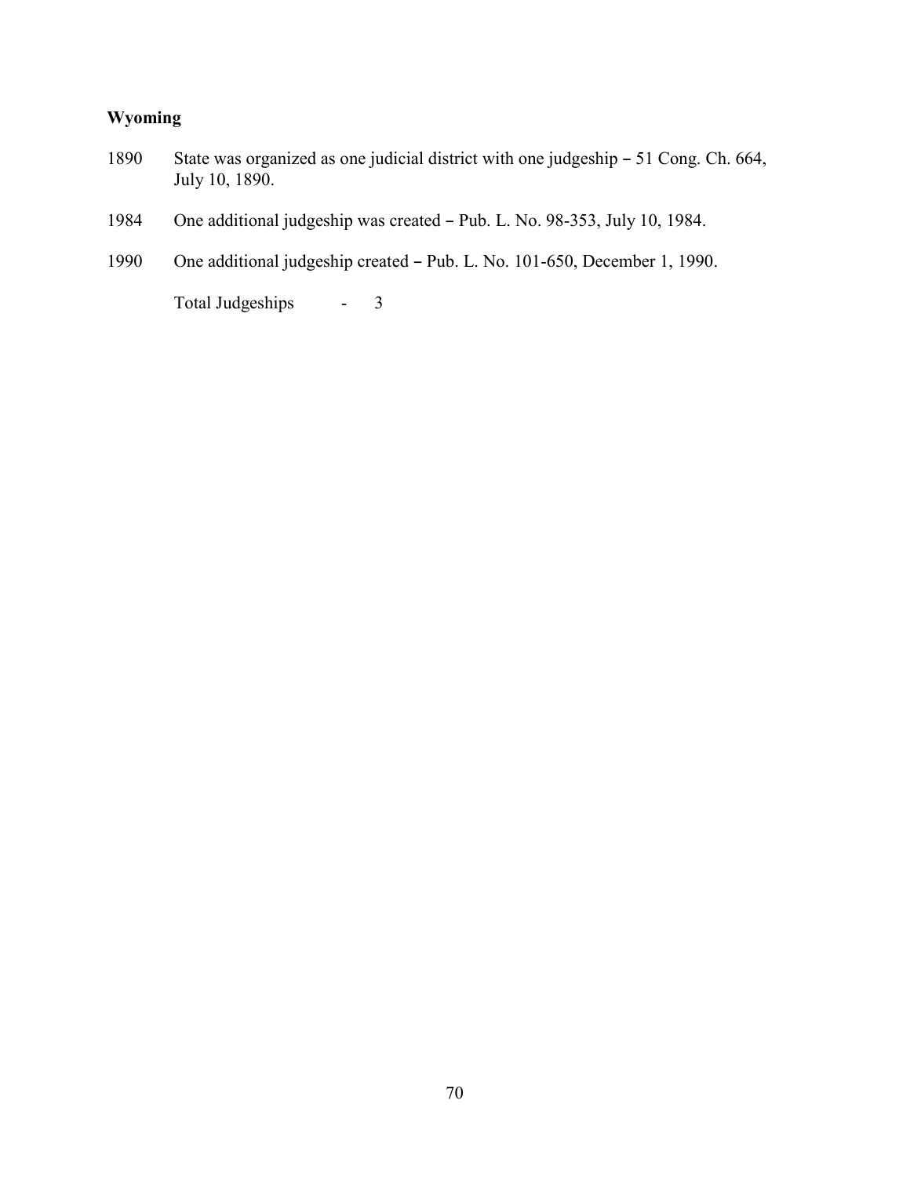**Wyoming**

1890 State was organized as one judicial district with one judgeship – 51 Cong. Ch. 664, July 10, 1890.

1984 One additional judgeship was created – Pub. L. No. 98-353, July 10, 1984.

1990 One additional judgeship created – Pub. L. No. 101-650, December 1, 1990.

Total Judgeships - 3